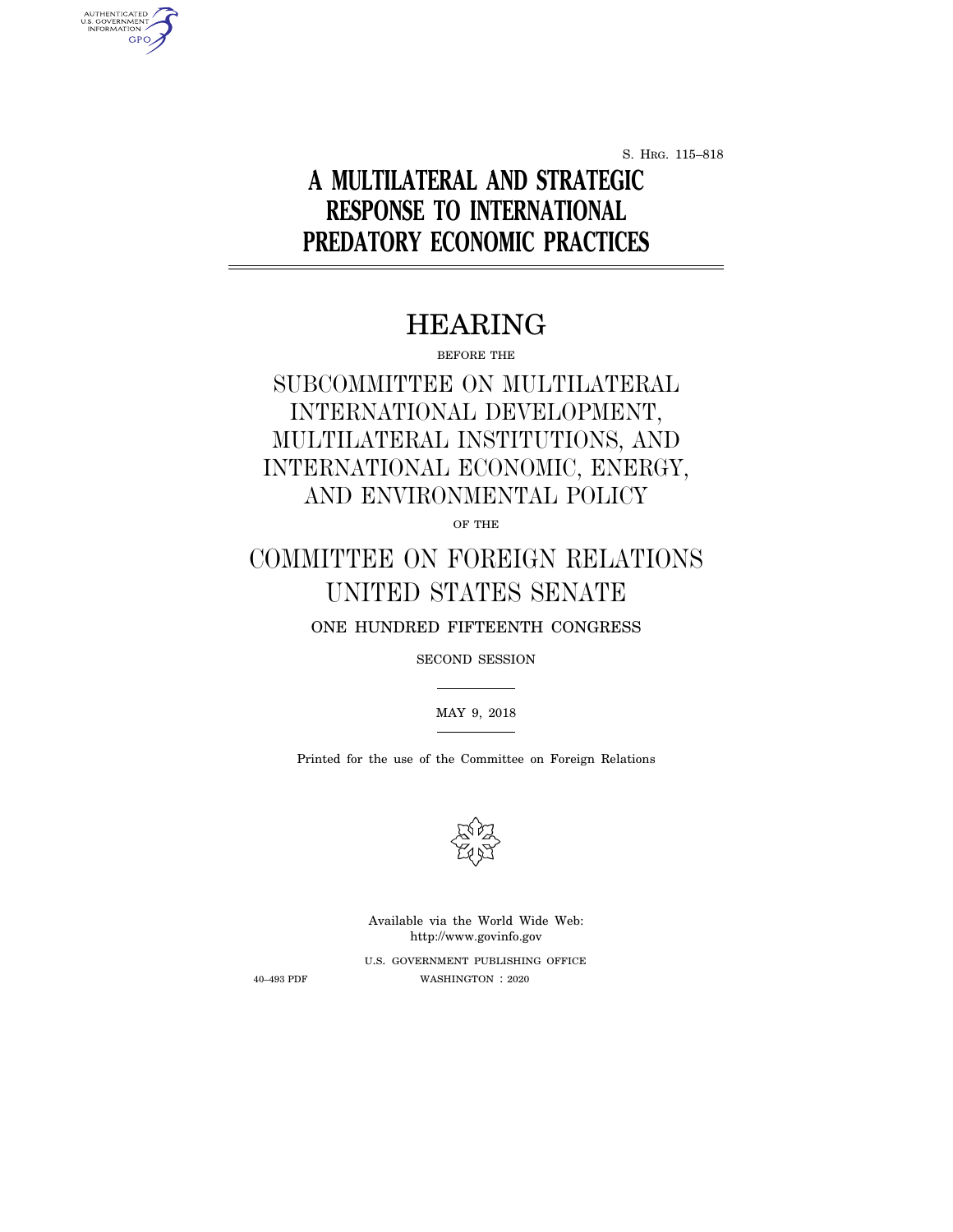S. Hrg. 115–818

# A MULTILATERAL AND STRATEGIC RESPONSE TO INTERNATIONAL PREDATORY ECONOMIC PRACTICES

## HEARING

BEFORE THE

SUBCOMMITTEE ON MULTILATERAL INTERNATIONAL DEVELOPMENT, MULTILATERAL INSTITUTIONS, AND INTERNATIONAL ECONOMIC, ENERGY, AND ENVIRONMENTAL POLICY

OF THE

COMMITTEE ON FOREIGN RELATIONS
UNITED STATES SENATE

ONE HUNDRED FIFTEENTH CONGRESS

SECOND SESSION

MAY 9, 2018

Printed for the use of the Committee on Foreign Relations

Available via the World Wide Web:
http://www.govinfo.gov

U.S. GOVERNMENT PUBLISHING OFFICE

40–493 PDF WASHINGTON : 2020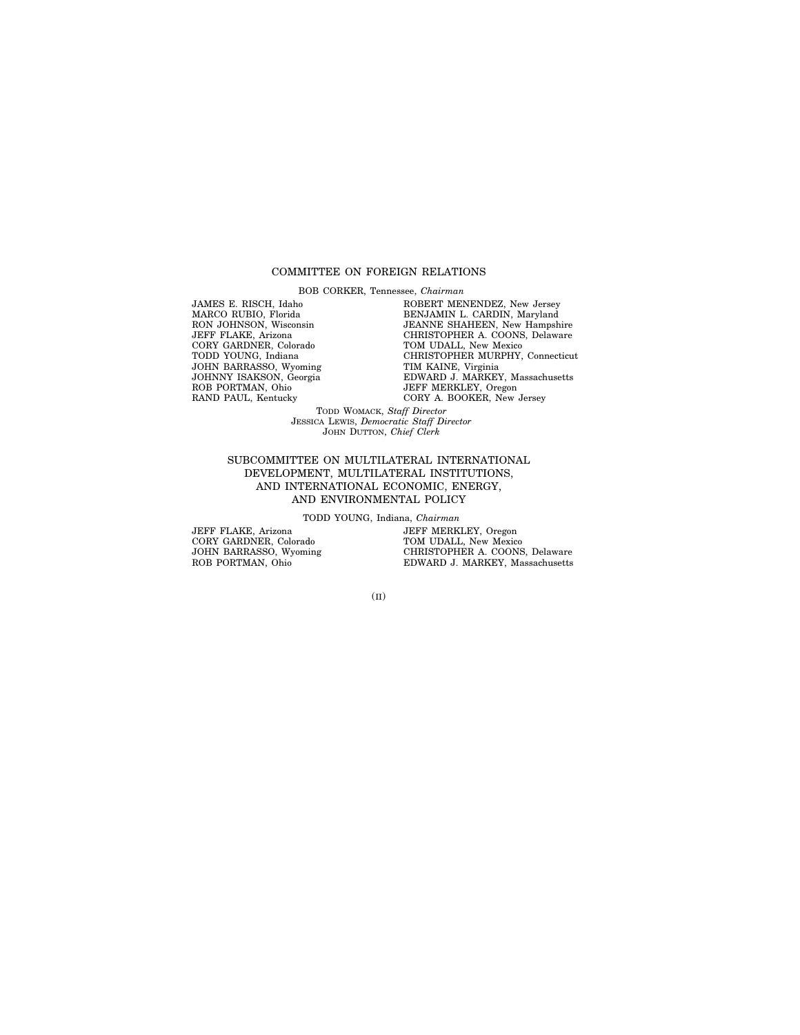## COMMITTEE ON FOREIGN RELATIONS

BOB CORKER, Tennessee, *Chairman*

JAMES E. RISCH, Idaho
MARCO RUBIO, Florida
RON JOHNSON, Wisconsin
JEFF FLAKE, Arizona
CORY GARDNER, Colorado
TODD YOUNG, Indiana
JOHN BARRASSO, Wyoming
JOHNNY ISAKSON, Georgia
ROB PORTMAN, Ohio
RAND PAUL, Kentucky

ROBERT MENENDEZ, New Jersey
BENJAMIN L. CARDIN, Maryland
JEANNE SHAHEEN, New Hampshire
CHRISTOPHER A. COONS, Delaware
TOM UDALL, New Mexico
CHRISTOPHER MURPHY, Connecticut
TIM KAINE, Virginia
EDWARD J. MARKEY, Massachusetts
JEFF MERKLEY, Oregon
CORY A. BOOKER, New Jersey

TODD WOMACK, *Staff Director*
JESSICA LEWIS, *Democratic Staff Director*
JOHN DUTTON, *Chief Clerk*

## SUBCOMMITTEE ON MULTILATERAL INTERNATIONAL DEVELOPMENT, MULTILATERAL INSTITUTIONS, AND INTERNATIONAL ECONOMIC, ENERGY, AND ENVIRONMENTAL POLICY

TODD YOUNG, Indiana, *Chairman*

JEFF FLAKE, Arizona
CORY GARDNER, Colorado
JOHN BARRASSO, Wyoming
ROB PORTMAN, Ohio

JEFF MERKLEY, Oregon
TOM UDALL, New Mexico
CHRISTOPHER A. COONS, Delaware
EDWARD J. MARKEY, Massachusetts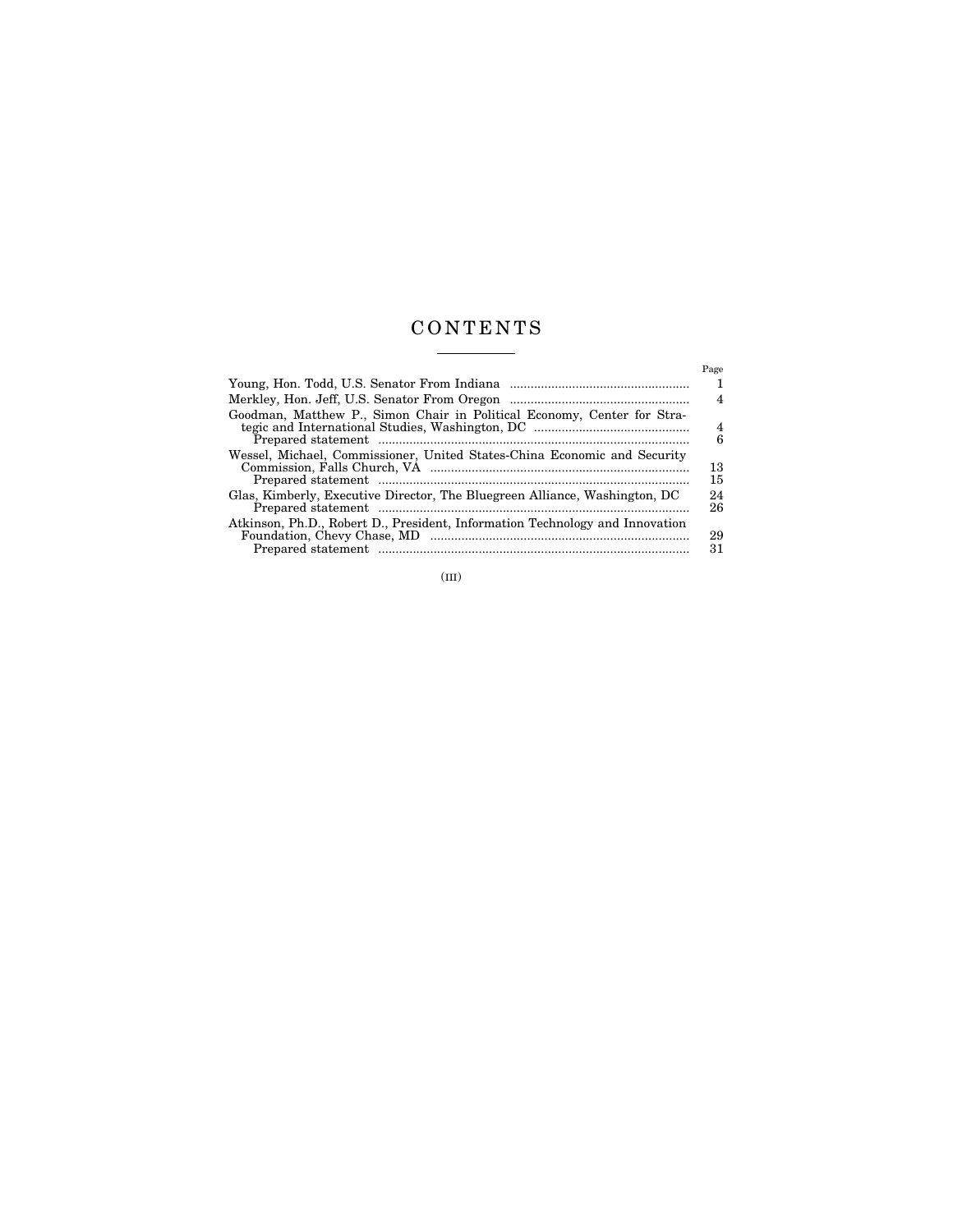# CONTENTS

| | Page |
|---|---|
| Young, Hon. Todd, U.S. Senator From Indiana | 1 |
| Merkley, Hon. Jeff, U.S. Senator From Oregon | 4 |
| Goodman, Matthew P., Simon Chair in Political Economy, Center for Strategic and International Studies, Washington, DC | 4 |
| Prepared statement | 6 |
| Wessel, Michael, Commissioner, United States-China Economic and Security Commission, Falls Church, VA | 13 |
| Prepared statement | 15 |
| Glas, Kimberly, Executive Director, The Bluegreen Alliance, Washington, DC | 24 |
| Prepared statement | 26 |
| Atkinson, Ph.D., Robert D., President, Information Technology and Innovation Foundation, Chevy Chase, MD | 29 |
| Prepared statement | 31 |

(III)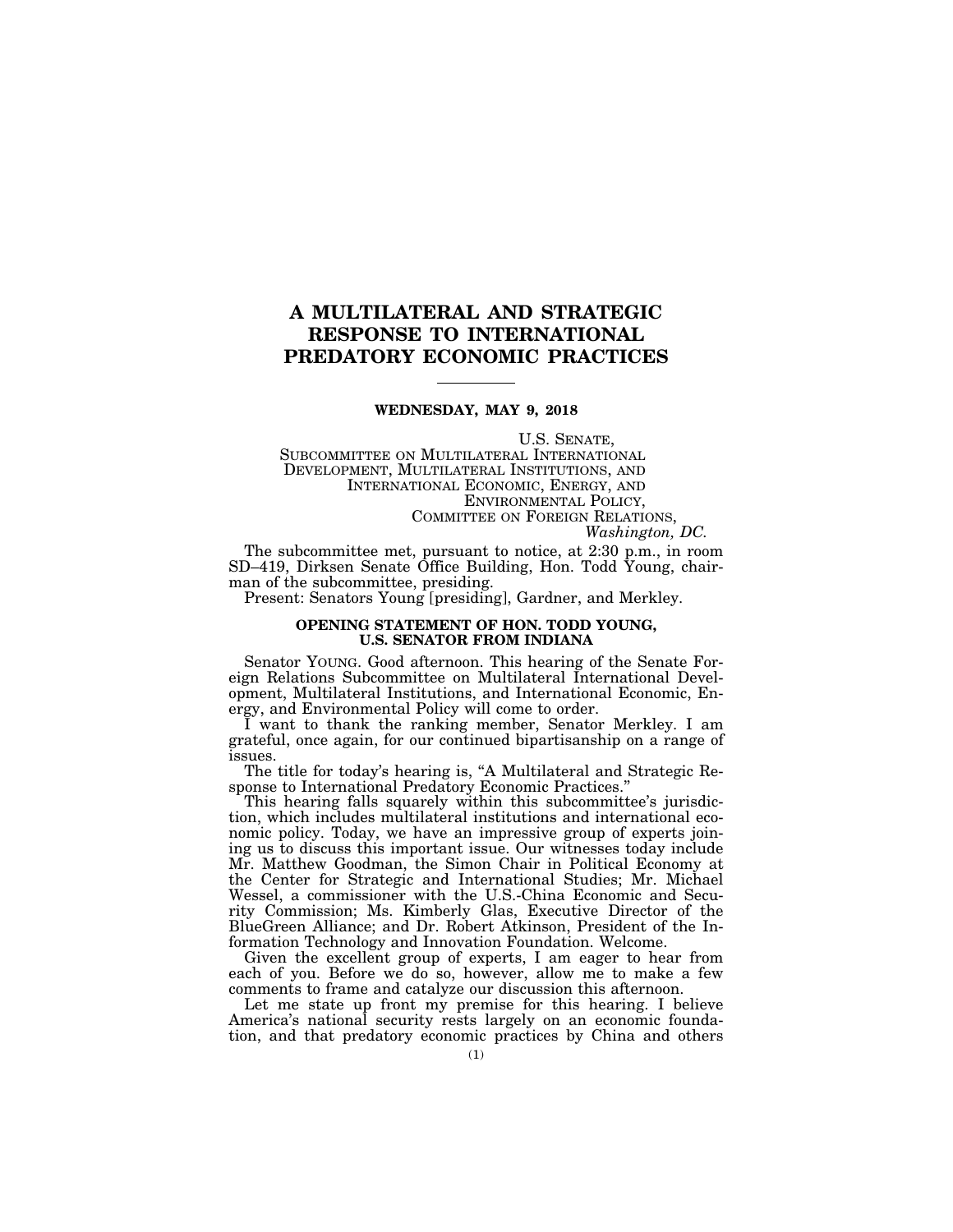# A MULTILATERAL AND STRATEGIC RESPONSE TO INTERNATIONAL PREDATORY ECONOMIC PRACTICES

**WEDNESDAY, MAY 9, 2018**

U.S. SENATE,
SUBCOMMITTEE ON MULTILATERAL INTERNATIONAL DEVELOPMENT, MULTILATERAL INSTITUTIONS, AND INTERNATIONAL ECONOMIC, ENERGY, AND ENVIRONMENTAL POLICY,
COMMITTEE ON FOREIGN RELATIONS,
*Washington, DC.*

The subcommittee met, pursuant to notice, at 2:30 p.m., in room SD–419, Dirksen Senate Office Building, Hon. Todd Young, chairman of the subcommittee, presiding.

Present: Senators Young [presiding], Gardner, and Merkley.

## OPENING STATEMENT OF HON. TODD YOUNG, U.S. SENATOR FROM INDIANA

Senator YOUNG. Good afternoon. This hearing of the Senate Foreign Relations Subcommittee on Multilateral International Development, Multilateral Institutions, and International Economic, Energy, and Environmental Policy will come to order.

I want to thank the ranking member, Senator Merkley. I am grateful, once again, for our continued bipartisanship on a range of issues.

The title for today's hearing is, "A Multilateral and Strategic Response to International Predatory Economic Practices."

This hearing falls squarely within this subcommittee's jurisdiction, which includes multilateral institutions and international economic policy. Today, we have an impressive group of experts joining us to discuss this important issue. Our witnesses today include Mr. Matthew Goodman, the Simon Chair in Political Economy at the Center for Strategic and International Studies; Mr. Michael Wessel, a commissioner with the U.S.-China Economic and Security Commission; Ms. Kimberly Glas, Executive Director of the BlueGreen Alliance; and Dr. Robert Atkinson, President of the Information Technology and Innovation Foundation. Welcome.

Given the excellent group of experts, I am eager to hear from each of you. Before we do so, however, allow me to make a few comments to frame and catalyze our discussion this afternoon.

Let me state up front my premise for this hearing. I believe America's national security rests largely on an economic foundation, and that predatory economic practices by China and others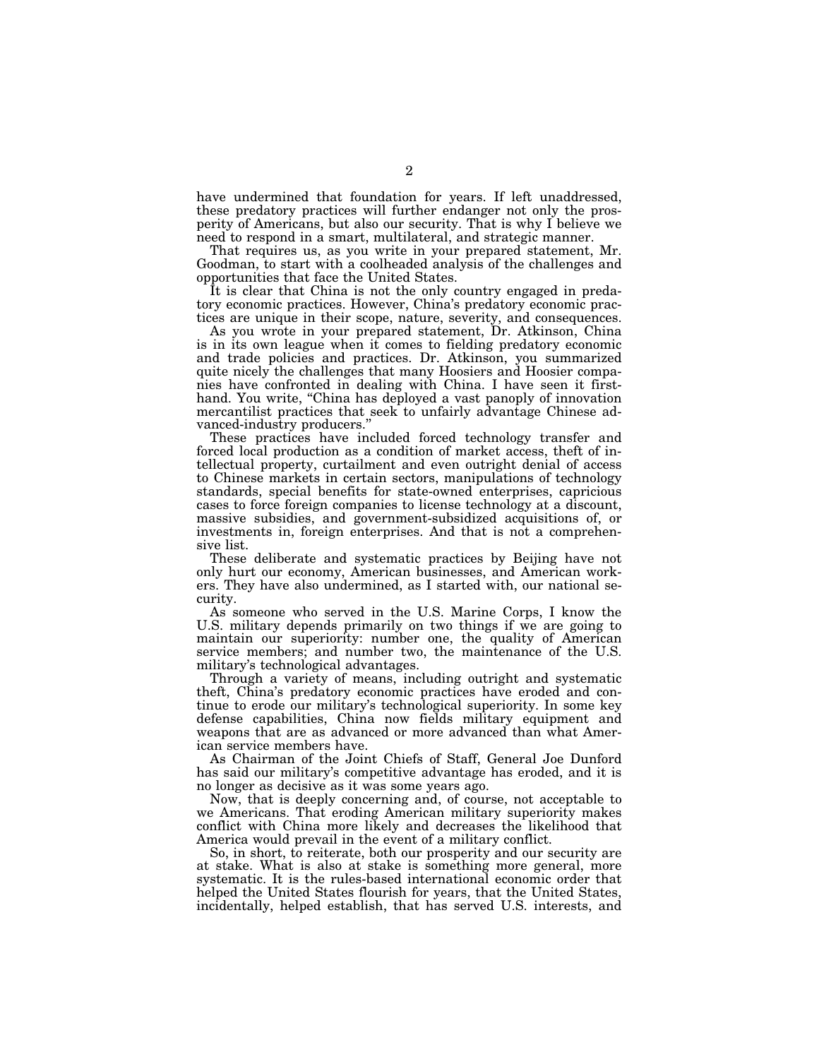have undermined that foundation for years. If left unaddressed, these predatory practices will further endanger not only the prosperity of Americans, but also our security. That is why I believe we need to respond in a smart, multilateral, and strategic manner.

That requires us, as you write in your prepared statement, Mr. Goodman, to start with a coolheaded analysis of the challenges and opportunities that face the United States.

It is clear that China is not the only country engaged in predatory economic practices. However, China's predatory economic practices are unique in their scope, nature, severity, and consequences.

As you wrote in your prepared statement, Dr. Atkinson, China is in its own league when it comes to fielding predatory economic and trade policies and practices. Dr. Atkinson, you summarized quite nicely the challenges that many Hoosiers and Hoosier companies have confronted in dealing with China. I have seen it firsthand. You write, "China has deployed a vast panoply of innovation mercantilist practices that seek to unfairly advantage Chinese advanced-industry producers."

These practices have included forced technology transfer and forced local production as a condition of market access, theft of intellectual property, curtailment and even outright denial of access to Chinese markets in certain sectors, manipulations of technology standards, special benefits for state-owned enterprises, capricious cases to force foreign companies to license technology at a discount, massive subsidies, and government-subsidized acquisitions of, or investments in, foreign enterprises. And that is not a comprehensive list.

These deliberate and systematic practices by Beijing have not only hurt our economy, American businesses, and American workers. They have also undermined, as I started with, our national security.

As someone who served in the U.S. Marine Corps, I know the U.S. military depends primarily on two things if we are going to maintain our superiority: number one, the quality of American service members; and number two, the maintenance of the U.S. military's technological advantages.

Through a variety of means, including outright and systematic theft, China's predatory economic practices have eroded and continue to erode our military's technological superiority. In some key defense capabilities, China now fields military equipment and weapons that are as advanced or more advanced than what American service members have.

As Chairman of the Joint Chiefs of Staff, General Joe Dunford has said our military's competitive advantage has eroded, and it is no longer as decisive as it was some years ago.

Now, that is deeply concerning and, of course, not acceptable to we Americans. That eroding American military superiority makes conflict with China more likely and decreases the likelihood that America would prevail in the event of a military conflict.

So, in short, to reiterate, both our prosperity and our security are at stake. What is also at stake is something more general, more systematic. It is the rules-based international economic order that helped the United States flourish for years, that the United States, incidentally, helped establish, that has served U.S. interests, and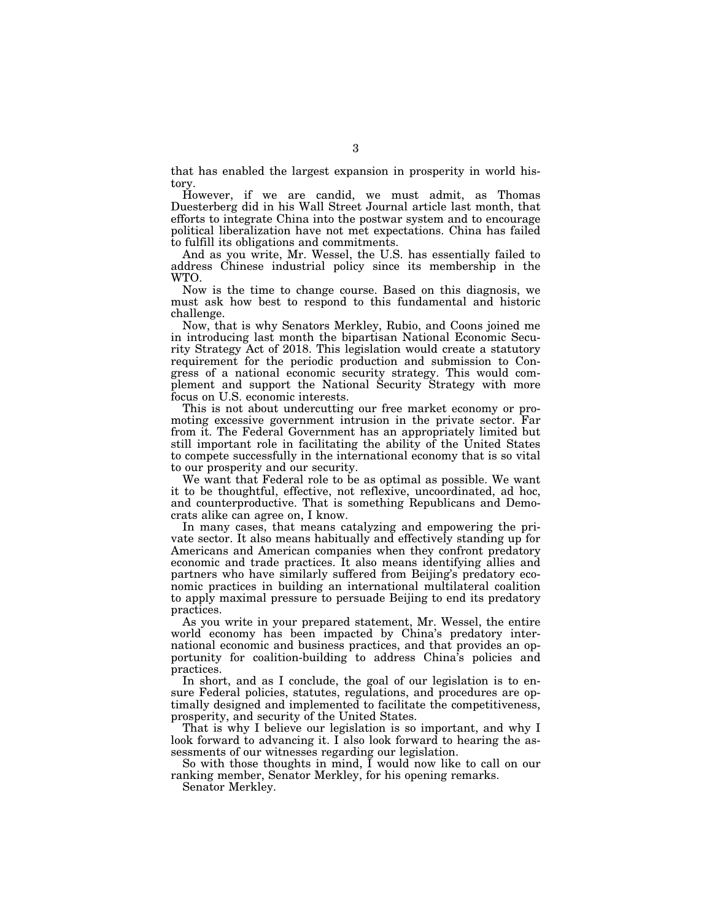that has enabled the largest expansion in prosperity in world history.

However, if we are candid, we must admit, as Thomas Duesterberg did in his Wall Street Journal article last month, that efforts to integrate China into the postwar system and to encourage political liberalization have not met expectations. China has failed to fulfill its obligations and commitments.

And as you write, Mr. Wessel, the U.S. has essentially failed to address Chinese industrial policy since its membership in the WTO.

Now is the time to change course. Based on this diagnosis, we must ask how best to respond to this fundamental and historic challenge.

Now, that is why Senators Merkley, Rubio, and Coons joined me in introducing last month the bipartisan National Economic Security Strategy Act of 2018. This legislation would create a statutory requirement for the periodic production and submission to Congress of a national economic security strategy. This would complement and support the National Security Strategy with more focus on U.S. economic interests.

This is not about undercutting our free market economy or promoting excessive government intrusion in the private sector. Far from it. The Federal Government has an appropriately limited but still important role in facilitating the ability of the United States to compete successfully in the international economy that is so vital to our prosperity and our security.

We want that Federal role to be as optimal as possible. We want it to be thoughtful, effective, not reflexive, uncoordinated, ad hoc, and counterproductive. That is something Republicans and Democrats alike can agree on, I know.

In many cases, that means catalyzing and empowering the private sector. It also means habitually and effectively standing up for Americans and American companies when they confront predatory economic and trade practices. It also means identifying allies and partners who have similarly suffered from Beijing's predatory economic practices in building an international multilateral coalition to apply maximal pressure to persuade Beijing to end its predatory practices.

As you write in your prepared statement, Mr. Wessel, the entire world economy has been impacted by China's predatory international economic and business practices, and that provides an opportunity for coalition-building to address China's policies and practices.

In short, and as I conclude, the goal of our legislation is to ensure Federal policies, statutes, regulations, and procedures are optimally designed and implemented to facilitate the competitiveness, prosperity, and security of the United States.

That is why I believe our legislation is so important, and why I look forward to advancing it. I also look forward to hearing the assessments of our witnesses regarding our legislation.

So with those thoughts in mind, I would now like to call on our ranking member, Senator Merkley, for his opening remarks.

Senator Merkley.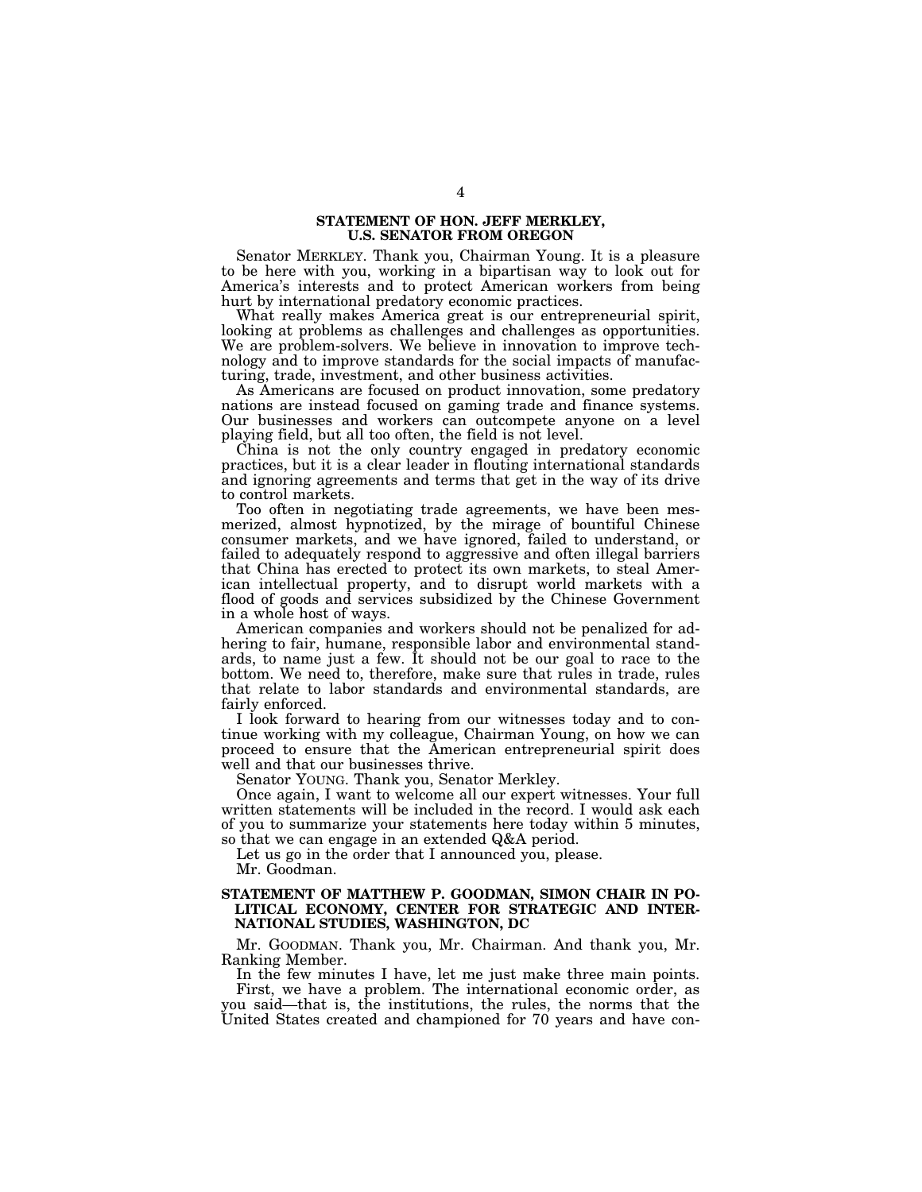## STATEMENT OF HON. JEFF MERKLEY, U.S. SENATOR FROM OREGON

Senator MERKLEY. Thank you, Chairman Young. It is a pleasure to be here with you, working in a bipartisan way to look out for America's interests and to protect American workers from being hurt by international predatory economic practices.

What really makes America great is our entrepreneurial spirit, looking at problems as challenges and challenges as opportunities. We are problem-solvers. We believe in innovation to improve technology and to improve standards for the social impacts of manufacturing, trade, investment, and other business activities.

As Americans are focused on product innovation, some predatory nations are instead focused on gaming trade and finance systems. Our businesses and workers can outcompete anyone on a level playing field, but all too often, the field is not level.

China is not the only country engaged in predatory economic practices, but it is a clear leader in flouting international standards and ignoring agreements and terms that get in the way of its drive to control markets.

Too often in negotiating trade agreements, we have been mesmerized, almost hypnotized, by the mirage of bountiful Chinese consumer markets, and we have ignored, failed to understand, or failed to adequately respond to aggressive and often illegal barriers that China has erected to protect its own markets, to steal American intellectual property, and to disrupt world markets with a flood of goods and services subsidized by the Chinese Government in a whole host of ways.

American companies and workers should not be penalized for adhering to fair, humane, responsible labor and environmental standards, to name just a few. It should not be our goal to race to the bottom. We need to, therefore, make sure that rules in trade, rules that relate to labor standards and environmental standards, are fairly enforced.

I look forward to hearing from our witnesses today and to continue working with my colleague, Chairman Young, on how we can proceed to ensure that the American entrepreneurial spirit does well and that our businesses thrive.

Senator YOUNG. Thank you, Senator Merkley.

Once again, I want to welcome all our expert witnesses. Your full written statements will be included in the record. I would ask each of you to summarize your statements here today within 5 minutes, so that we can engage in an extended Q&A period.

Let us go in the order that I announced you, please.

Mr. Goodman.

## STATEMENT OF MATTHEW P. GOODMAN, SIMON CHAIR IN POLITICAL ECONOMY, CENTER FOR STRATEGIC AND INTERNATIONAL STUDIES, WASHINGTON, DC

Mr. GOODMAN. Thank you, Mr. Chairman. And thank you, Mr. Ranking Member.

In the few minutes I have, let me just make three main points.

First, we have a problem. The international economic order, as you said—that is, the institutions, the rules, the norms that the United States created and championed for 70 years and have con-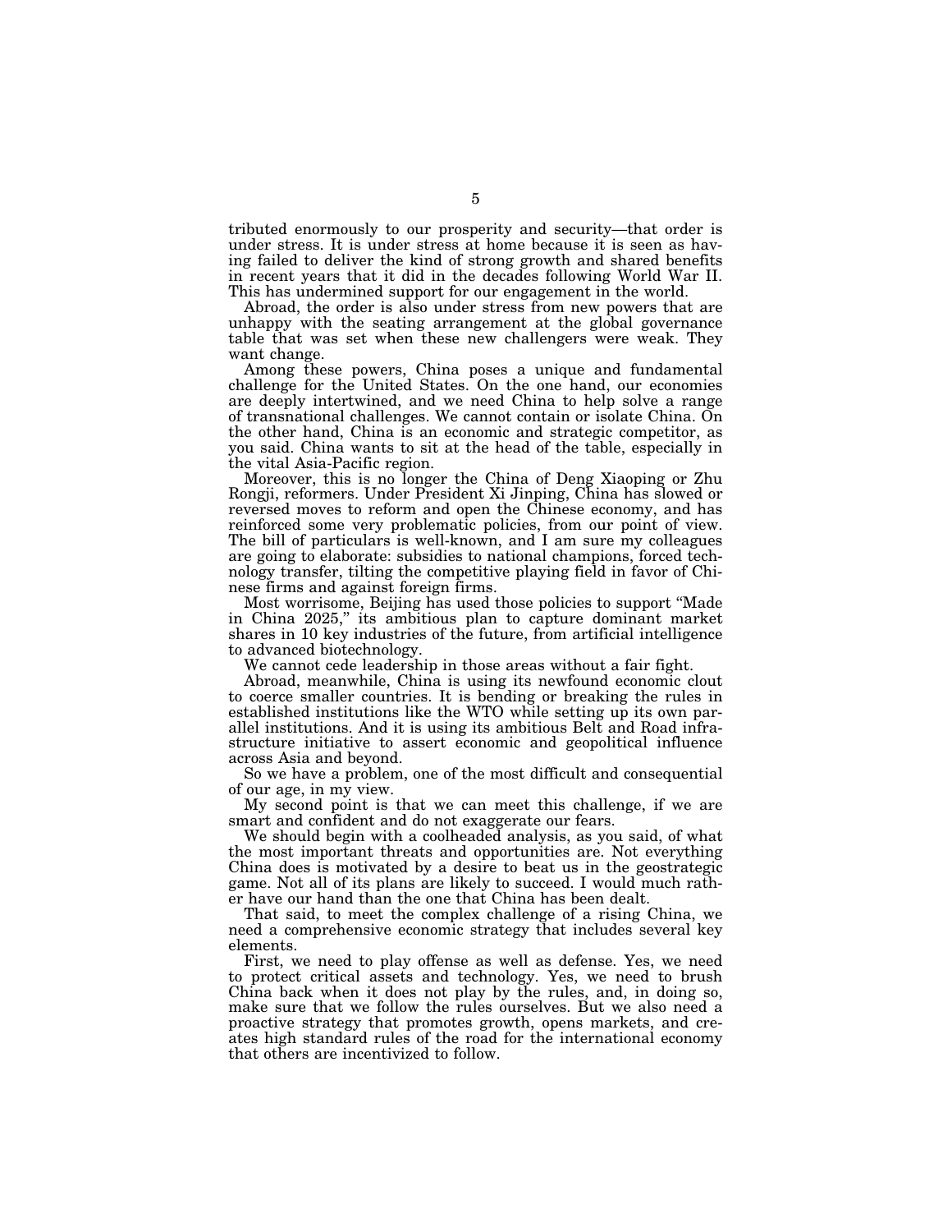tributed enormously to our prosperity and security—that order is under stress. It is under stress at home because it is seen as having failed to deliver the kind of strong growth and shared benefits in recent years that it did in the decades following World War II. This has undermined support for our engagement in the world.

Abroad, the order is also under stress from new powers that are unhappy with the seating arrangement at the global governance table that was set when these new challengers were weak. They want change.

Among these powers, China poses a unique and fundamental challenge for the United States. On the one hand, our economies are deeply intertwined, and we need China to help solve a range of transnational challenges. We cannot contain or isolate China. On the other hand, China is an economic and strategic competitor, as you said. China wants to sit at the head of the table, especially in the vital Asia-Pacific region.

Moreover, this is no longer the China of Deng Xiaoping or Zhu Rongji, reformers. Under President Xi Jinping, China has slowed or reversed moves to reform and open the Chinese economy, and has reinforced some very problematic policies, from our point of view. The bill of particulars is well-known, and I am sure my colleagues are going to elaborate: subsidies to national champions, forced technology transfer, tilting the competitive playing field in favor of Chinese firms and against foreign firms.

Most worrisome, Beijing has used those policies to support "Made in China 2025," its ambitious plan to capture dominant market shares in 10 key industries of the future, from artificial intelligence to advanced biotechnology.

We cannot cede leadership in those areas without a fair fight.

Abroad, meanwhile, China is using its newfound economic clout to coerce smaller countries. It is bending or breaking the rules in established institutions like the WTO while setting up its own parallel institutions. And it is using its ambitious Belt and Road infrastructure initiative to assert economic and geopolitical influence across Asia and beyond.

So we have a problem, one of the most difficult and consequential of our age, in my view.

My second point is that we can meet this challenge, if we are smart and confident and do not exaggerate our fears.

We should begin with a coolheaded analysis, as you said, of what the most important threats and opportunities are. Not everything China does is motivated by a desire to beat us in the geostrategic game. Not all of its plans are likely to succeed. I would much rather have our hand than the one that China has been dealt.

That said, to meet the complex challenge of a rising China, we need a comprehensive economic strategy that includes several key elements.

First, we need to play offense as well as defense. Yes, we need to protect critical assets and technology. Yes, we need to brush China back when it does not play by the rules, and, in doing so, make sure that we follow the rules ourselves. But we also need a proactive strategy that promotes growth, opens markets, and creates high standard rules of the road for the international economy that others are incentivized to follow.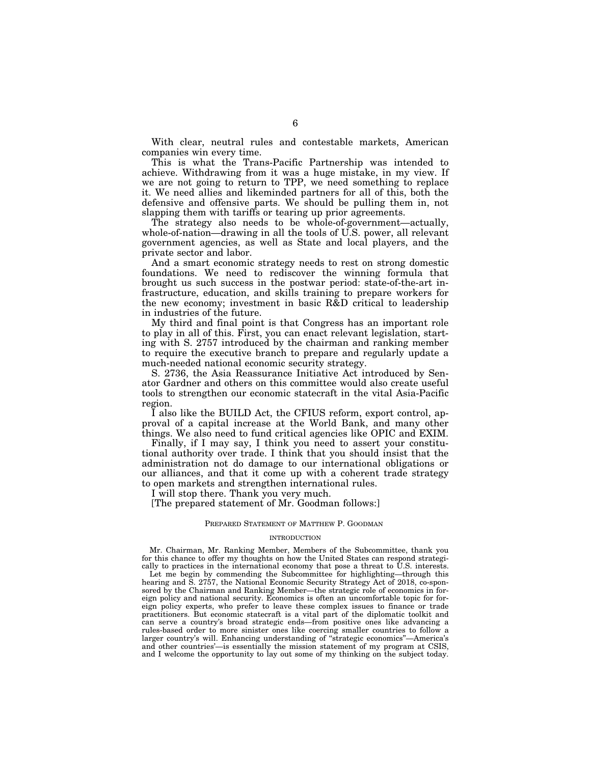With clear, neutral rules and contestable markets, American companies win every time.

This is what the Trans-Pacific Partnership was intended to achieve. Withdrawing from it was a huge mistake, in my view. If we are not going to return to TPP, we need something to replace it. We need allies and likeminded partners for all of this, both the defensive and offensive parts. We should be pulling them in, not slapping them with tariffs or tearing up prior agreements.

The strategy also needs to be whole-of-government—actually, whole-of-nation—drawing in all the tools of U.S. power, all relevant government agencies, as well as State and local players, and the private sector and labor.

And a smart economic strategy needs to rest on strong domestic foundations. We need to rediscover the winning formula that brought us such success in the postwar period: state-of-the-art infrastructure, education, and skills training to prepare workers for the new economy; investment in basic R&D critical to leadership in industries of the future.

My third and final point is that Congress has an important role to play in all of this. First, you can enact relevant legislation, starting with S. 2757 introduced by the chairman and ranking member to require the executive branch to prepare and regularly update a much-needed national economic security strategy.

S. 2736, the Asia Reassurance Initiative Act introduced by Senator Gardner and others on this committee would also create useful tools to strengthen our economic statecraft in the vital Asia-Pacific region.

I also like the BUILD Act, the CFIUS reform, export control, approval of a capital increase at the World Bank, and many other things. We also need to fund critical agencies like OPIC and EXIM.

Finally, if I may say, I think you need to assert your constitutional authority over trade. I think that you should insist that the administration not do damage to our international obligations or our alliances, and that it come up with a coherent trade strategy to open markets and strengthen international rules.

I will stop there. Thank you very much.

[The prepared statement of Mr. Goodman follows:]

## Prepared Statement of Matthew P. Goodman

### Introduction

Mr. Chairman, Mr. Ranking Member, Members of the Subcommittee, thank you for this chance to offer my thoughts on how the United States can respond strategically to practices in the international economy that pose a threat to U.S. interests.

Let me begin by commending the Subcommittee for highlighting—through this hearing and S. 2757, the National Economic Security Strategy Act of 2018, co-sponsored by the Chairman and Ranking Member—the strategic role of economics in foreign policy and national security. Economics is often an uncomfortable topic for foreign policy experts, who prefer to leave these complex issues to finance or trade practitioners. But economic statecraft is a vital part of the diplomatic toolkit and can serve a country's broad strategic ends—from positive ones like advancing a rules-based order to more sinister ones like coercing smaller countries to follow a larger country's will. Enhancing understanding of "strategic economics"—America's and other countries'—is essentially the mission statement of my program at CSIS, and I welcome the opportunity to lay out some of my thinking on the subject today.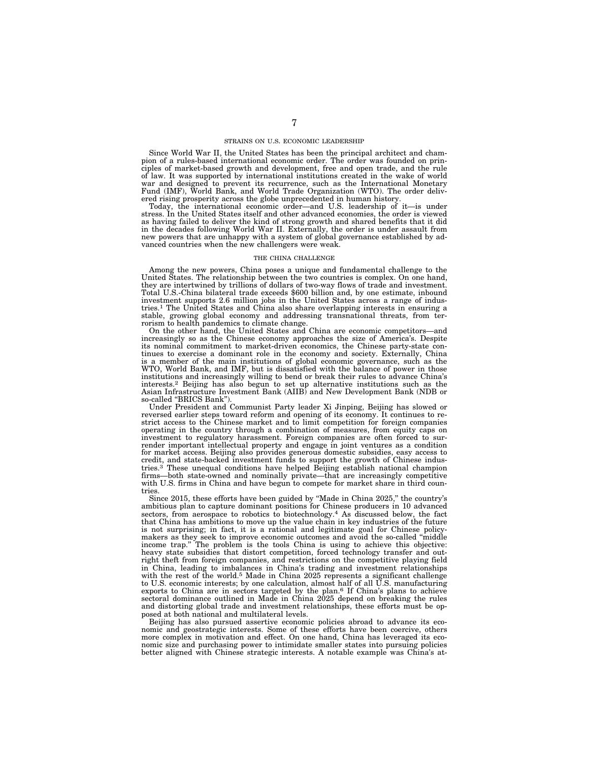## STRAINS ON U.S. ECONOMIC LEADERSHIP

Since World War II, the United States has been the principal architect and champion of a rules-based international economic order. The order was founded on principles of market-based growth and development, free and open trade, and the rule of law. It was supported by international institutions created in the wake of world war and designed to prevent its recurrence, such as the International Monetary Fund (IMF), World Bank, and World Trade Organization (WTO). The order delivered rising prosperity across the globe unprecedented in human history.

Today, the international economic order—and U.S. leadership of it—is under stress. In the United States itself and other advanced economies, the order is viewed as having failed to deliver the kind of strong growth and shared benefits that it did in the decades following World War II. Externally, the order is under assault from new powers that are unhappy with a system of global governance established by advanced countries when the new challengers were weak.

## THE CHINA CHALLENGE

Among the new powers, China poses a unique and fundamental challenge to the United States. The relationship between the two countries is complex. On one hand, they are intertwined by trillions of dollars of two-way flows of trade and investment. Total U.S.-China bilateral trade exceeds $600 billion and, by one estimate, inbound investment supports 2.6 million jobs in the United States across a range of industries.[1] The United States and China also share overlapping interests in ensuring a stable, growing global economy and addressing transnational threats, from terrorism to health pandemics to climate change.

On the other hand, the United States and China are economic competitors—and increasingly so as the Chinese economy approaches the size of America's. Despite its nominal commitment to market-driven economics, the Chinese party-state continues to exercise a dominant role in the economy and society. Externally, China is a member of the main institutions of global economic governance, such as the WTO, World Bank, and IMF, but is dissatisfied with the balance of power in those institutions and increasingly willing to bend or break their rules to advance China's interests.[2] Beijing has also begun to set up alternative institutions such as the Asian Infrastructure Investment Bank (AIIB) and New Development Bank (NDB or so-called "BRICS Bank").

Under President and Communist Party leader Xi Jinping, Beijing has slowed or reversed earlier steps toward reform and opening of its economy. It continues to restrict access to the Chinese market and to limit competition for foreign companies operating in the country through a combination of measures, from equity caps on investment to regulatory harassment. Foreign companies are often forced to surrender important intellectual property and engage in joint ventures as a condition for market access. Beijing also provides generous domestic subsidies, easy access to credit, and state-backed investment funds to support the growth of Chinese industries.[3] These unequal conditions have helped Beijing establish national champion firms—both state-owned and nominally private—that are increasingly competitive with U.S. firms in China and have begun to compete for market share in third countries.

Since 2015, these efforts have been guided by "Made in China 2025," the country's ambitious plan to capture dominant positions for Chinese producers in 10 advanced sectors, from aerospace to robotics to biotechnology.[4] As discussed below, the fact that China has ambitions to move up the value chain in key industries of the future is not surprising; in fact, it is a rational and legitimate goal for Chinese policymakers as they seek to improve economic outcomes and avoid the so-called "middle income trap." The problem is the tools China is using to achieve this objective: heavy state subsidies that distort competition, forced technology transfer and outright theft from foreign companies, and restrictions on the competitive playing field in China, leading to imbalances in China's trading and investment relationships with the rest of the world.[5] Made in China 2025 represents a significant challenge to U.S. economic interests; by one calculation, almost half of all U.S. manufacturing exports to China are in sectors targeted by the plan.[6] If China's plans to achieve sectoral dominance outlined in Made in China 2025 depend on breaking the rules and distorting global trade and investment relationships, these efforts must be opposed at both national and multilateral levels.

Beijing has also pursued assertive economic policies abroad to advance its economic and geostrategic interests. Some of these efforts have been coercive, others more complex in motivation and effect. On one hand, China has leveraged its economic size and purchasing power to intimidate smaller states into pursuing policies better aligned with Chinese strategic interests. A notable example was China's at-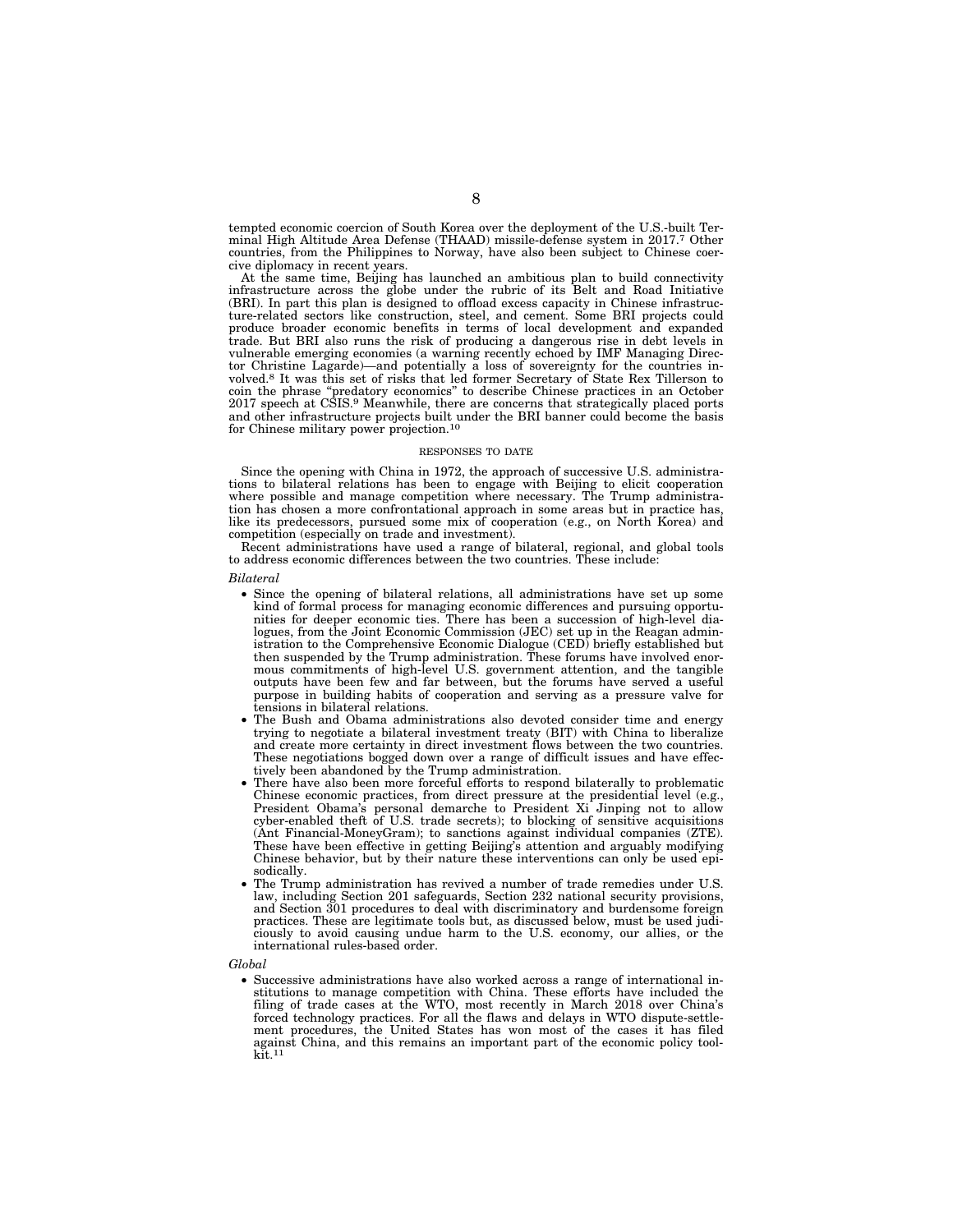tempted economic coercion of South Korea over the deployment of the U.S.-built Terminal High Altitude Area Defense (THAAD) missile-defense system in 2017.[7] Other countries, from the Philippines to Norway, have also been subject to Chinese coercive diplomacy in recent years.

At the same time, Beijing has launched an ambitious plan to build connectivity infrastructure across the globe under the rubric of its Belt and Road Initiative (BRI). In part this plan is designed to offload excess capacity in Chinese infrastructure-related sectors like construction, steel, and cement. Some BRI projects could produce broader economic benefits in terms of local development and expanded trade. But BRI also runs the risk of producing a dangerous rise in debt levels in vulnerable emerging economies (a warning recently echoed by IMF Managing Director Christine Lagarde)—and potentially a loss of sovereignty for the countries involved.[8] It was this set of risks that led former Secretary of State Rex Tillerson to coin the phrase "predatory economics" to describe Chinese practices in an October 2017 speech at CSIS.[9] Meanwhile, there are concerns that strategically placed ports and other infrastructure projects built under the BRI banner could become the basis for Chinese military power projection.[10]

## RESPONSES TO DATE

Since the opening with China in 1972, the approach of successive U.S. administrations to bilateral relations has been to engage with Beijing to elicit cooperation where possible and manage competition where necessary. The Trump administration has chosen a more confrontational approach in some areas but in practice has, like its predecessors, pursued some mix of cooperation (e.g., on North Korea) and competition (especially on trade and investment).

Recent administrations have used a range of bilateral, regional, and global tools to address economic differences between the two countries. These include:

*Bilateral*

- Since the opening of bilateral relations, all administrations have set up some kind of formal process for managing economic differences and pursuing opportunities for deeper economic ties. There has been a succession of high-level dialogues, from the Joint Economic Commission (JEC) set up in the Reagan administration to the Comprehensive Economic Dialogue (CED) briefly established but then suspended by the Trump administration. These forums have involved enormous commitments of high-level U.S. government attention, and the tangible outputs have been few and far between, but the forums have served a useful purpose in building habits of cooperation and serving as a pressure valve for tensions in bilateral relations.
- The Bush and Obama administrations also devoted consider time and energy trying to negotiate a bilateral investment treaty (BIT) with China to liberalize and create more certainty in direct investment flows between the two countries. These negotiations bogged down over a range of difficult issues and have effectively been abandoned by the Trump administration.
- There have also been more forceful efforts to respond bilaterally to problematic Chinese economic practices, from direct pressure at the presidential level (e.g., President Obama's personal demarche to President Xi Jinping not to allow cyber-enabled theft of U.S. trade secrets); to blocking of sensitive acquisitions (Ant Financial-MoneyGram); to sanctions against individual companies (ZTE). These have been effective in getting Beijing's attention and arguably modifying Chinese behavior, but by their nature these interventions can only be used episodically.
- The Trump administration has revived a number of trade remedies under U.S. law, including Section 201 safeguards, Section 232 national security provisions, and Section 301 procedures to deal with discriminatory and burdensome foreign practices. These are legitimate tools but, as discussed below, must be used judiciously to avoid causing undue harm to the U.S. economy, our allies, or the international rules-based order.

*Global*

- Successive administrations have also worked across a range of international institutions to manage competition with China. These efforts have included the filing of trade cases at the WTO, most recently in March 2018 over China's forced technology practices. For all the flaws and delays in WTO dispute-settlement procedures, the United States has won most of the cases it has filed against China, and this remains an important part of the economic policy toolkit.[11]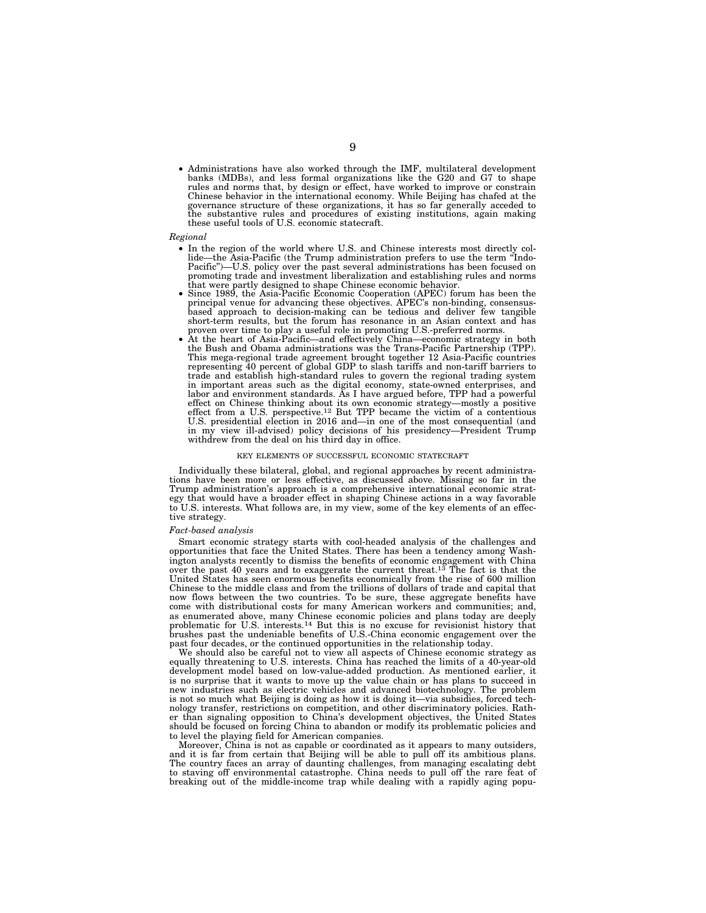- Administrations have also worked through the IMF, multilateral development banks (MDBs), and less formal organizations like the G20 and G7 to shape rules and norms that, by design or effect, have worked to improve or constrain Chinese behavior in the international economy. While Beijing has chafed at the governance structure of these organizations, it has so far generally acceded to the substantive rules and procedures of existing institutions, again making these useful tools of U.S. economic statecraft.

*Regional*

- In the region of the world where U.S. and Chinese interests most directly collide—the Asia-Pacific (the Trump administration prefers to use the term "Indo-Pacific")—U.S. policy over the past several administrations has been focused on promoting trade and investment liberalization and establishing rules and norms that were partly designed to shape Chinese economic behavior.
- Since 1989, the Asia-Pacific Economic Cooperation (APEC) forum has been the principal venue for advancing these objectives. APEC's non-binding, consensus-based approach to decision-making can be tedious and deliver few tangible short-term results, but the forum has resonance in an Asian context and has proven over time to play a useful role in promoting U.S.-preferred norms.
- At the heart of Asia-Pacific—and effectively China—economic strategy in both the Bush and Obama administrations was the Trans-Pacific Partnership (TPP). This mega-regional trade agreement brought together 12 Asia-Pacific countries representing 40 percent of global GDP to slash tariffs and non-tariff barriers to trade and establish high-standard rules to govern the regional trading system in important areas such as the digital economy, state-owned enterprises, and labor and environment standards. As I have argued before, TPP had a powerful effect on Chinese thinking about its own economic strategy—mostly a positive effect from a U.S. perspective.[12] But TPP became the victim of a contentious U.S. presidential election in 2016 and—in one of the most consequential (and in my view ill-advised) policy decisions of his presidency—President Trump withdrew from the deal on his third day in office.

## KEY ELEMENTS OF SUCCESSFUL ECONOMIC STATECRAFT

Individually these bilateral, global, and regional approaches by recent administrations have been more or less effective, as discussed above. Missing so far in the Trump administration's approach is a comprehensive international economic strategy that would have a broader effect in shaping Chinese actions in a way favorable to U.S. interests. What follows are, in my view, some of the key elements of an effective strategy.

*Fact-based analysis*

Smart economic strategy starts with cool-headed analysis of the challenges and opportunities that face the United States. There has been a tendency among Washington analysts recently to dismiss the benefits of economic engagement with China over the past 40 years and to exaggerate the current threat.[13] The fact is that the United States has seen enormous benefits economically from the rise of 600 million Chinese to the middle class and from the trillions of dollars of trade and capital that now flows between the two countries. To be sure, these aggregate benefits have come with distributional costs for many American workers and communities; and, as enumerated above, many Chinese economic policies and plans today are deeply problematic for U.S. interests.[14] But this is no excuse for revisionist history that brushes past the undeniable benefits of U.S.-China economic engagement over the past four decades, or the continued opportunities in the relationship today.

We should also be careful not to view all aspects of Chinese economic strategy as equally threatening to U.S. interests. China has reached the limits of a 40-year-old development model based on low-value-added production. As mentioned earlier, it is no surprise that it wants to move up the value chain or has plans to succeed in new industries such as electric vehicles and advanced biotechnology. The problem is not so much what Beijing is doing as how it is doing it—via subsidies, forced technology transfer, restrictions on competition, and other discriminatory policies. Rather than signaling opposition to China's development objectives, the United States should be focused on forcing China to abandon or modify its problematic policies and to level the playing field for American companies.

Moreover, China is not as capable or coordinated as it appears to many outsiders, and it is far from certain that Beijing will be able to pull off its ambitious plans. The country faces an array of daunting challenges, from managing escalating debt to staving off environmental catastrophe. China needs to pull off the rare feat of breaking out of the middle-income trap while dealing with a rapidly aging popu-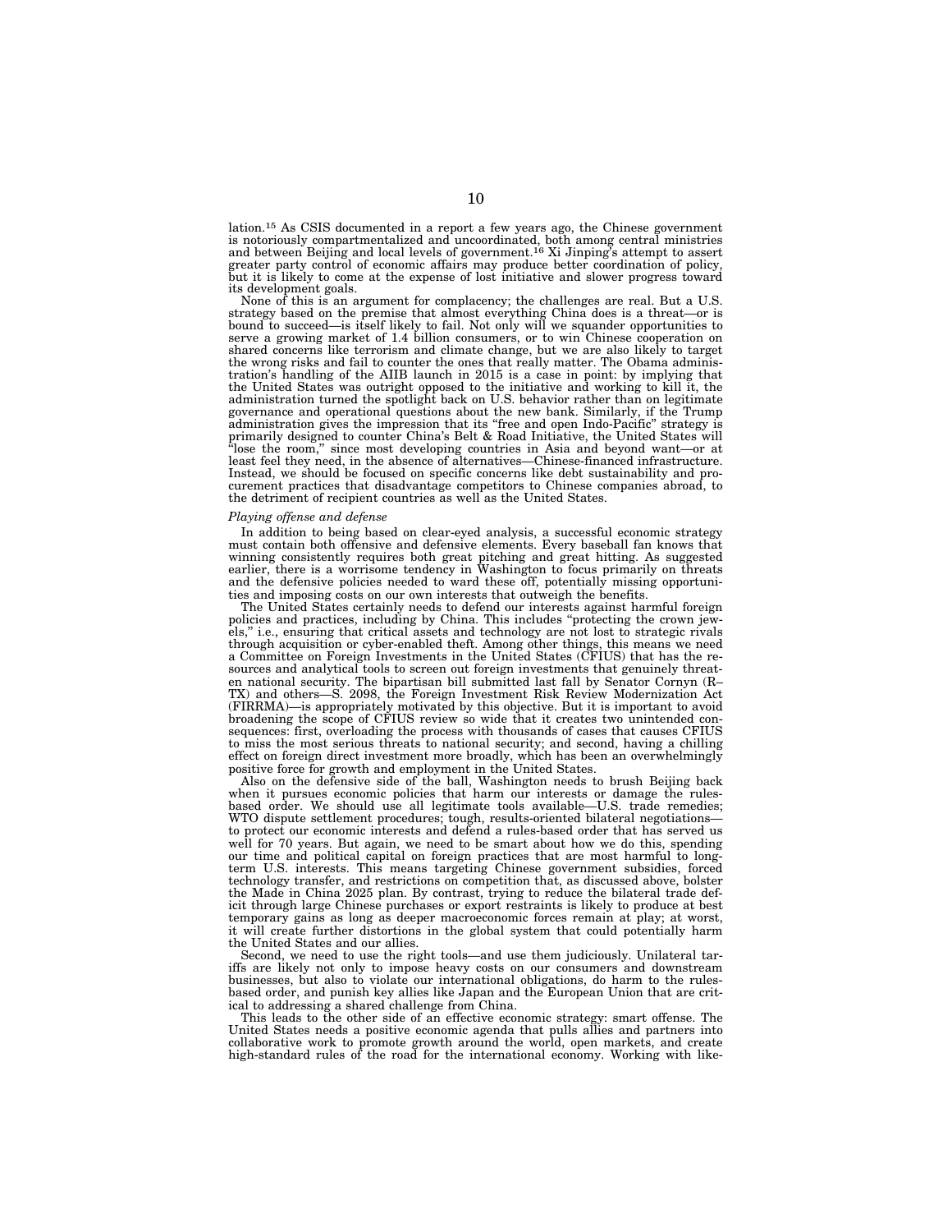lation.[15] As CSIS documented in a report a few years ago, the Chinese government is notoriously compartmentalized and uncoordinated, both among central ministries and between Beijing and local levels of government.[16] Xi Jinping's attempt to assert greater party control of economic affairs may produce better coordination of policy, but it is likely to come at the expense of lost initiative and slower progress toward its development goals.

None of this is an argument for complacency; the challenges are real. But a U.S. strategy based on the premise that almost everything China does is a threat—or is bound to succeed—is itself likely to fail. Not only will we squander opportunities to serve a growing market of 1.4 billion consumers, or to win Chinese cooperation on shared concerns like terrorism and climate change, but we are also likely to target the wrong risks and fail to counter the ones that really matter. The Obama administration's handling of the AIIB launch in 2015 is a case in point: by implying that the United States was outright opposed to the initiative and working to kill it, the administration turned the spotlight back on U.S. behavior rather than on legitimate governance and operational questions about the new bank. Similarly, if the Trump administration gives the impression that its "free and open Indo-Pacific" strategy is primarily designed to counter China's Belt & Road Initiative, the United States will "lose the room," since most developing countries in Asia and beyond want—or at least feel they need, in the absence of alternatives—Chinese-financed infrastructure. Instead, we should be focused on specific concerns like debt sustainability and procurement practices that disadvantage competitors to Chinese companies abroad, to the detriment of recipient countries as well as the United States.

*Playing offense and defense*

In addition to being based on clear-eyed analysis, a successful economic strategy must contain both offensive and defensive elements. Every baseball fan knows that winning consistently requires both great pitching and great hitting. As suggested earlier, there is a worrisome tendency in Washington to focus primarily on threats and the defensive policies needed to ward these off, potentially missing opportunities and imposing costs on our own interests that outweigh the benefits.

The United States certainly needs to defend our interests against harmful foreign policies and practices, including by China. This includes "protecting the crown jewels," i.e., ensuring that critical assets and technology are not lost to strategic rivals through acquisition or cyber-enabled theft. Among other things, this means we need a Committee on Foreign Investments in the United States (CFIUS) that has the resources and analytical tools to screen out foreign investments that genuinely threaten national security. The bipartisan bill submitted last fall by Senator Cornyn (R–TX) and others—S. 2098, the Foreign Investment Risk Review Modernization Act (FIRRMA)—is appropriately motivated by this objective. But it is important to avoid broadening the scope of CFIUS review so wide that it creates two unintended consequences: first, overloading the process with thousands of cases that causes CFIUS to miss the most serious threats to national security; and second, having a chilling effect on foreign direct investment more broadly, which has been an overwhelmingly positive force for growth and employment in the United States.

Also on the defensive side of the ball, Washington needs to brush Beijing back when it pursues economic policies that harm our interests or damage the rules-based order. We should use all legitimate tools available—U.S. trade remedies; WTO dispute settlement procedures; tough, results-oriented bilateral negotiations—to protect our economic interests and defend a rules-based order that has served us well for 70 years. But again, we need to be smart about how we do this, spending our time and political capital on foreign practices that are most harmful to long-term U.S. interests. This means targeting Chinese government subsidies, forced technology transfer, and restrictions on competition that, as discussed above, bolster the Made in China 2025 plan. By contrast, trying to reduce the bilateral trade deficit through large Chinese purchases or export restraints is likely to produce at best temporary gains as long as deeper macroeconomic forces remain at play; at worst, it will create further distortions in the global system that could potentially harm the United States and our allies.

Second, we need to use the right tools—and use them judiciously. Unilateral tariffs are likely not only to impose heavy costs on our consumers and downstream businesses, but also to violate our international obligations, do harm to the rules-based order, and punish key allies like Japan and the European Union that are critical to addressing a shared challenge from China.

This leads to the other side of an effective economic strategy: smart offense. The United States needs a positive economic agenda that pulls allies and partners into collaborative work to promote growth around the world, open markets, and create high-standard rules of the road for the international economy. Working with like-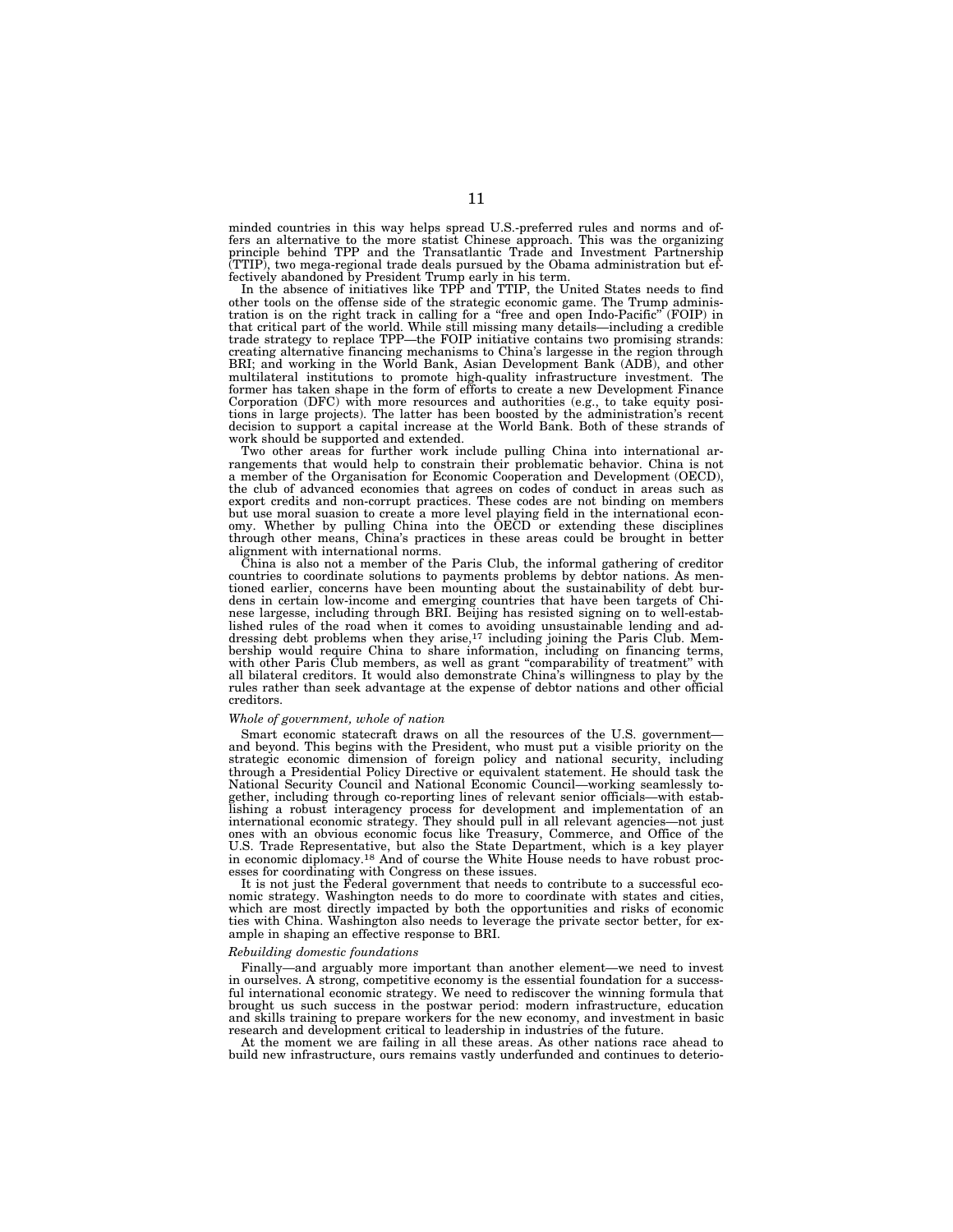minded countries in this way helps spread U.S.-preferred rules and norms and offers an alternative to the more statist Chinese approach. This was the organizing principle behind TPP and the Transatlantic Trade and Investment Partnership (TTIP), two mega-regional trade deals pursued by the Obama administration but effectively abandoned by President Trump early in his term.

In the absence of initiatives like TPP and TTIP, the United States needs to find other tools on the offense side of the strategic economic game. The Trump administration is on the right track in calling for a "free and open Indo-Pacific" (FOIP) in that critical part of the world. While still missing many details—including a credible trade strategy to replace TPP—the FOIP initiative contains two promising strands: creating alternative financing mechanisms to China's largesse in the region through BRI; and working in the World Bank, Asian Development Bank (ADB), and other multilateral institutions to promote high-quality infrastructure investment. The former has taken shape in the form of efforts to create a new Development Finance Corporation (DFC) with more resources and authorities (e.g., to take equity positions in large projects). The latter has been boosted by the administration's recent decision to support a capital increase at the World Bank. Both of these strands of work should be supported and extended.

Two other areas for further work include pulling China into international arrangements that would help to constrain their problematic behavior. China is not a member of the Organisation for Economic Cooperation and Development (OECD), the club of advanced economies that agrees on codes of conduct in areas such as export credits and non-corrupt practices. These codes are not binding on members but use moral suasion to create a more level playing field in the international economy. Whether by pulling China into the OECD or extending these disciplines through other means, China's practices in these areas could be brought in better alignment with international norms.

China is also not a member of the Paris Club, the informal gathering of creditor countries to coordinate solutions to payments problems by debtor nations. As mentioned earlier, concerns have been mounting about the sustainability of debt burdens in certain low-income and emerging countries that have been targets of Chinese largesse, including through BRI. Beijing has resisted signing on to well-established rules of the road when it comes to avoiding unsustainable lending and addressing debt problems when they arise,[17] including joining the Paris Club. Membership would require China to share information, including on financing terms, with other Paris Club members, as well as grant "comparability of treatment" with all bilateral creditors. It would also demonstrate China's willingness to play by the rules rather than seek advantage at the expense of debtor nations and other official creditors.

*Whole of government, whole of nation*

Smart economic statecraft draws on all the resources of the U.S. government—and beyond. This begins with the President, who must put a visible priority on the strategic economic dimension of foreign policy and national security, including through a Presidential Policy Directive or equivalent statement. He should task the National Security Council and National Economic Council—working seamlessly together, including through co-reporting lines of relevant senior officials—with establishing a robust interagency process for development and implementation of an international economic strategy. They should pull in all relevant agencies—not just ones with an obvious economic focus like Treasury, Commerce, and Office of the U.S. Trade Representative, but also the State Department, which is a key player in economic diplomacy.[18] And of course the White House needs to have robust processes for coordinating with Congress on these issues.

It is not just the Federal government that needs to contribute to a successful economic strategy. Washington needs to do more to coordinate with states and cities, which are most directly impacted by both the opportunities and risks of economic ties with China. Washington also needs to leverage the private sector better, for example in shaping an effective response to BRI.

*Rebuilding domestic foundations*

Finally—and arguably more important than another element—we need to invest in ourselves. A strong, competitive economy is the essential foundation for a successful international economic strategy. We need to rediscover the winning formula that brought us such success in the postwar period: modern infrastructure, education and skills training to prepare workers for the new economy, and investment in basic research and development critical to leadership in industries of the future.

At the moment we are failing in all these areas. As other nations race ahead to build new infrastructure, ours remains vastly underfunded and continues to deterio-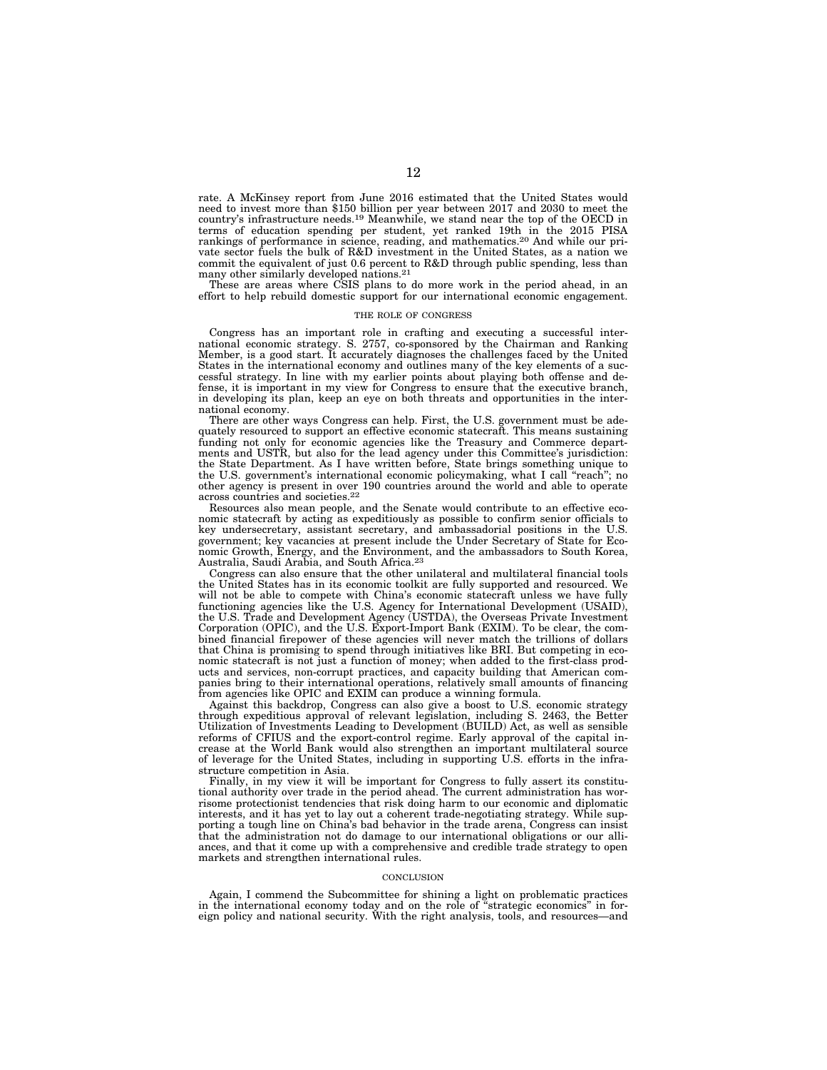rate. A McKinsey report from June 2016 estimated that the United States would need to invest more than $150 billion per year between 2017 and 2030 to meet the country's infrastructure needs.[19] Meanwhile, we stand near the top of the OECD in terms of education spending per student, yet ranked 19th in the 2015 PISA rankings of performance in science, reading, and mathematics.[20] And while our private sector fuels the bulk of R&D investment in the United States, as a nation we commit the equivalent of just 0.6 percent to R&D through public spending, less than many other similarly developed nations.[21]

These are areas where CSIS plans to do more work in the period ahead, in an effort to help rebuild domestic support for our international economic engagement.

## THE ROLE OF CONGRESS

Congress has an important role in crafting and executing a successful international economic strategy. S. 2757, co-sponsored by the Chairman and Ranking Member, is a good start. It accurately diagnoses the challenges faced by the United States in the international economy and outlines many of the key elements of a successful strategy. In line with my earlier points about playing both offense and defense, it is important in my view for Congress to ensure that the executive branch, in developing its plan, keep an eye on both threats and opportunities in the international economy.

There are other ways Congress can help. First, the U.S. government must be adequately resourced to support an effective economic statecraft. This means sustaining funding not only for economic agencies like the Treasury and Commerce departments and USTR, but also for the lead agency under this Committee's jurisdiction: the State Department. As I have written before, State brings something unique to the U.S. government's international economic policymaking, what I call "reach"; no other agency is present in over 190 countries around the world and able to operate across countries and societies.[22]

Resources also mean people, and the Senate would contribute to an effective economic statecraft by acting as expeditiously as possible to confirm senior officials to key undersecretary, assistant secretary, and ambassadorial positions in the U.S. government; key vacancies at present include the Under Secretary of State for Economic Growth, Energy, and the Environment, and the ambassadors to South Korea, Australia, Saudi Arabia, and South Africa.[23]

Congress can also ensure that the other unilateral and multilateral financial tools the United States has in its economic toolkit are fully supported and resourced. We will not be able to compete with China's economic statecraft unless we have fully functioning agencies like the U.S. Agency for International Development (USAID), the U.S. Trade and Development Agency (USTDA), the Overseas Private Investment Corporation (OPIC), and the U.S. Export-Import Bank (EXIM). To be clear, the combined financial firepower of these agencies will never match the trillions of dollars that China is promising to spend through initiatives like BRI. But competing in economic statecraft is not just a function of money; when added to the first-class products and services, non-corrupt practices, and capacity building that American companies bring to their international operations, relatively small amounts of financing from agencies like OPIC and EXIM can produce a winning formula.

Against this backdrop, Congress can also give a boost to U.S. economic strategy through expeditious approval of relevant legislation, including S. 2463, the Better Utilization of Investments Leading to Development (BUILD) Act, as well as sensible reforms of CFIUS and the export-control regime. Early approval of the capital increase at the World Bank would also strengthen an important multilateral source of leverage for the United States, including in supporting U.S. efforts in the infrastructure competition in Asia.

Finally, in my view it will be important for Congress to fully assert its constitutional authority over trade in the period ahead. The current administration has worrisome protectionist tendencies that risk doing harm to our economic and diplomatic interests, and it has yet to lay out a coherent trade-negotiating strategy. While supporting a tough line on China's bad behavior in the trade arena, Congress can insist that the administration not do damage to our international obligations or our alliances, and that it come up with a comprehensive and credible trade strategy to open markets and strengthen international rules.

## CONCLUSION

Again, I commend the Subcommittee for shining a light on problematic practices in the international economy today and on the role of "strategic economics" in foreign policy and national security. With the right analysis, tools, and resources—and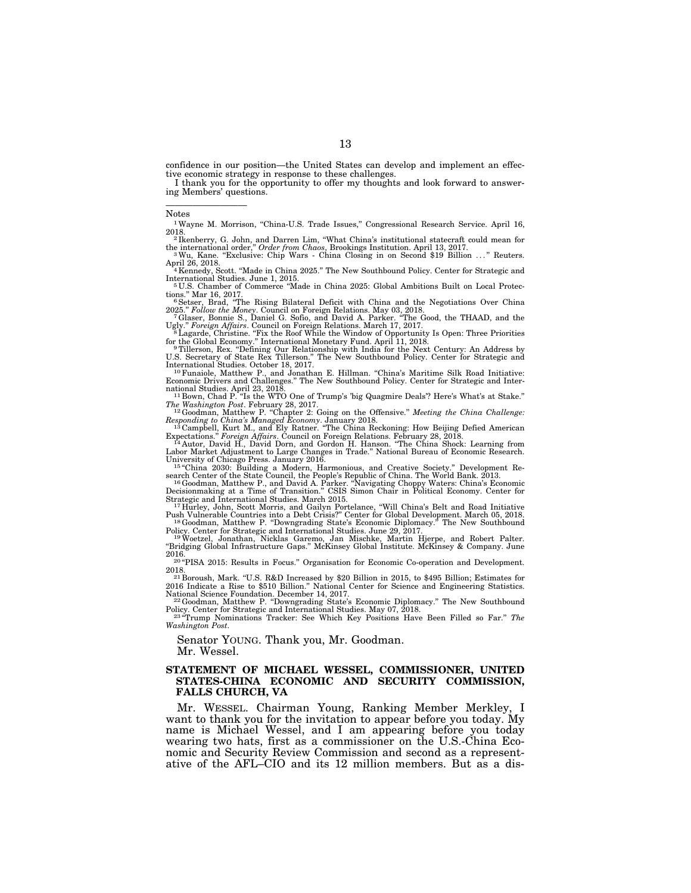confidence in our position—the United States can develop and implement an effective economic strategy in response to these challenges.

I thank you for the opportunity to offer my thoughts and look forward to answering Members' questions.

---

Notes

[1] Wayne M. Morrison, "China-U.S. Trade Issues," Congressional Research Service. April 16, 2018.

[2] Ikenberry, G. John, and Darren Lim, "What China's institutional statecraft could mean for the international order," *Order from Chaos*, Brookings Institution. April 13, 2017.

[3] Wu, Kane. "Exclusive: Chip Wars - China Closing in on Second $19 Billion . . ." Reuters. April 26, 2018.

[4] Kennedy, Scott. "Made in China 2025." The New Southbound Policy. Center for Strategic and International Studies. June 1, 2015.

[5] U.S. Chamber of Commerce "Made in China 2025: Global Ambitions Built on Local Protections." Mar 16, 2017.

[6] Setser, Brad, "The Rising Bilateral Deficit with China and the Negotiations Over China 2025." *Follow the Money*. Council on Foreign Relations. May 03, 2018.

[7] Glaser, Bonnie S., Daniel G. Sofio, and David A. Parker. "The Good, the THAAD, and the Ugly." *Foreign Affairs*. Council on Foreign Relations. March 17, 2017.

[8] Lagarde, Christine. "Fix the Roof While the Window of Opportunity Is Open: Three Priorities for the Global Economy." International Monetary Fund. April 11, 2018.

[9] Tillerson, Rex. "Defining Our Relationship with India for the Next Century: An Address by U.S. Secretary of State Rex Tillerson." The New Southbound Policy. Center for Strategic and International Studies. October 18, 2017.

[10] Funaiole, Matthew P., and Jonathan E. Hillman. "China's Maritime Silk Road Initiative: Economic Drivers and Challenges." The New Southbound Policy. Center for Strategic and International Studies. April 23, 2018.

[11] Bown, Chad P. "Is the WTO One of Trump's 'big Quagmire Deals'? Here's What's at Stake." *The Washington Post*. February 28, 2017.

[12] Goodman, Matthew P. "Chapter 2: Going on the Offensive." *Meeting the China Challenge: Responding to China's Managed Economy*. January 2018.

[13] Campbell, Kurt M., and Ely Ratner. "The China Reckoning: How Beijing Defied American Expectations." *Foreign Affairs*. Council on Foreign Relations. February 28, 2018.

[14] Autor, David H., David Dorn, and Gordon H. Hanson. "The China Shock: Learning from Labor Market Adjustment to Large Changes in Trade." National Bureau of Economic Research. University of Chicago Press. January 2016.

[15] "China 2030: Building a Modern, Harmonious, and Creative Society." Development Research Center of the State Council, the People's Republic of China. The World Bank. 2013.

[16] Goodman, Matthew P., and David A. Parker. "Navigating Choppy Waters: China's Economic Decisionmaking at a Time of Transition." CSIS Simon Chair in Political Economy. Center for Strategic and International Studies. March 2015.

[17] Hurley, John, Scott Morris, and Gailyn Portelance, "Will China's Belt and Road Initiative Push Vulnerable Countries into a Debt Crisis?" Center for Global Development. March 05, 2018.

[18] Goodman, Matthew P. "Downgrading State's Economic Diplomacy." The New Southbound Policy. Center for Strategic and International Studies. June 29, 2017.

[19] Woetzel, Jonathan, Nicklas Garemo, Jan Mischke, Martin Hjerpe, and Robert Palter. "Bridging Global Infrastructure Gaps." McKinsey Global Institute. McKinsey & Company. June 2016.

[20] "PISA 2015: Results in Focus." Organisation for Economic Co-operation and Development. 2018.

[21] Boroush, Mark. "U.S. R&D Increased by $20 Billion in 2015, to $495 Billion; Estimates for 2016 Indicate a Rise to $510 Billion." National Center for Science and Engineering Statistics. National Science Foundation. December 14, 2017.

[22] Goodman, Matthew P. "Downgrading State's Economic Diplomacy." The New Southbound Policy. Center for Strategic and International Studies. May 07, 2018.

[23] "Trump Nominations Tracker: See Which Key Positions Have Been Filled so Far." *The Washington Post*.

Senator YOUNG. Thank you, Mr. Goodman.

Mr. Wessel.

## STATEMENT OF MICHAEL WESSEL, COMMISSIONER, UNITED STATES-CHINA ECONOMIC AND SECURITY COMMISSION, FALLS CHURCH, VA

Mr. WESSEL. Chairman Young, Ranking Member Merkley, I want to thank you for the invitation to appear before you today. My name is Michael Wessel, and I am appearing before you today wearing two hats, first as a commissioner on the U.S.-China Economic and Security Review Commission and second as a representative of the AFL–CIO and its 12 million members. But as a dis-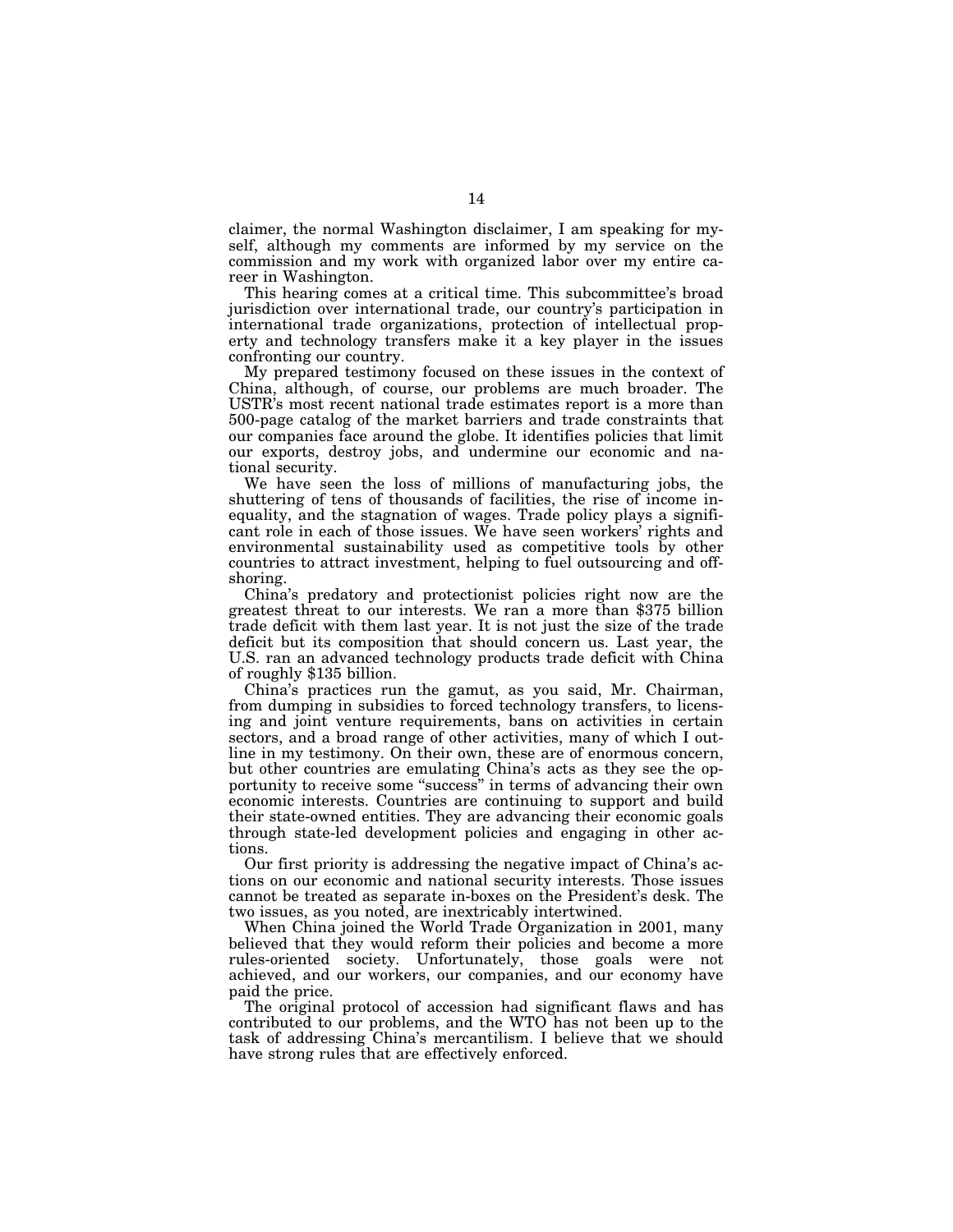claimer, the normal Washington disclaimer, I am speaking for myself, although my comments are informed by my service on the commission and my work with organized labor over my entire career in Washington.

This hearing comes at a critical time. This subcommittee's broad jurisdiction over international trade, our country's participation in international trade organizations, protection of intellectual property and technology transfers make it a key player in the issues confronting our country.

My prepared testimony focused on these issues in the context of China, although, of course, our problems are much broader. The USTR's most recent national trade estimates report is a more than 500-page catalog of the market barriers and trade constraints that our companies face around the globe. It identifies policies that limit our exports, destroy jobs, and undermine our economic and national security.

We have seen the loss of millions of manufacturing jobs, the shuttering of tens of thousands of facilities, the rise of income inequality, and the stagnation of wages. Trade policy plays a significant role in each of those issues. We have seen workers' rights and environmental sustainability used as competitive tools by other countries to attract investment, helping to fuel outsourcing and offshoring.

China's predatory and protectionist policies right now are the greatest threat to our interests. We ran a more than $375 billion trade deficit with them last year. It is not just the size of the trade deficit but its composition that should concern us. Last year, the U.S. ran an advanced technology products trade deficit with China of roughly $135 billion.

China's practices run the gamut, as you said, Mr. Chairman, from dumping in subsidies to forced technology transfers, to licensing and joint venture requirements, bans on activities in certain sectors, and a broad range of other activities, many of which I outline in my testimony. On their own, these are of enormous concern, but other countries are emulating China's acts as they see the opportunity to receive some "success" in terms of advancing their own economic interests. Countries are continuing to support and build their state-owned entities. They are advancing their economic goals through state-led development policies and engaging in other actions.

Our first priority is addressing the negative impact of China's actions on our economic and national security interests. Those issues cannot be treated as separate in-boxes on the President's desk. The two issues, as you noted, are inextricably intertwined.

When China joined the World Trade Organization in 2001, many believed that they would reform their policies and become a more rules-oriented society. Unfortunately, those goals were not achieved, and our workers, our companies, and our economy have paid the price.

The original protocol of accession had significant flaws and has contributed to our problems, and the WTO has not been up to the task of addressing China's mercantilism. I believe that we should have strong rules that are effectively enforced.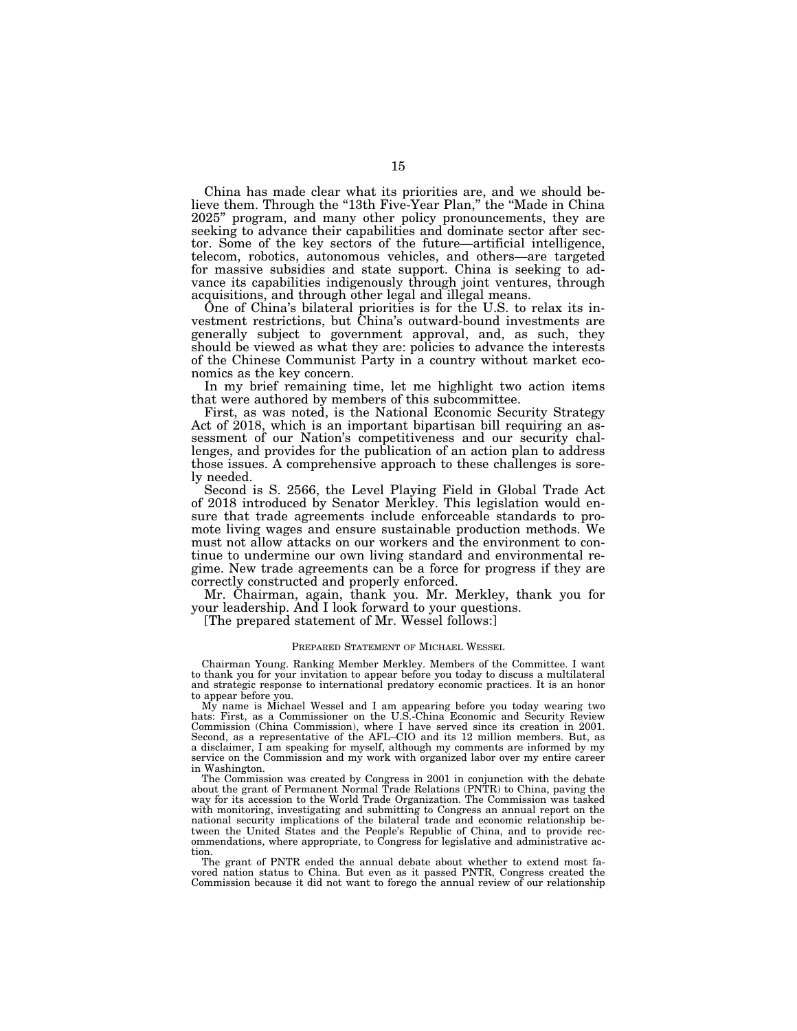China has made clear what its priorities are, and we should believe them. Through the "13th Five-Year Plan," the "Made in China 2025" program, and many other policy pronouncements, they are seeking to advance their capabilities and dominate sector after sector. Some of the key sectors of the future—artificial intelligence, telecom, robotics, autonomous vehicles, and others—are targeted for massive subsidies and state support. China is seeking to advance its capabilities indigenously through joint ventures, through acquisitions, and through other legal and illegal means.

One of China's bilateral priorities is for the U.S. to relax its investment restrictions, but China's outward-bound investments are generally subject to government approval, and, as such, they should be viewed as what they are: policies to advance the interests of the Chinese Communist Party in a country without market economics as the key concern.

In my brief remaining time, let me highlight two action items that were authored by members of this subcommittee.

First, as was noted, is the National Economic Security Strategy Act of 2018, which is an important bipartisan bill requiring an assessment of our Nation's competitiveness and our security challenges, and provides for the publication of an action plan to address those issues. A comprehensive approach to these challenges is sorely needed.

Second is S. 2566, the Level Playing Field in Global Trade Act of 2018 introduced by Senator Merkley. This legislation would ensure that trade agreements include enforceable standards to promote living wages and ensure sustainable production methods. We must not allow attacks on our workers and the environment to continue to undermine our own living standard and environmental regime. New trade agreements can be a force for progress if they are correctly constructed and properly enforced.

Mr. Chairman, again, thank you. Mr. Merkley, thank you for your leadership. And I look forward to your questions.

[The prepared statement of Mr. Wessel follows:]

PREPARED STATEMENT OF MICHAEL WESSEL

Chairman Young. Ranking Member Merkley. Members of the Committee. I want to thank you for your invitation to appear before you today to discuss a multilateral and strategic response to international predatory economic practices. It is an honor to appear before you.

My name is Michael Wessel and I am appearing before you today wearing two hats: First, as a Commissioner on the U.S.-China Economic and Security Review Commission (China Commission), where I have served since its creation in 2001. Second, as a representative of the AFL–CIO and its 12 million members. But, as a disclaimer, I am speaking for myself, although my comments are informed by my service on the Commission and my work with organized labor over my entire career in Washington.

The Commission was created by Congress in 2001 in conjunction with the debate about the grant of Permanent Normal Trade Relations (PNTR) to China, paving the way for its accession to the World Trade Organization. The Commission was tasked with monitoring, investigating and submitting to Congress an annual report on the national security implications of the bilateral trade and economic relationship between the United States and the People's Republic of China, and to provide recommendations, where appropriate, to Congress for legislative and administrative action.

The grant of PNTR ended the annual debate about whether to extend most favored nation status to China. But even as it passed PNTR, Congress created the Commission because it did not want to forego the annual review of our relationship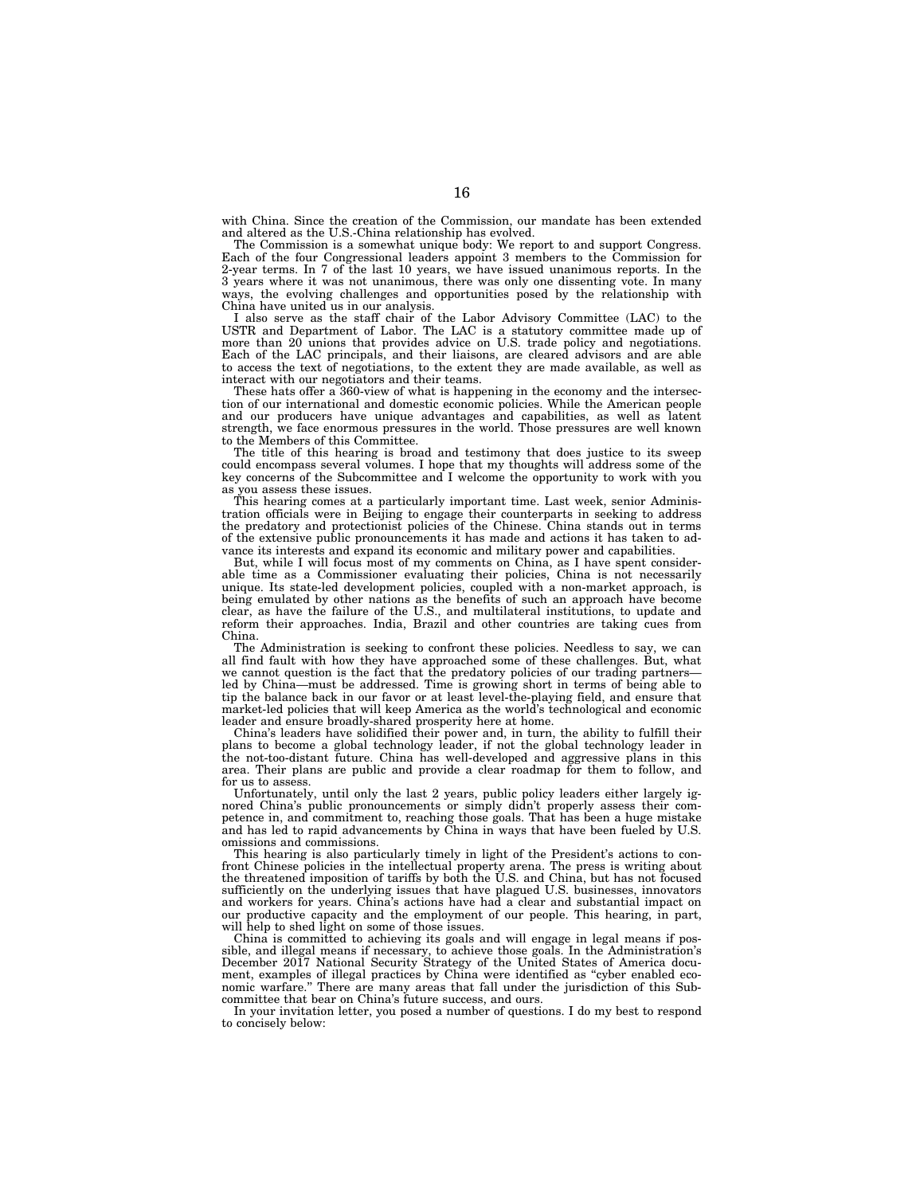with China. Since the creation of the Commission, our mandate has been extended and altered as the U.S.-China relationship has evolved.

The Commission is a somewhat unique body: We report to and support Congress. Each of the four Congressional leaders appoint 3 members to the Commission for 2-year terms. In 7 of the last 10 years, we have issued unanimous reports. In the 3 years where it was not unanimous, there was only one dissenting vote. In many ways, the evolving challenges and opportunities posed by the relationship with China have united us in our analysis.

I also serve as the staff chair of the Labor Advisory Committee (LAC) to the USTR and Department of Labor. The LAC is a statutory committee made up of more than 20 unions that provides advice on U.S. trade policy and negotiations. Each of the LAC principals, and their liaisons, are cleared advisors and are able to access the text of negotiations, to the extent they are made available, as well as interact with our negotiators and their teams.

These hats offer a 360-view of what is happening in the economy and the intersection of our international and domestic economic policies. While the American people and our producers have unique advantages and capabilities, as well as latent strength, we face enormous pressures in the world. Those pressures are well known to the Members of this Committee.

The title of this hearing is broad and testimony that does justice to its sweep could encompass several volumes. I hope that my thoughts will address some of the key concerns of the Subcommittee and I welcome the opportunity to work with you as you assess these issues.

This hearing comes at a particularly important time. Last week, senior Administration officials were in Beijing to engage their counterparts in seeking to address the predatory and protectionist policies of the Chinese. China stands out in terms of the extensive public pronouncements it has made and actions it has taken to advance its interests and expand its economic and military power and capabilities.

But, while I will focus most of my comments on China, as I have spent considerable time as a Commissioner evaluating their policies, China is not necessarily unique. Its state-led development policies, coupled with a non-market approach, is being emulated by other nations as the benefits of such an approach have become clear, as have the failure of the U.S., and multilateral institutions, to update and reform their approaches. India, Brazil and other countries are taking cues from China.

The Administration is seeking to confront these policies. Needless to say, we can all find fault with how they have approached some of these challenges. But, what we cannot question is the fact that the predatory policies of our trading partners—led by China—must be addressed. Time is growing short in terms of being able to tip the balance back in our favor or at least level-the-playing field, and ensure that market-led policies that will keep America as the world's technological and economic leader and ensure broadly-shared prosperity here at home.

China's leaders have solidified their power and, in turn, the ability to fulfill their plans to become a global technology leader, if not the global technology leader in the not-too-distant future. China has well-developed and aggressive plans in this area. Their plans are public and provide a clear roadmap for them to follow, and for us to assess.

Unfortunately, until only the last 2 years, public policy leaders either largely ignored China's public pronouncements or simply didn't properly assess their competence in, and commitment to, reaching those goals. That has been a huge mistake and has led to rapid advancements by China in ways that have been fueled by U.S. omissions and commissions.

This hearing is also particularly timely in light of the President's actions to confront Chinese policies in the intellectual property arena. The press is writing about the threatened imposition of tariffs by both the U.S. and China, but has not focused sufficiently on the underlying issues that have plagued U.S. businesses, innovators and workers for years. China's actions have had a clear and substantial impact on our productive capacity and the employment of our people. This hearing, in part, will help to shed light on some of those issues.

China is committed to achieving its goals and will engage in legal means if possible, and illegal means if necessary, to achieve those goals. In the Administration's December 2017 National Security Strategy of the United States of America document, examples of illegal practices by China were identified as "cyber enabled economic warfare." There are many areas that fall under the jurisdiction of this Subcommittee that bear on China's future success, and ours.

In your invitation letter, you posed a number of questions. I do my best to respond to concisely below: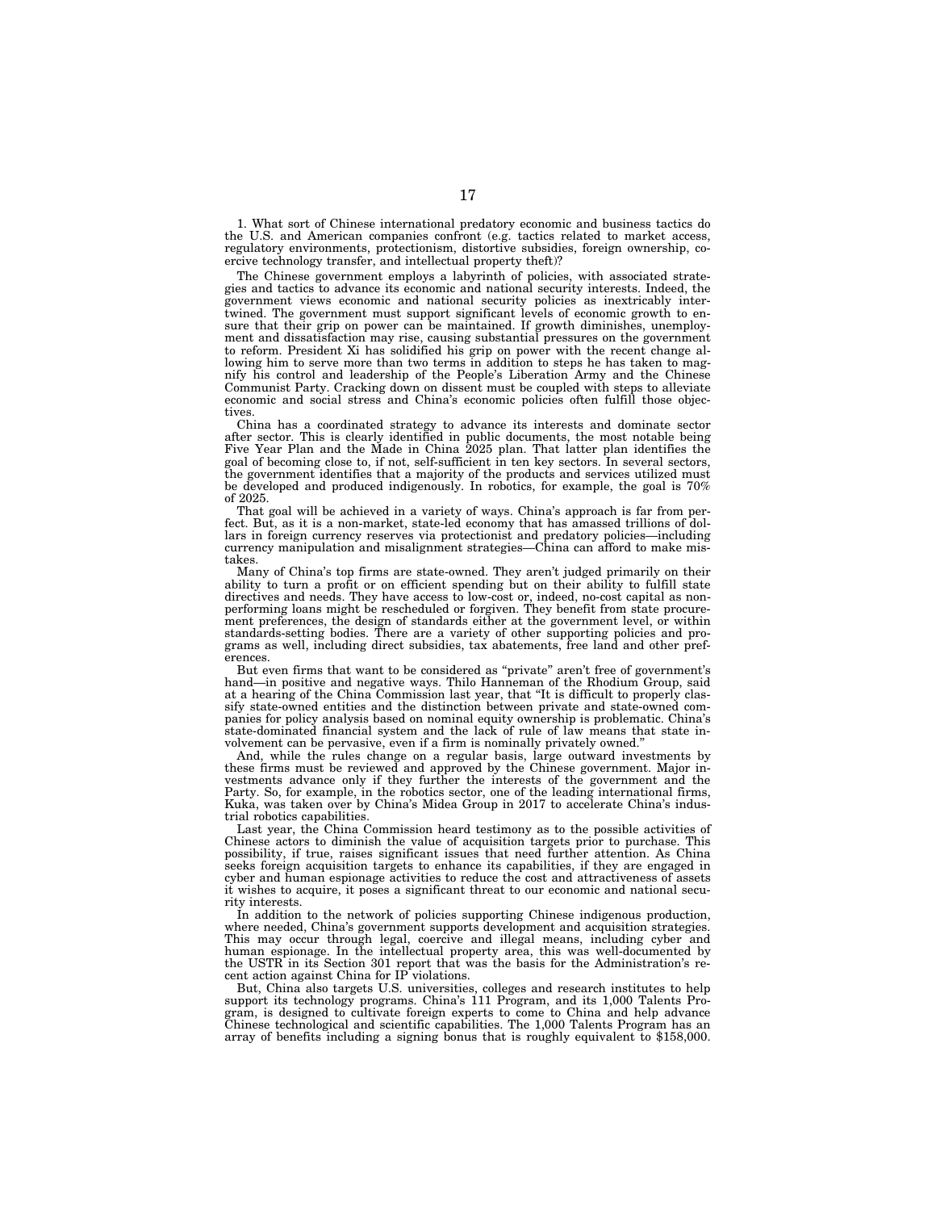1. What sort of Chinese international predatory economic and business tactics do the U.S. and American companies confront (e.g. tactics related to market access, regulatory environments, protectionism, distortive subsidies, foreign ownership, coercive technology transfer, and intellectual property theft)?

The Chinese government employs a labyrinth of policies, with associated strategies and tactics to advance its economic and national security interests. Indeed, the government views economic and national security policies as inextricably intertwined. The government must support significant levels of economic growth to ensure that their grip on power can be maintained. If growth diminishes, unemployment and dissatisfaction may rise, causing substantial pressures on the government to reform. President Xi has solidified his grip on power with the recent change allowing him to serve more than two terms in addition to steps he has taken to magnify his control and leadership of the People's Liberation Army and the Chinese Communist Party. Cracking down on dissent must be coupled with steps to alleviate economic and social stress and China's economic policies often fulfill those objectives.

China has a coordinated strategy to advance its interests and dominate sector after sector. This is clearly identified in public documents, the most notable being Five Year Plan and the Made in China 2025 plan. That latter plan identifies the goal of becoming close to, if not, self-sufficient in ten key sectors. In several sectors, the government identifies that a majority of the products and services utilized must be developed and produced indigenously. In robotics, for example, the goal is 70% of 2025.

That goal will be achieved in a variety of ways. China's approach is far from perfect. But, as it is a non-market, state-led economy that has amassed trillions of dollars in foreign currency reserves via protectionist and predatory policies—including currency manipulation and misalignment strategies—China can afford to make mistakes.

Many of China's top firms are state-owned. They aren't judged primarily on their ability to turn a profit or on efficient spending but on their ability to fulfill state directives and needs. They have access to low-cost or, indeed, no-cost capital as non-performing loans might be rescheduled or forgiven. They benefit from state procurement preferences, the design of standards either at the government level, or within standards-setting bodies. There are a variety of other supporting policies and programs as well, including direct subsidies, tax abatements, free land and other preferences.

But even firms that want to be considered as "private" aren't free of government's hand—in positive and negative ways. Thilo Hanneman of the Rhodium Group, said at a hearing of the China Commission last year, that "It is difficult to properly classify state-owned entities and the distinction between private and state-owned companies for policy analysis based on nominal equity ownership is problematic. China's state-dominated financial system and the lack of rule of law means that state involvement can be pervasive, even if a firm is nominally privately owned."

And, while the rules change on a regular basis, large outward investments by these firms must be reviewed and approved by the Chinese government. Major investments advance only if they further the interests of the government and the Party. So, for example, in the robotics sector, one of the leading international firms, Kuka, was taken over by China's Midea Group in 2017 to accelerate China's industrial robotics capabilities.

Last year, the China Commission heard testimony as to the possible activities of Chinese actors to diminish the value of acquisition targets prior to purchase. This possibility, if true, raises significant issues that need further attention. As China seeks foreign acquisition targets to enhance its capabilities, if they are engaged in cyber and human espionage activities to reduce the cost and attractiveness of assets it wishes to acquire, it poses a significant threat to our economic and national security interests.

In addition to the network of policies supporting Chinese indigenous production, where needed, China's government supports development and acquisition strategies. This may occur through legal, coercive and illegal means, including cyber and human espionage. In the intellectual property area, this was well-documented by the USTR in its Section 301 report that was the basis for the Administration's recent action against China for IP violations.

But, China also targets U.S. universities, colleges and research institutes to help support its technology programs. China's 111 Program, and its 1,000 Talents Program, is designed to cultivate foreign experts to come to China and help advance Chinese technological and scientific capabilities. The 1,000 Talents Program has an array of benefits including a signing bonus that is roughly equivalent to $158,000.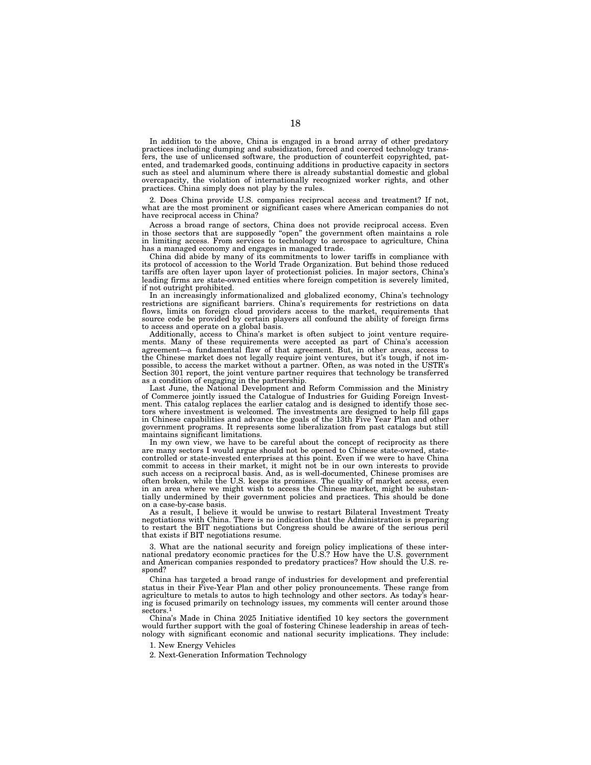In addition to the above, China is engaged in a broad array of other predatory practices including dumping and subsidization, forced and coerced technology transfers, the use of unlicensed software, the production of counterfeit copyrighted, patented, and trademarked goods, continuing additions in productive capacity in sectors such as steel and aluminum where there is already substantial domestic and global overcapacity, the violation of internationally recognized worker rights, and other practices. China simply does not play by the rules.

2. Does China provide U.S. companies reciprocal access and treatment? If not, what are the most prominent or significant cases where American companies do not have reciprocal access in China?

Across a broad range of sectors, China does not provide reciprocal access. Even in those sectors that are supposedly "open" the government often maintains a role in limiting access. From services to technology to aerospace to agriculture, China has a managed economy and engages in managed trade.

China did abide by many of its commitments to lower tariffs in compliance with its protocol of accession to the World Trade Organization. But behind those reduced tariffs are often layer upon layer of protectionist policies. In major sectors, China's leading firms are state-owned entities where foreign competition is severely limited, if not outright prohibited.

In an increasingly informationalized and globalized economy, China's technology restrictions are significant barriers. China's requirements for restrictions on data flows, limits on foreign cloud providers access to the market, requirements that source code be provided by certain players all confound the ability of foreign firms to access and operate on a global basis.

Additionally, access to China's market is often subject to joint venture requirements. Many of these requirements were accepted as part of China's accession agreement—a fundamental flaw of that agreement. But, in other areas, access to the Chinese market does not legally require joint ventures, but it's tough, if not impossible, to access the market without a partner. Often, as was noted in the USTR's Section 301 report, the joint venture partner requires that technology be transferred as a condition of engaging in the partnership.

Last June, the National Development and Reform Commission and the Ministry of Commerce jointly issued the Catalogue of Industries for Guiding Foreign Investment. This catalog replaces the earlier catalog and is designed to identify those sectors where investment is welcomed. The investments are designed to help fill gaps in Chinese capabilities and advance the goals of the 13th Five Year Plan and other government programs. It represents some liberalization from past catalogs but still maintains significant limitations.

In my own view, we have to be careful about the concept of reciprocity as there are many sectors I would argue should not be opened to Chinese state-owned, state-controlled or state-invested enterprises at this point. Even if we were to have China commit to access in their market, it might not be in our own interests to provide such access on a reciprocal basis. And, as is well-documented, Chinese promises are often broken, while the U.S. keeps its promises. The quality of market access, even in an area where we might wish to access the Chinese market, might be substantially undermined by their government policies and practices. This should be done on a case-by-case basis.

As a result, I believe it would be unwise to restart Bilateral Investment Treaty negotiations with China. There is no indication that the Administration is preparing to restart the BIT negotiations but Congress should be aware of the serious peril that exists if BIT negotiations resume.

3. What are the national security and foreign policy implications of these international predatory economic practices for the U.S.? How have the U.S. government and American companies responded to predatory practices? How should the U.S. respond?

China has targeted a broad range of industries for development and preferential status in their Five-Year Plan and other policy pronouncements. These range from agriculture to metals to autos to high technology and other sectors. As today's hearing is focused primarily on technology issues, my comments will center around those sectors.[1]

China's Made in China 2025 Initiative identified 10 key sectors the government would further support with the goal of fostering Chinese leadership in areas of technology with significant economic and national security implications. They include:

1. New Energy Vehicles
2. Next-Generation Information Technology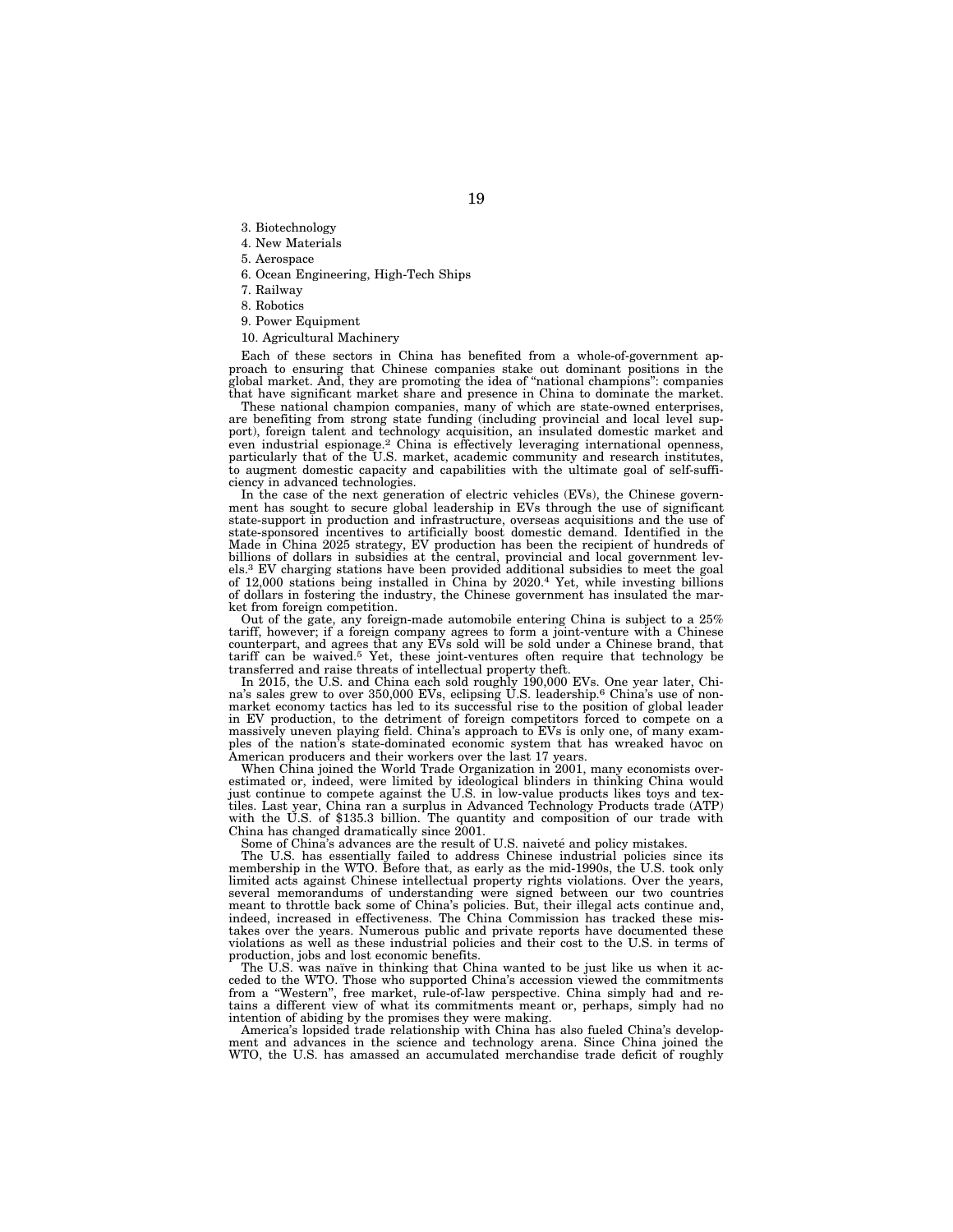3. Biotechnology
4. New Materials
5. Aerospace
6. Ocean Engineering, High-Tech Ships
7. Railway
8. Robotics
9. Power Equipment
10. Agricultural Machinery

Each of these sectors in China has benefited from a whole-of-government approach to ensuring that Chinese companies stake out dominant positions in the global market. And, they are promoting the idea of "national champions": companies that have significant market share and presence in China to dominate the market.

These national champion companies, many of which are state-owned enterprises, are benefiting from strong state funding (including provincial and local level support), foreign talent and technology acquisition, an insulated domestic market and even industrial espionage.[2] China is effectively leveraging international openness, particularly that of the U.S. market, academic community and research institutes, to augment domestic capacity and capabilities with the ultimate goal of self-sufficiency in advanced technologies.

In the case of the next generation of electric vehicles (EVs), the Chinese government has sought to secure global leadership in EVs through the use of significant state-support in production and infrastructure, overseas acquisitions and the use of state-sponsored incentives to artificially boost domestic demand. Identified in the Made in China 2025 strategy, EV production has been the recipient of hundreds of billions of dollars in subsidies at the central, provincial and local government levels.[3] EV charging stations have been provided additional subsidies to meet the goal of 12,000 stations being installed in China by 2020.[4] Yet, while investing billions of dollars in fostering the industry, the Chinese government has insulated the market from foreign competition.

Out of the gate, any foreign-made automobile entering China is subject to a 25% tariff, however; if a foreign company agrees to form a joint-venture with a Chinese counterpart, and agrees that any EVs sold will be sold under a Chinese brand, that tariff can be waived.[5] Yet, these joint-ventures often require that technology be transferred and raise threats of intellectual property theft.

In 2015, the U.S. and China each sold roughly 190,000 EVs. One year later, China's sales grew to over 350,000 EVs, eclipsing U.S. leadership.[6] China's use of non-market economy tactics has led to its successful rise to the position of global leader in EV production, to the detriment of foreign competitors forced to compete on a massively uneven playing field. China's approach to EVs is only one, of many examples of the nation's state-dominated economic system that has wreaked havoc on American producers and their workers over the last 17 years.

When China joined the World Trade Organization in 2001, many economists overestimated or, indeed, were limited by ideological blinders in thinking China would just continue to compete against the U.S. in low-value products likes toys and textiles. Last year, China ran a surplus in Advanced Technology Products trade (ATP) with the U.S. of $135.3 billion. The quantity and composition of our trade with China has changed dramatically since 2001.

Some of China's advances are the result of U.S. naiveté and policy mistakes.

The U.S. has essentially failed to address Chinese industrial policies since its membership in the WTO. Before that, as early as the mid-1990s, the U.S. took only limited acts against Chinese intellectual property rights violations. Over the years, several memorandums of understanding were signed between our two countries meant to throttle back some of China's policies. But, their illegal acts continue and, indeed, increased in effectiveness. The China Commission has tracked these mistakes over the years. Numerous public and private reports have documented these violations as well as these industrial policies and their cost to the U.S. in terms of production, jobs and lost economic benefits.

The U.S. was naïve in thinking that China wanted to be just like us when it acceded to the WTO. Those who supported China's accession viewed the commitments from a "Western", free market, rule-of-law perspective. China simply had and retains a different view of what its commitments meant or, perhaps, simply had no intention of abiding by the promises they were making.

America's lopsided trade relationship with China has also fueled China's development and advances in the science and technology arena. Since China joined the WTO, the U.S. has amassed an accumulated merchandise trade deficit of roughly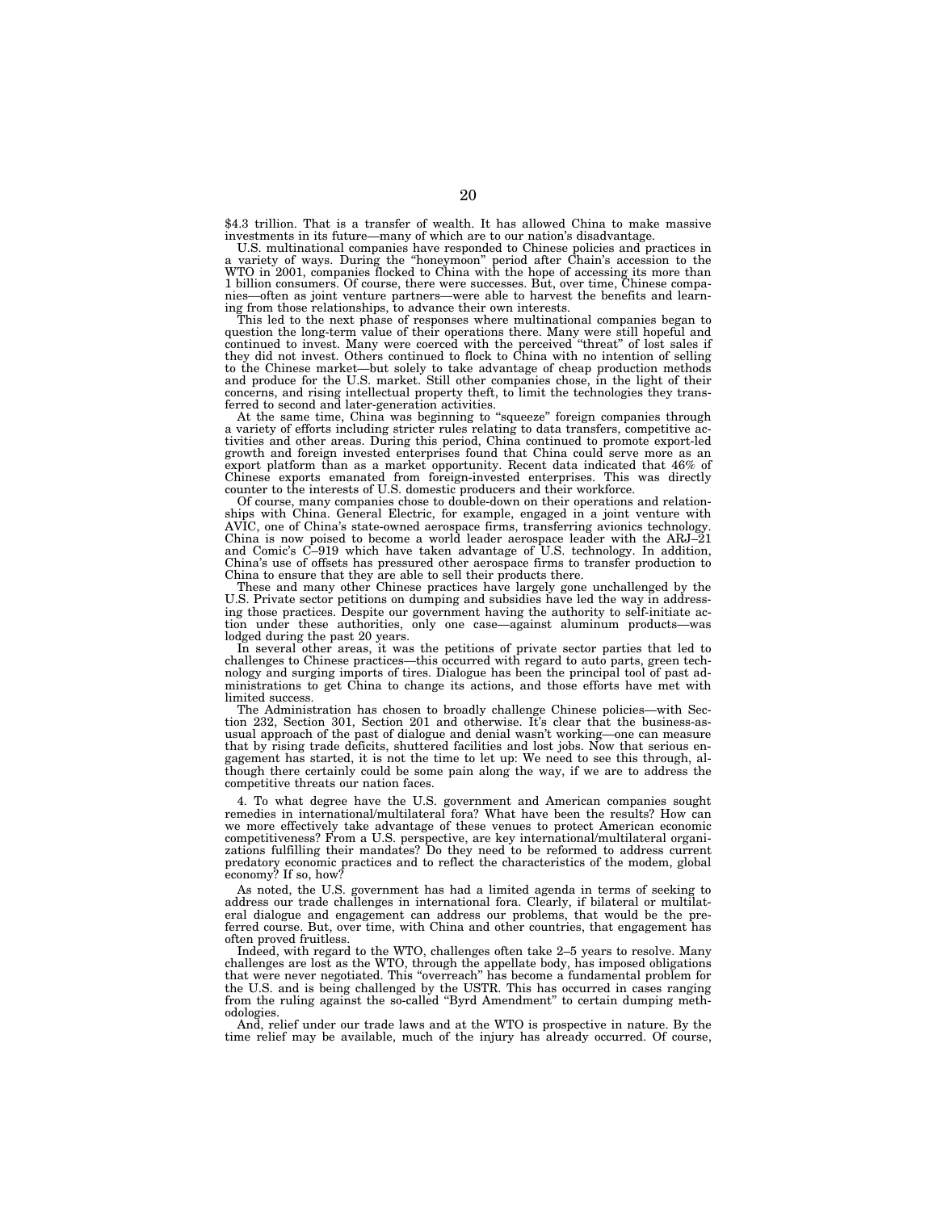$4.3 trillion. That is a transfer of wealth. It has allowed China to make massive investments in its future—many of which are to our nation's disadvantage.

U.S. multinational companies have responded to Chinese policies and practices in a variety of ways. During the "honeymoon" period after Chain's accession to the WTO in 2001, companies flocked to China with the hope of accessing its more than 1 billion consumers. Of course, there were successes. But, over time, Chinese companies—often as joint venture partners—were able to harvest the benefits and learning from those relationships, to advance their own interests.

This led to the next phase of responses where multinational companies began to question the long-term value of their operations there. Many were still hopeful and continued to invest. Many were coerced with the perceived "threat" of lost sales if they did not invest. Others continued to flock to China with no intention of selling to the Chinese market—but solely to take advantage of cheap production methods and produce for the U.S. market. Still other companies chose, in the light of their concerns, and rising intellectual property theft, to limit the technologies they transferred to second and later-generation activities.

At the same time, China was beginning to "squeeze" foreign companies through a variety of efforts including stricter rules relating to data transfers, competitive activities and other areas. During this period, China continued to promote export-led growth and foreign invested enterprises found that China could serve more as an export platform than as a market opportunity. Recent data indicated that 46% of Chinese exports emanated from foreign-invested enterprises. This was directly counter to the interests of U.S. domestic producers and their workforce.

Of course, many companies chose to double-down on their operations and relationships with China. General Electric, for example, engaged in a joint venture with AVIC, one of China's state-owned aerospace firms, transferring avionics technology. China is now poised to become a world leader aerospace leader with the ARJ–21 and Comic's C–919 which have taken advantage of U.S. technology. In addition, China's use of offsets has pressured other aerospace firms to transfer production to China to ensure that they are able to sell their products there.

These and many other Chinese practices have largely gone unchallenged by the U.S. Private sector petitions on dumping and subsidies have led the way in addressing those practices. Despite our government having the authority to self-initiate action under these authorities, only one case—against aluminum products—was lodged during the past 20 years.

In several other areas, it was the petitions of private sector parties that led to challenges to Chinese practices—this occurred with regard to auto parts, green technology and surging imports of tires. Dialogue has been the principal tool of past administrations to get China to change its actions, and those efforts have met with limited success.

The Administration has chosen to broadly challenge Chinese policies—with Section 232, Section 301, Section 201 and otherwise. It's clear that the business-as-usual approach of the past of dialogue and denial wasn't working—one can measure that by rising trade deficits, shuttered facilities and lost jobs. Now that serious engagement has started, it is not the time to let up: We need to see this through, although there certainly could be some pain along the way, if we are to address the competitive threats our nation faces.

4. To what degree have the U.S. government and American companies sought remedies in international/multilateral fora? What have been the results? How can we more effectively take advantage of these venues to protect American economic competitiveness? From a U.S. perspective, are key international/multilateral organizations fulfilling their mandates? Do they need to be reformed to address current predatory economic practices and to reflect the characteristics of the modem, global economy? If so, how?

As noted, the U.S. government has had a limited agenda in terms of seeking to address our trade challenges in international fora. Clearly, if bilateral or multilateral dialogue and engagement can address our problems, that would be the preferred course. But, over time, with China and other countries, that engagement has often proved fruitless.

Indeed, with regard to the WTO, challenges often take 2–5 years to resolve. Many challenges are lost as the WTO, through the appellate body, has imposed obligations that were never negotiated. This "overreach" has become a fundamental problem for the U.S. and is being challenged by the USTR. This has occurred in cases ranging from the ruling against the so-called "Byrd Amendment" to certain dumping methodologies.

And, relief under our trade laws and at the WTO is prospective in nature. By the time relief may be available, much of the injury has already occurred. Of course,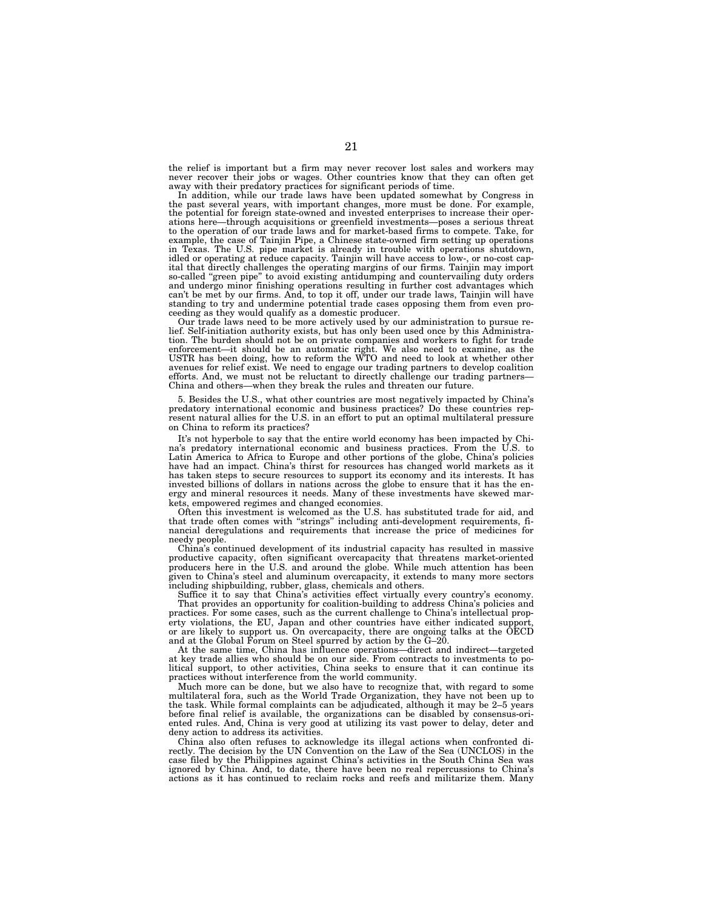the relief is important but a firm may never recover lost sales and workers may never recover their jobs or wages. Other countries know that they can often get away with their predatory practices for significant periods of time.

In addition, while our trade laws have been updated somewhat by Congress in the past several years, with important changes, more must be done. For example, the potential for foreign state-owned and invested enterprises to increase their operations here—through acquisitions or greenfield investments—poses a serious threat to the operation of our trade laws and for market-based firms to compete. Take, for example, the case of Tainjin Pipe, a Chinese state-owned firm setting up operations in Texas. The U.S. pipe market is already in trouble with operations shutdown, idled or operating at reduce capacity. Tainjin will have access to low-, or no-cost capital that directly challenges the operating margins of our firms. Tainjin may import so-called "green pipe" to avoid existing antidumping and countervailing duty orders and undergo minor finishing operations resulting in further cost advantages which can't be met by our firms. And, to top it off, under our trade laws, Tainjin will have standing to try and undermine potential trade cases opposing them from even proceeding as they would qualify as a domestic producer.

Our trade laws need to be more actively used by our administration to pursue relief. Self-initiation authority exists, but has only been used once by this Administration. The burden should not be on private companies and workers to fight for trade enforcement—it should be an automatic right. We also need to examine, as the USTR has been doing, how to reform the WTO and need to look at whether other avenues for relief exist. We need to engage our trading partners to develop coalition efforts. And, we must not be reluctant to directly challenge our trading partners—China and others—when they break the rules and threaten our future.

5. Besides the U.S., what other countries are most negatively impacted by China's predatory international economic and business practices? Do these countries represent natural allies for the U.S. in an effort to put an optimal multilateral pressure on China to reform its practices?

It's not hyperbole to say that the entire world economy has been impacted by China's predatory international economic and business practices. From the U.S. to Latin America to Africa to Europe and other portions of the globe, China's policies have had an impact. China's thirst for resources has changed world markets as it has taken steps to secure resources to support its economy and its interests. It has invested billions of dollars in nations across the globe to ensure that it has the energy and mineral resources it needs. Many of these investments have skewed markets, empowered regimes and changed economies.

Often this investment is welcomed as the U.S. has substituted trade for aid, and that trade often comes with "strings" including anti-development requirements, financial deregulations and requirements that increase the price of medicines for needy people.

China's continued development of its industrial capacity has resulted in massive productive capacity, often significant overcapacity that threatens market-oriented producers here in the U.S. and around the globe. While much attention has been given to China's steel and aluminum overcapacity, it extends to many more sectors including shipbuilding, rubber, glass, chemicals and others.

Suffice it to say that China's activities effect virtually every country's economy.

That provides an opportunity for coalition-building to address China's policies and practices. For some cases, such as the current challenge to China's intellectual property violations, the EU, Japan and other countries have either indicated support, or are likely to support us. On overcapacity, there are ongoing talks at the OECD and at the Global Forum on Steel spurred by action by the G–20.

At the same time, China has influence operations—direct and indirect—targeted at key trade allies who should be on our side. From contracts to investments to political support, to other activities, China seeks to ensure that it can continue its practices without interference from the world community.

Much more can be done, but we also have to recognize that, with regard to some multilateral fora, such as the World Trade Organization, they have not been up to the task. While formal complaints can be adjudicated, although it may be 2–5 years before final relief is available, the organizations can be disabled by consensus-oriented rules. And, China is very good at utilizing its vast power to delay, deter and deny action to address its activities.

China also often refuses to acknowledge its illegal actions when confronted directly. The decision by the UN Convention on the Law of the Sea (UNCLOS) in the case filed by the Philippines against China's activities in the South China Sea was ignored by China. And, to date, there have been no real repercussions to China's actions as it has continued to reclaim rocks and reefs and militarize them. Many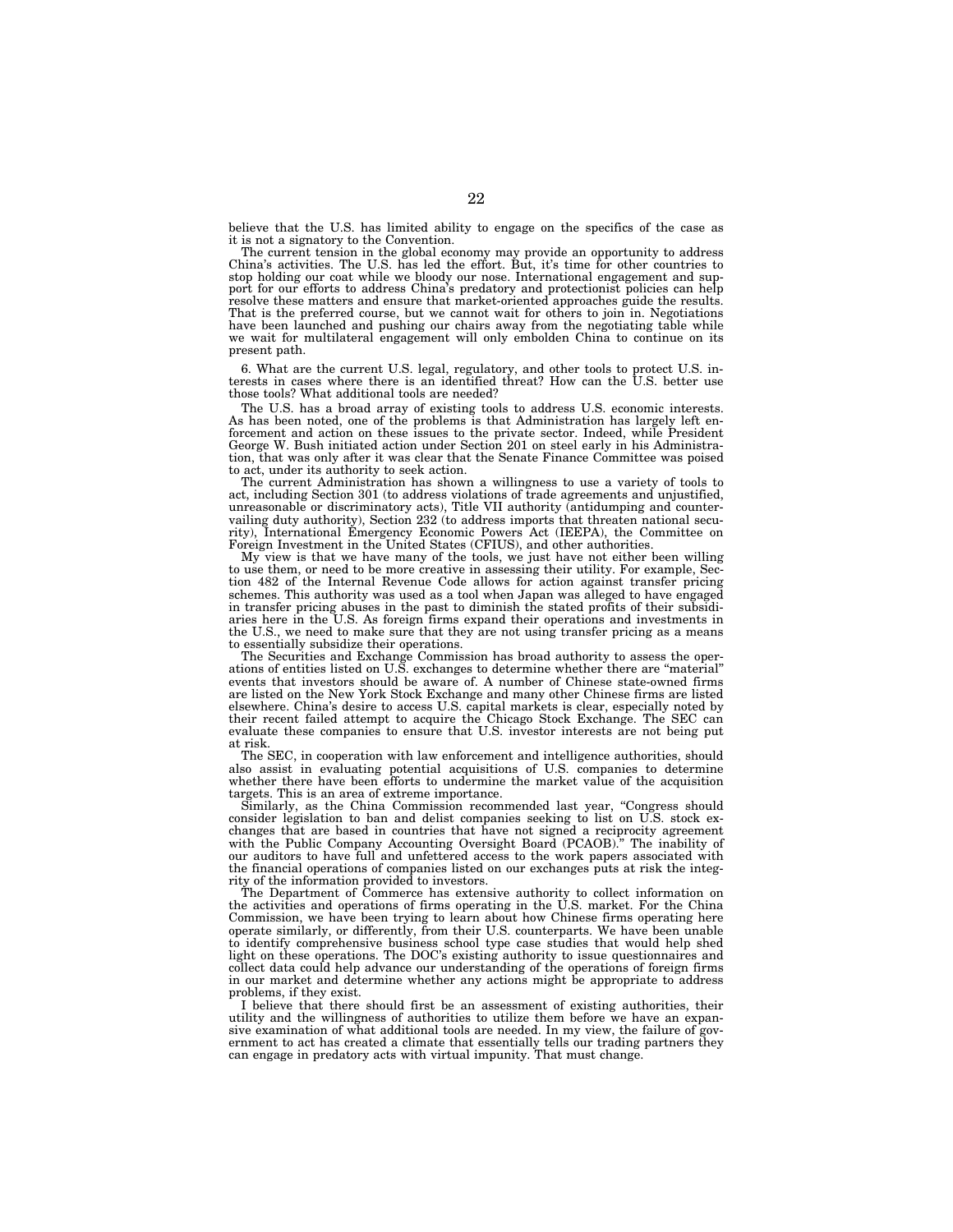believe that the U.S. has limited ability to engage on the specifics of the case as it is not a signatory to the Convention.

The current tension in the global economy may provide an opportunity to address China's activities. The U.S. has led the effort. But, it's time for other countries to stop holding our coat while we bloody our nose. International engagement and support for our efforts to address China's predatory and protectionist policies can help resolve these matters and ensure that market-oriented approaches guide the results. That is the preferred course, but we cannot wait for others to join in. Negotiations have been launched and pushing our chairs away from the negotiating table while we wait for multilateral engagement will only embolden China to continue on its present path.

6. What are the current U.S. legal, regulatory, and other tools to protect U.S. interests in cases where there is an identified threat? How can the U.S. better use those tools? What additional tools are needed?

The U.S. has a broad array of existing tools to address U.S. economic interests. As has been noted, one of the problems is that Administration has largely left enforcement and action on these issues to the private sector. Indeed, while President George W. Bush initiated action under Section 201 on steel early in his Administration, that was only after it was clear that the Senate Finance Committee was poised to act, under its authority to seek action.

The current Administration has shown a willingness to use a variety of tools to act, including Section 301 (to address violations of trade agreements and unjustified, unreasonable or discriminatory acts), Title VII authority (antidumping and countervailing duty authority), Section 232 (to address imports that threaten national security), International Emergency Economic Powers Act (IEEPA), the Committee on Foreign Investment in the United States (CFIUS), and other authorities.

My view is that we have many of the tools, we just have not either been willing to use them, or need to be more creative in assessing their utility. For example, Section 482 of the Internal Revenue Code allows for action against transfer pricing schemes. This authority was used as a tool when Japan was alleged to have engaged in transfer pricing abuses in the past to diminish the stated profits of their subsidiaries here in the U.S. As foreign firms expand their operations and investments in the U.S., we need to make sure that they are not using transfer pricing as a means to essentially subsidize their operations.

The Securities and Exchange Commission has broad authority to assess the operations of entities listed on U.S. exchanges to determine whether there are "material" events that investors should be aware of. A number of Chinese state-owned firms are listed on the New York Stock Exchange and many other Chinese firms are listed elsewhere. China's desire to access U.S. capital markets is clear, especially noted by their recent failed attempt to acquire the Chicago Stock Exchange. The SEC can evaluate these companies to ensure that U.S. investor interests are not being put at risk.

The SEC, in cooperation with law enforcement and intelligence authorities, should also assist in evaluating potential acquisitions of U.S. companies to determine whether there have been efforts to undermine the market value of the acquisition targets. This is an area of extreme importance.

Similarly, as the China Commission recommended last year, "Congress should consider legislation to ban and delist companies seeking to list on U.S. stock exchanges that are based in countries that have not signed a reciprocity agreement with the Public Company Accounting Oversight Board (PCAOB)." The inability of our auditors to have full and unfettered access to the work papers associated with the financial operations of companies listed on our exchanges puts at risk the integrity of the information provided to investors.

The Department of Commerce has extensive authority to collect information on the activities and operations of firms operating in the U.S. market. For the China Commission, we have been trying to learn about how Chinese firms operating here operate similarly, or differently, from their U.S. counterparts. We have been unable to identify comprehensive business school type case studies that would help shed light on these operations. The DOC's existing authority to issue questionnaires and collect data could help advance our understanding of the operations of foreign firms in our market and determine whether any actions might be appropriate to address problems, if they exist.

I believe that there should first be an assessment of existing authorities, their utility and the willingness of authorities to utilize them before we have an expansive examination of what additional tools are needed. In my view, the failure of government to act has created a climate that essentially tells our trading partners they can engage in predatory acts with virtual impunity. That must change.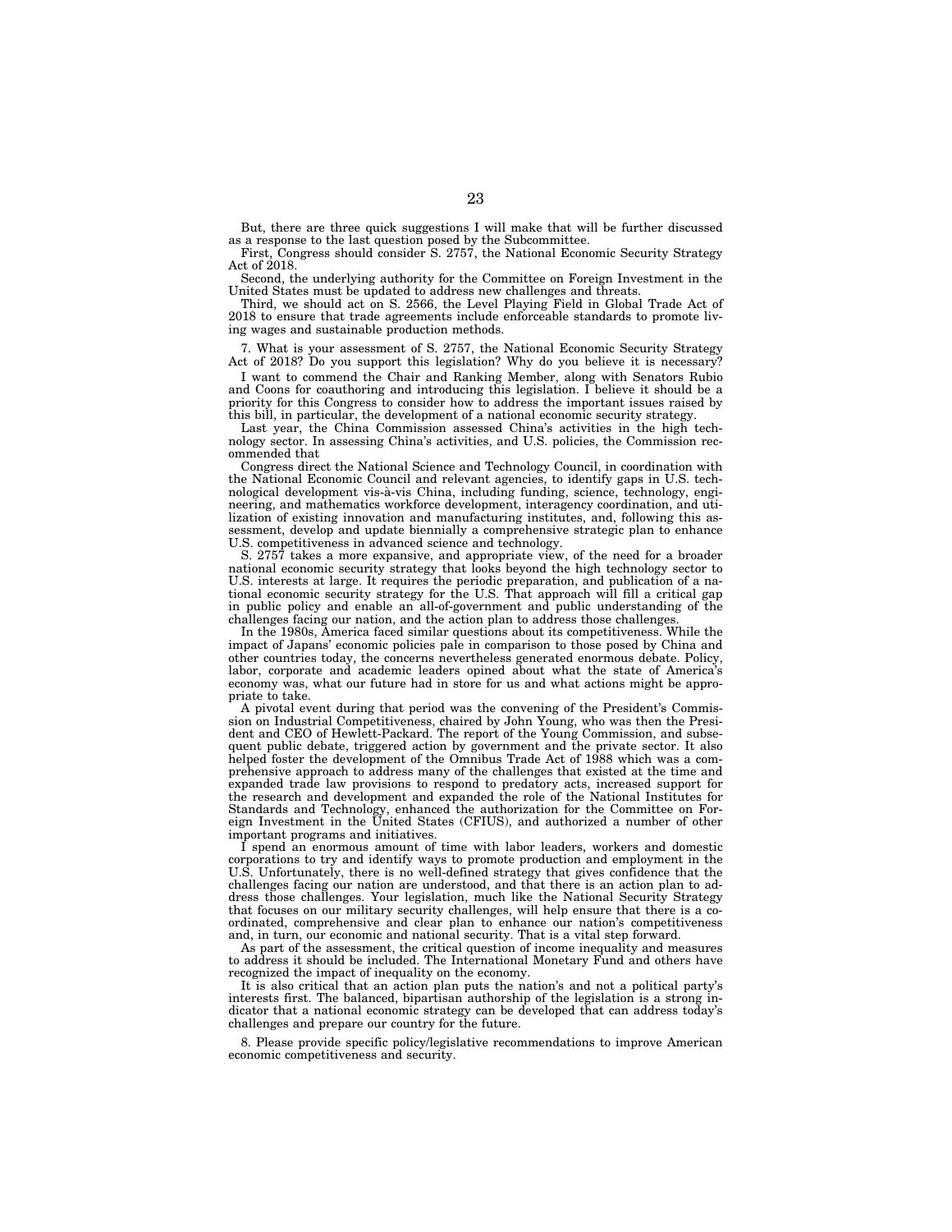But, there are three quick suggestions I will make that will be further discussed as a response to the last question posed by the Subcommittee.

First, Congress should consider S. 2757, the National Economic Security Strategy Act of 2018.

Second, the underlying authority for the Committee on Foreign Investment in the United States must be updated to address new challenges and threats.

Third, we should act on S. 2566, the Level Playing Field in Global Trade Act of 2018 to ensure that trade agreements include enforceable standards to promote living wages and sustainable production methods.

7. What is your assessment of S. 2757, the National Economic Security Strategy Act of 2018? Do you support this legislation? Why do you believe it is necessary?

I want to commend the Chair and Ranking Member, along with Senators Rubio and Coons for coauthoring and introducing this legislation. I believe it should be a priority for this Congress to consider how to address the important issues raised by this bill, in particular, the development of a national economic security strategy.

Last year, the China Commission assessed China's activities in the high technology sector. In assessing China's activities, and U.S. policies, the Commission recommended that

Congress direct the National Science and Technology Council, in coordination with the National Economic Council and relevant agencies, to identify gaps in U.S. technological development vis-à-vis China, including funding, science, technology, engineering, and mathematics workforce development, interagency coordination, and utilization of existing innovation and manufacturing institutes, and, following this assessment, develop and update biennially a comprehensive strategic plan to enhance U.S. competitiveness in advanced science and technology.

S. 2757 takes a more expansive, and appropriate view, of the need for a broader national economic security strategy that looks beyond the high technology sector to U.S. interests at large. It requires the periodic preparation, and publication of a national economic security strategy for the U.S. That approach will fill a critical gap in public policy and enable an all-of-government and public understanding of the challenges facing our nation, and the action plan to address those challenges.

In the 1980s, America faced similar questions about its competitiveness. While the impact of Japans' economic policies pale in comparison to those posed by China and other countries today, the concerns nevertheless generated enormous debate. Policy, labor, corporate and academic leaders opined about what the state of America's economy was, what our future had in store for us and what actions might be appropriate to take.

A pivotal event during that period was the convening of the President's Commission on Industrial Competitiveness, chaired by John Young, who was then the President and CEO of Hewlett-Packard. The report of the Young Commission, and subsequent public debate, triggered action by government and the private sector. It also helped foster the development of the Omnibus Trade Act of 1988 which was a comprehensive approach to address many of the challenges that existed at the time and expanded trade law provisions to respond to predatory acts, increased support for the research and development and expanded the role of the National Institutes for Standards and Technology, enhanced the authorization for the Committee on Foreign Investment in the United States (CFIUS), and authorized a number of other important programs and initiatives.

I spend an enormous amount of time with labor leaders, workers and domestic corporations to try and identify ways to promote production and employment in the U.S. Unfortunately, there is no well-defined strategy that gives confidence that the challenges facing our nation are understood, and that there is an action plan to address those challenges. Your legislation, much like the National Security Strategy that focuses on our military security challenges, will help ensure that there is a coordinated, comprehensive and clear plan to enhance our nation's competitiveness and, in turn, our economic and national security. That is a vital step forward.

As part of the assessment, the critical question of income inequality and measures to address it should be included. The International Monetary Fund and others have recognized the impact of inequality on the economy.

It is also critical that an action plan puts the nation's and not a political party's interests first. The balanced, bipartisan authorship of the legislation is a strong indicator that a national economic strategy can be developed that can address today's challenges and prepare our country for the future.

8. Please provide specific policy/legislative recommendations to improve American economic competitiveness and security.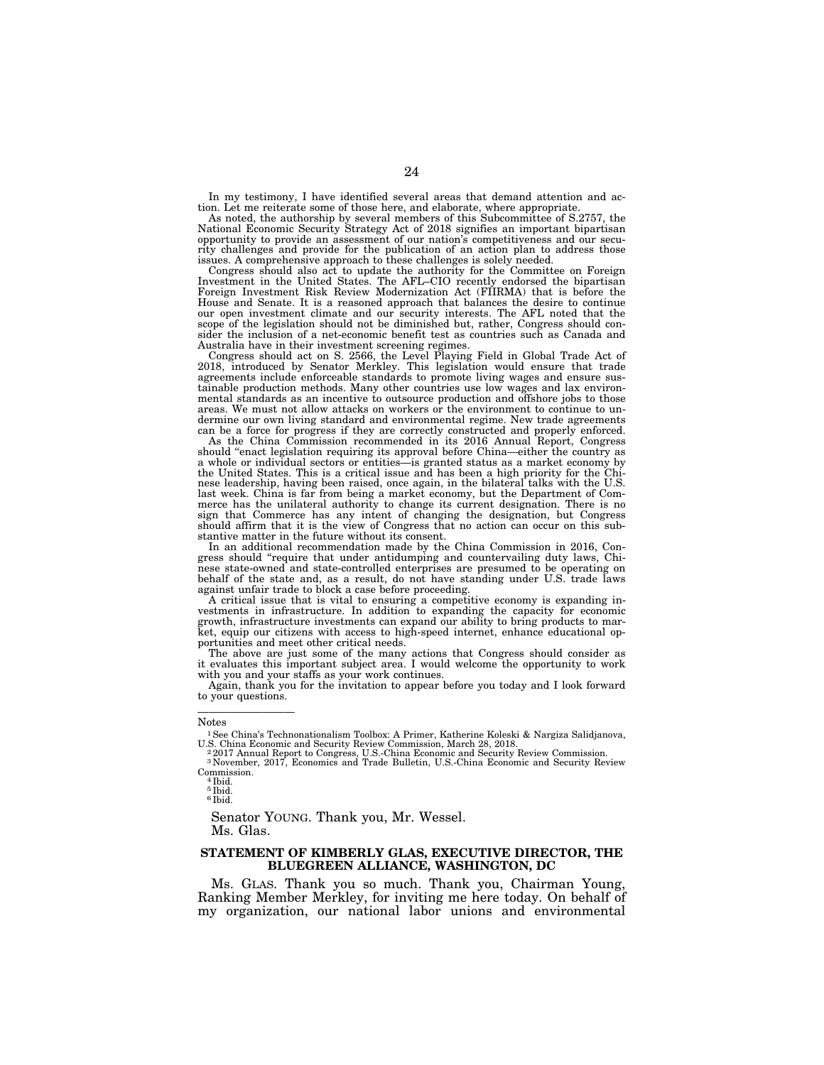In my testimony, I have identified several areas that demand attention and action. Let me reiterate some of those here, and elaborate, where appropriate.

As noted, the authorship by several members of this Subcommittee of S.2757, the National Economic Security Strategy Act of 2018 signifies an important bipartisan opportunity to provide an assessment of our nation's competitiveness and our security challenges and provide for the publication of an action plan to address those issues. A comprehensive approach to these challenges is solely needed.

Congress should also act to update the authority for the Committee on Foreign Investment in the United States. The AFL–CIO recently endorsed the bipartisan Foreign Investment Risk Review Modernization Act (FIIRMA) that is before the House and Senate. It is a reasoned approach that balances the desire to continue our open investment climate and our security interests. The AFL noted that the scope of the legislation should not be diminished but, rather, Congress should consider the inclusion of a net-economic benefit test as countries such as Canada and Australia have in their investment screening regimes.

Congress should act on S. 2566, the Level Playing Field in Global Trade Act of 2018, introduced by Senator Merkley. This legislation would ensure that trade agreements include enforceable standards to promote living wages and ensure sustainable production methods. Many other countries use low wages and lax environmental standards as an incentive to outsource production and offshore jobs to those areas. We must not allow attacks on workers or the environment to continue to undermine our own living standard and environmental regime. New trade agreements can be a force for progress if they are correctly constructed and properly enforced.

As the China Commission recommended in its 2016 Annual Report, Congress should "enact legislation requiring its approval before China—either the country as a whole or individual sectors or entities—is granted status as a market economy by the United States. This is a critical issue and has been a high priority for the Chinese leadership, having been raised, once again, in the bilateral talks with the U.S. last week. China is far from being a market economy, but the Department of Commerce has the unilateral authority to change its current designation. There is no sign that Commerce has any intent of changing the designation, but Congress should affirm that it is the view of Congress that no action can occur on this substantive matter in the future without its consent.

In an additional recommendation made by the China Commission in 2016, Congress should "require that under antidumping and countervailing duty laws, Chinese state-owned and state-controlled enterprises are presumed to be operating on behalf of the state and, as a result, do not have standing under U.S. trade laws against unfair trade to block a case before proceeding.

A critical issue that is vital to ensuring a competitive economy is expanding investments in infrastructure. In addition to expanding the capacity for economic growth, infrastructure investments can expand our ability to bring products to market, equip our citizens with access to high-speed internet, enhance educational opportunities and meet other critical needs.

The above are just some of the many actions that Congress should consider as it evaluates this important subject area. I would welcome the opportunity to work with you and your staffs as your work continues.

Again, thank you for the invitation to appear before you today and I look forward to your questions.

---

Notes

[1] See China's Technonationalism Toolbox: A Primer, Katherine Koleski & Nargiza Salidjanova, U.S. China Economic and Security Review Commission, March 28, 2018.

[2] 2017 Annual Report to Congress, U.S.-China Economic and Security Review Commission.

[3] November, 2017, Economics and Trade Bulletin, U.S.-China Economic and Security Review Commission.

[4] Ibid.

[5] Ibid.

[6] Ibid.

Senator YOUNG. Thank you, Mr. Wessel.

Ms. Glas.

## STATEMENT OF KIMBERLY GLAS, EXECUTIVE DIRECTOR, THE BLUEGREEN ALLIANCE, WASHINGTON, DC

Ms. GLAS. Thank you so much. Thank you, Chairman Young, Ranking Member Merkley, for inviting me here today. On behalf of my organization, our national labor unions and environmental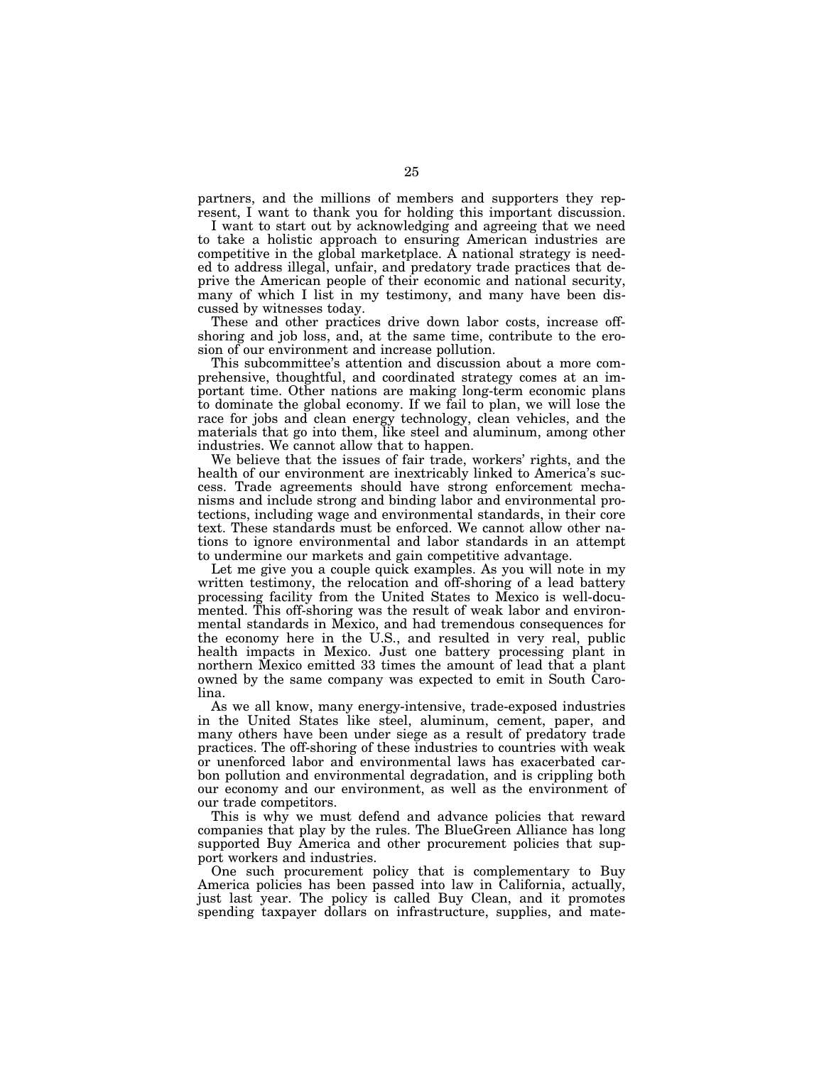partners, and the millions of members and supporters they represent, I want to thank you for holding this important discussion.

I want to start out by acknowledging and agreeing that we need to take a holistic approach to ensuring American industries are competitive in the global marketplace. A national strategy is needed to address illegal, unfair, and predatory trade practices that deprive the American people of their economic and national security, many of which I list in my testimony, and many have been discussed by witnesses today.

These and other practices drive down labor costs, increase off-shoring and job loss, and, at the same time, contribute to the erosion of our environment and increase pollution.

This subcommittee's attention and discussion about a more comprehensive, thoughtful, and coordinated strategy comes at an important time. Other nations are making long-term economic plans to dominate the global economy. If we fail to plan, we will lose the race for jobs and clean energy technology, clean vehicles, and the materials that go into them, like steel and aluminum, among other industries. We cannot allow that to happen.

We believe that the issues of fair trade, workers' rights, and the health of our environment are inextricably linked to America's success. Trade agreements should have strong enforcement mechanisms and include strong and binding labor and environmental protections, including wage and environmental standards, in their core text. These standards must be enforced. We cannot allow other nations to ignore environmental and labor standards in an attempt to undermine our markets and gain competitive advantage.

Let me give you a couple quick examples. As you will note in my written testimony, the relocation and off-shoring of a lead battery processing facility from the United States to Mexico is well-documented. This off-shoring was the result of weak labor and environmental standards in Mexico, and had tremendous consequences for the economy here in the U.S., and resulted in very real, public health impacts in Mexico. Just one battery processing plant in northern Mexico emitted 33 times the amount of lead that a plant owned by the same company was expected to emit in South Carolina.

As we all know, many energy-intensive, trade-exposed industries in the United States like steel, aluminum, cement, paper, and many others have been under siege as a result of predatory trade practices. The off-shoring of these industries to countries with weak or unenforced labor and environmental laws has exacerbated carbon pollution and environmental degradation, and is crippling both our economy and our environment, as well as the environment of our trade competitors.

This is why we must defend and advance policies that reward companies that play by the rules. The BlueGreen Alliance has long supported Buy America and other procurement policies that support workers and industries.

One such procurement policy that is complementary to Buy America policies has been passed into law in California, actually, just last year. The policy is called Buy Clean, and it promotes spending taxpayer dollars on infrastructure, supplies, and mate-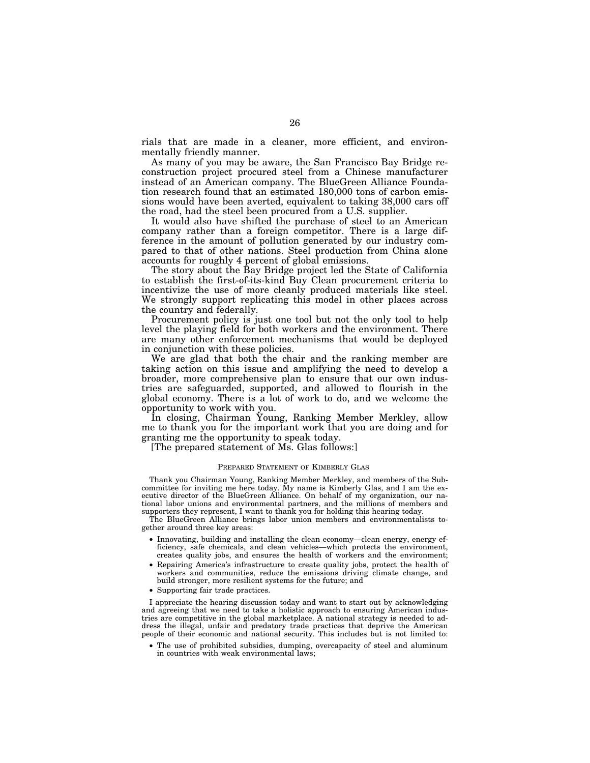rials that are made in a cleaner, more efficient, and environmentally friendly manner.

As many of you may be aware, the San Francisco Bay Bridge reconstruction project procured steel from a Chinese manufacturer instead of an American company. The BlueGreen Alliance Foundation research found that an estimated 180,000 tons of carbon emissions would have been averted, equivalent to taking 38,000 cars off the road, had the steel been procured from a U.S. supplier.

It would also have shifted the purchase of steel to an American company rather than a foreign competitor. There is a large difference in the amount of pollution generated by our industry compared to that of other nations. Steel production from China alone accounts for roughly 4 percent of global emissions.

The story about the Bay Bridge project led the State of California to establish the first-of-its-kind Buy Clean procurement criteria to incentivize the use of more cleanly produced materials like steel. We strongly support replicating this model in other places across the country and federally.

Procurement policy is just one tool but not the only tool to help level the playing field for both workers and the environment. There are many other enforcement mechanisms that would be deployed in conjunction with these policies.

We are glad that both the chair and the ranking member are taking action on this issue and amplifying the need to develop a broader, more comprehensive plan to ensure that our own industries are safeguarded, supported, and allowed to flourish in the global economy. There is a lot of work to do, and we welcome the opportunity to work with you.

In closing, Chairman Young, Ranking Member Merkley, allow me to thank you for the important work that you are doing and for granting me the opportunity to speak today.

[The prepared statement of Ms. Glas follows:]

## PREPARED STATEMENT OF KIMBERLY GLAS

Thank you Chairman Young, Ranking Member Merkley, and members of the Subcommittee for inviting me here today. My name is Kimberly Glas, and I am the executive director of the BlueGreen Alliance. On behalf of my organization, our national labor unions and environmental partners, and the millions of members and supporters they represent, I want to thank you for holding this hearing today.

The BlueGreen Alliance brings labor union members and environmentalists together around three key areas:

- Innovating, building and installing the clean economy—clean energy, energy efficiency, safe chemicals, and clean vehicles—which protects the environment, creates quality jobs, and ensures the health of workers and the environment;
- Repairing America's infrastructure to create quality jobs, protect the health of workers and communities, reduce the emissions driving climate change, and build stronger, more resilient systems for the future; and
- Supporting fair trade practices.

I appreciate the hearing discussion today and want to start out by acknowledging and agreeing that we need to take a holistic approach to ensuring American industries are competitive in the global marketplace. A national strategy is needed to address the illegal, unfair and predatory trade practices that deprive the American people of their economic and national security. This includes but is not limited to:

- The use of prohibited subsidies, dumping, overcapacity of steel and aluminum in countries with weak environmental laws;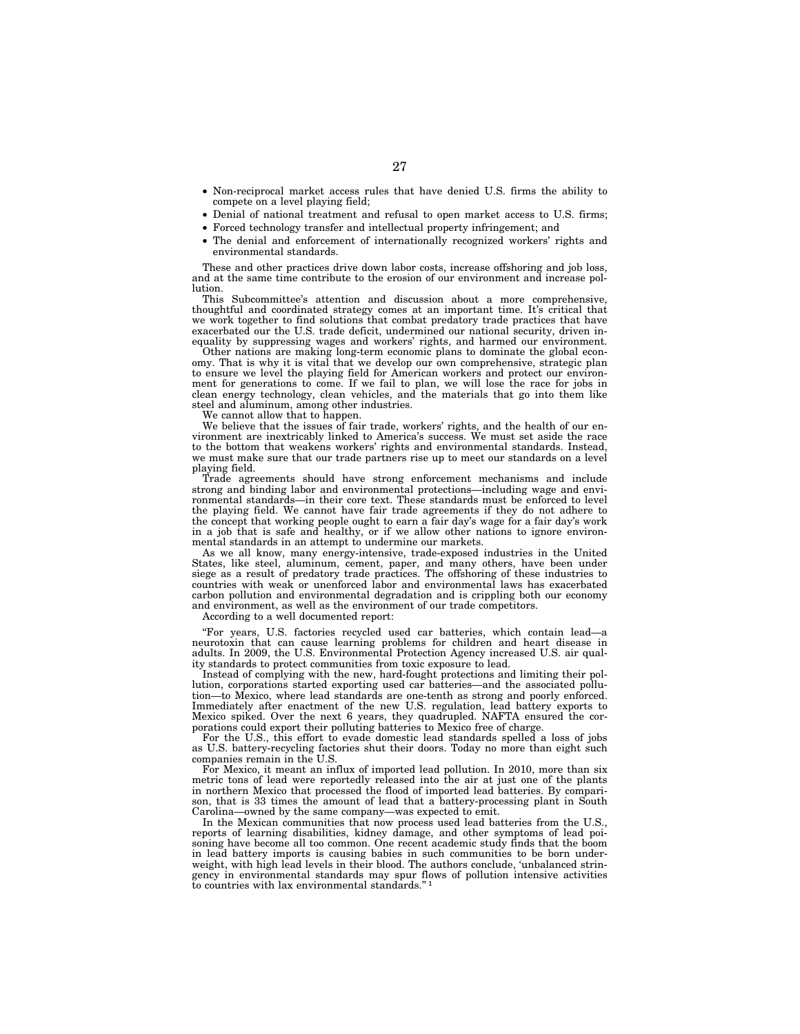- Non-reciprocal market access rules that have denied U.S. firms the ability to compete on a level playing field;
- Denial of national treatment and refusal to open market access to U.S. firms;
- Forced technology transfer and intellectual property infringement; and
- The denial and enforcement of internationally recognized workers' rights and environmental standards.

These and other practices drive down labor costs, increase offshoring and job loss, and at the same time contribute to the erosion of our environment and increase pollution.

This Subcommittee's attention and discussion about a more comprehensive, thoughtful and coordinated strategy comes at an important time. It's critical that we work together to find solutions that combat predatory trade practices that have exacerbated our the U.S. trade deficit, undermined our national security, driven inequality by suppressing wages and workers' rights, and harmed our environment.

Other nations are making long-term economic plans to dominate the global economy. That is why it is vital that we develop our own comprehensive, strategic plan to ensure we level the playing field for American workers and protect our environment for generations to come. If we fail to plan, we will lose the race for jobs in clean energy technology, clean vehicles, and the materials that go into them like steel and aluminum, among other industries.

We cannot allow that to happen.

We believe that the issues of fair trade, workers' rights, and the health of our environment are inextricably linked to America's success. We must set aside the race to the bottom that weakens workers' rights and environmental standards. Instead, we must make sure that our trade partners rise up to meet our standards on a level playing field.

Trade agreements should have strong enforcement mechanisms and include strong and binding labor and environmental protections—including wage and environmental standards—in their core text. These standards must be enforced to level the playing field. We cannot have fair trade agreements if they do not adhere to the concept that working people ought to earn a fair day's wage for a fair day's work in a job that is safe and healthy, or if we allow other nations to ignore environmental standards in an attempt to undermine our markets.

As we all know, many energy-intensive, trade-exposed industries in the United States, like steel, aluminum, cement, paper, and many others, have been under siege as a result of predatory trade practices. The offshoring of these industries to countries with weak or unenforced labor and environmental laws has exacerbated carbon pollution and environmental degradation and is crippling both our economy and environment, as well as the environment of our trade competitors.

According to a well documented report:

"For years, U.S. factories recycled used car batteries, which contain lead—a neurotoxin that can cause learning problems for children and heart disease in adults. In 2009, the U.S. Environmental Protection Agency increased U.S. air quality standards to protect communities from toxic exposure to lead.

Instead of complying with the new, hard-fought protections and limiting their pollution, corporations started exporting used car batteries—and the associated pollution—to Mexico, where lead standards are one-tenth as strong and poorly enforced. Immediately after enactment of the new U.S. regulation, lead battery exports to Mexico spiked. Over the next 6 years, they quadrupled. NAFTA ensured the corporations could export their polluting batteries to Mexico free of charge.

For the U.S., this effort to evade domestic lead standards spelled a loss of jobs as U.S. battery-recycling factories shut their doors. Today no more than eight such companies remain in the U.S.

For Mexico, it meant an influx of imported lead pollution. In 2010, more than six metric tons of lead were reportedly released into the air at just one of the plants in northern Mexico that processed the flood of imported lead batteries. By comparison, that is 33 times the amount of lead that a battery-processing plant in South Carolina—owned by the same company—was expected to emit.

In the Mexican communities that now process used lead batteries from the U.S., reports of learning disabilities, kidney damage, and other symptoms of lead poisoning have become all too common. One recent academic study finds that the boom in lead battery imports is causing babies in such communities to be born underweight, with high lead levels in their blood. The authors conclude, 'unbalanced stringency in environmental standards may spur flows of pollution intensive activities to countries with lax environmental standards.'" [1]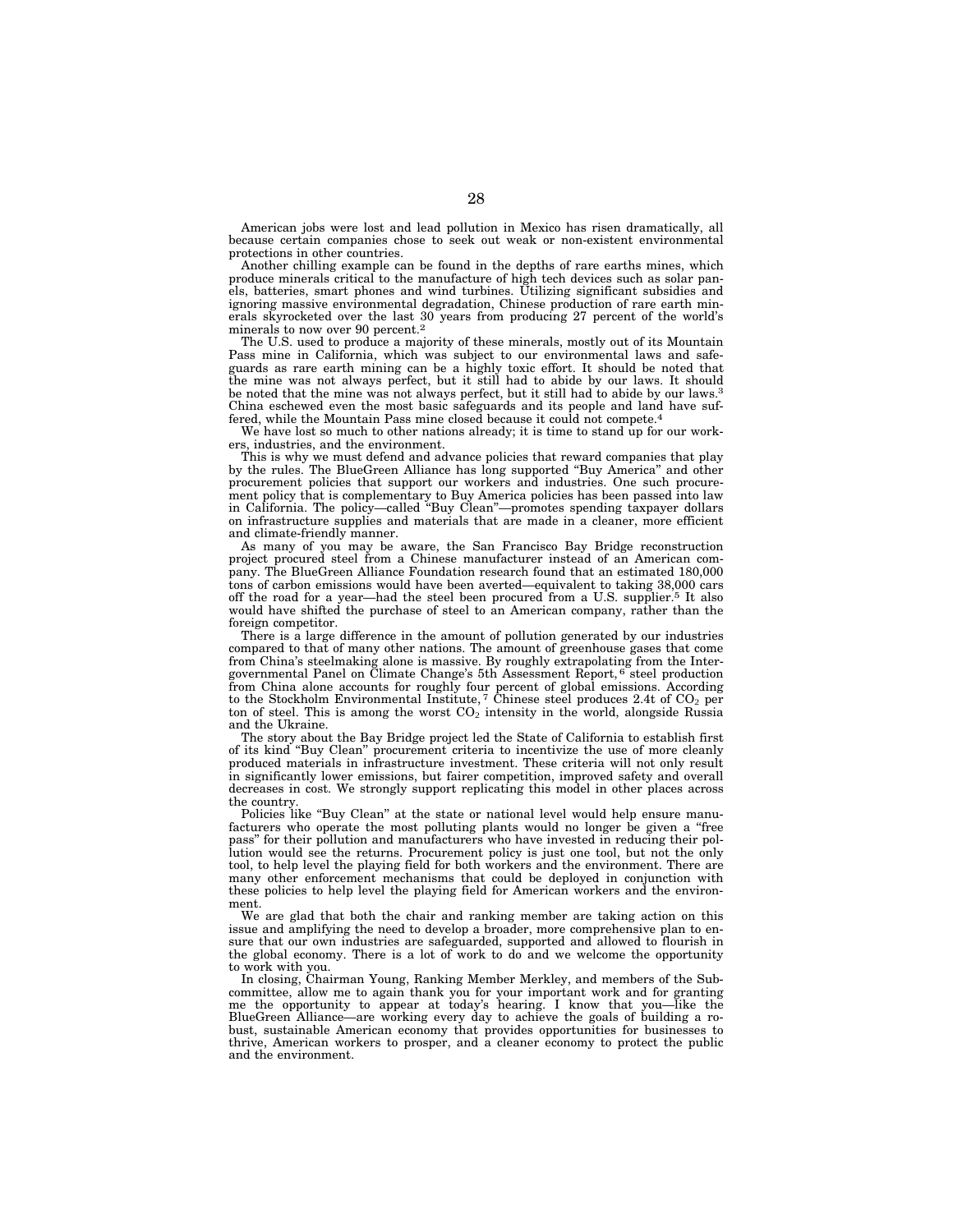American jobs were lost and lead pollution in Mexico has risen dramatically, all because certain companies chose to seek out weak or non-existent environmental protections in other countries.

Another chilling example can be found in the depths of rare earths mines, which produce minerals critical to the manufacture of high tech devices such as solar panels, batteries, smart phones and wind turbines. Utilizing significant subsidies and ignoring massive environmental degradation, Chinese production of rare earth minerals skyrocketed over the last 30 years from producing 27 percent of the world's minerals to now over 90 percent.[2]

The U.S. used to produce a majority of these minerals, mostly out of its Mountain Pass mine in California, which was subject to our environmental laws and safeguards as rare earth mining can be a highly toxic effort. It should be noted that the mine was not always perfect, but it still had to abide by our laws. It should be noted that the mine was not always perfect, but it still had to abide by our laws.[3] China eschewed even the most basic safeguards and its people and land have suffered, while the Mountain Pass mine closed because it could not compete.[4]

We have lost so much to other nations already; it is time to stand up for our workers, industries, and the environment.

This is why we must defend and advance policies that reward companies that play by the rules. The BlueGreen Alliance has long supported "Buy America" and other procurement policies that support our workers and industries. One such procurement policy that is complementary to Buy America policies has been passed into law in California. The policy—called "Buy Clean"—promotes spending taxpayer dollars on infrastructure supplies and materials that are made in a cleaner, more efficient and climate-friendly manner.

As many of you may be aware, the San Francisco Bay Bridge reconstruction project procured steel from a Chinese manufacturer instead of an American company. The BlueGreen Alliance Foundation research found that an estimated 180,000 tons of carbon emissions would have been averted—equivalent to taking 38,000 cars off the road for a year—had the steel been procured from a U.S. supplier.[5] It also would have shifted the purchase of steel to an American company, rather than the foreign competitor.

There is a large difference in the amount of pollution generated by our industries compared to that of many other nations. The amount of greenhouse gases that come from China's steelmaking alone is massive. By roughly extrapolating from the Intergovernmental Panel on Climate Change's 5th Assessment Report,[6] steel production from China alone accounts for roughly four percent of global emissions. According to the Stockholm Environmental Institute,[7] Chinese steel produces 2.4t of $CO_2$ per ton of steel. This is among the worst $CO_2$ intensity in the world, alongside Russia and the Ukraine.

The story about the Bay Bridge project led the State of California to establish first of its kind "Buy Clean" procurement criteria to incentivize the use of more cleanly produced materials in infrastructure investment. These criteria will not only result in significantly lower emissions, but fairer competition, improved safety and overall decreases in cost. We strongly support replicating this model in other places across the country.

Policies like "Buy Clean" at the state or national level would help ensure manufacturers who operate the most polluting plants would no longer be given a "free pass" for their pollution and manufacturers who have invested in reducing their pollution would see the returns. Procurement policy is just one tool, but not the only tool, to help level the playing field for both workers and the environment. There are many other enforcement mechanisms that could be deployed in conjunction with these policies to help level the playing field for American workers and the environment.

We are glad that both the chair and ranking member are taking action on this issue and amplifying the need to develop a broader, more comprehensive plan to ensure that our own industries are safeguarded, supported and allowed to flourish in the global economy. There is a lot of work to do and we welcome the opportunity to work with you.

In closing, Chairman Young, Ranking Member Merkley, and members of the Subcommittee, allow me to again thank you for your important work and for granting me the opportunity to appear at today's hearing. I know that you—like the BlueGreen Alliance—are working every day to achieve the goals of building a robust, sustainable American economy that provides opportunities for businesses to thrive, American workers to prosper, and a cleaner economy to protect the public and the environment.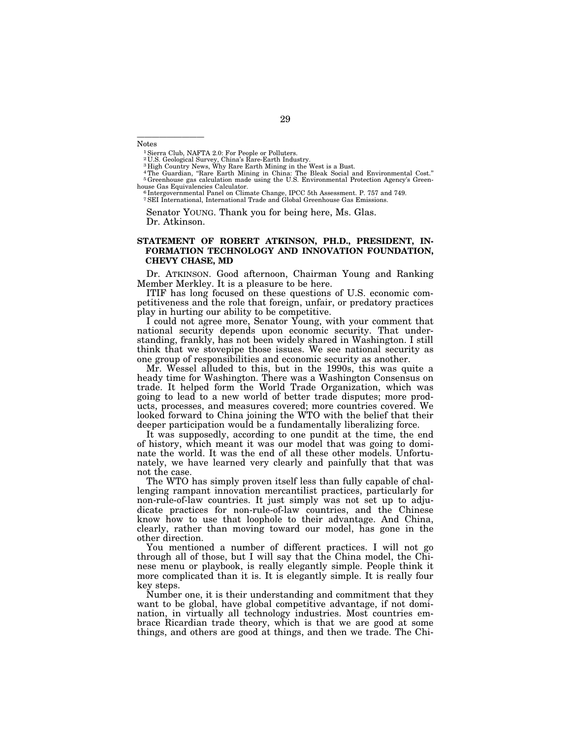Notes

[1] Sierra Club, NAFTA 2.0: For People or Polluters.
[2] U.S. Geological Survey, China's Rare-Earth Industry.
[3] High Country News, Why Rare Earth Mining in the West is a Bust.
[4] The Guardian, "Rare Earth Mining in China: The Bleak Social and Environmental Cost."
[5] Greenhouse gas calculation made using the U.S. Environmental Protection Agency's Greenhouse Gas Equivalencies Calculator.
[6] Intergovernmental Panel on Climate Change, IPCC 5th Assessment. P. 757 and 749.
[7] SEI International, International Trade and Global Greenhouse Gas Emissions.

Senator YOUNG. Thank you for being here, Ms. Glas.
Dr. Atkinson.

## STATEMENT OF ROBERT ATKINSON, PH.D., PRESIDENT, INFORMATION TECHNOLOGY AND INNOVATION FOUNDATION, CHEVY CHASE, MD

Dr. ATKINSON. Good afternoon, Chairman Young and Ranking Member Merkley. It is a pleasure to be here.

ITIF has long focused on these questions of U.S. economic competitiveness and the role that foreign, unfair, or predatory practices play in hurting our ability to be competitive.

I could not agree more, Senator Young, with your comment that national security depends upon economic security. That understanding, frankly, has not been widely shared in Washington. I still think that we stovepipe those issues. We see national security as one group of responsibilities and economic security as another.

Mr. Wessel alluded to this, but in the 1990s, this was quite a heady time for Washington. There was a Washington Consensus on trade. It helped form the World Trade Organization, which was going to lead to a new world of better trade disputes; more products, processes, and measures covered; more countries covered. We looked forward to China joining the WTO with the belief that their deeper participation would be a fundamentally liberalizing force.

It was supposedly, according to one pundit at the time, the end of history, which meant it was our model that was going to dominate the world. It was the end of all these other models. Unfortunately, we have learned very clearly and painfully that that was not the case.

The WTO has simply proven itself less than fully capable of challenging rampant innovation mercantilist practices, particularly for non-rule-of-law countries. It just simply was not set up to adjudicate practices for non-rule-of-law countries, and the Chinese know how to use that loophole to their advantage. And China, clearly, rather than moving toward our model, has gone in the other direction.

You mentioned a number of different practices. I will not go through all of those, but I will say that the China model, the Chinese menu or playbook, is really elegantly simple. People think it more complicated than it is. It is elegantly simple. It is really four key steps.

Number one, it is their understanding and commitment that they want to be global, have global competitive advantage, if not domination, in virtually all technology industries. Most countries embrace Ricardian trade theory, which is that we are good at some things, and others are good at things, and then we trade. The Chi-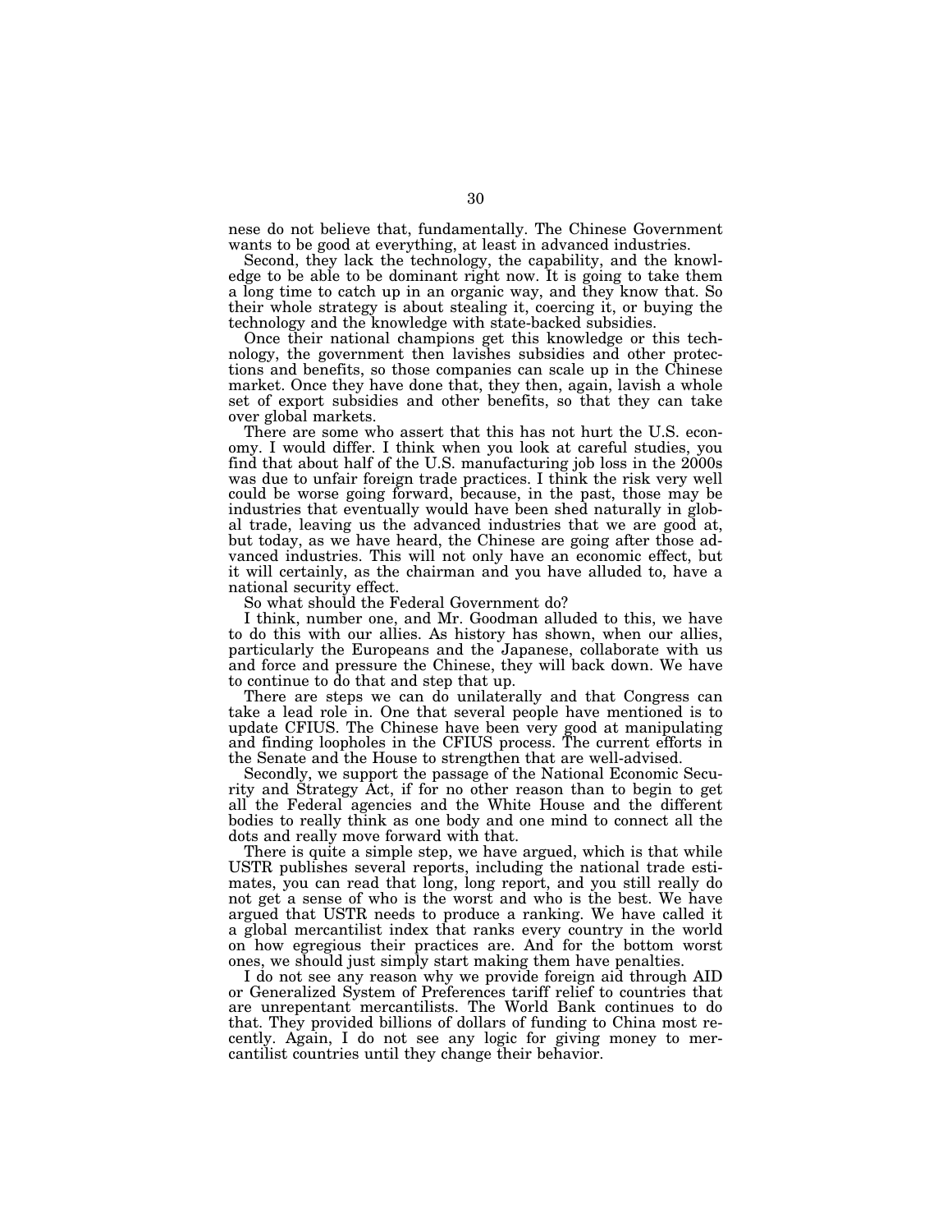nese do not believe that, fundamentally. The Chinese Government wants to be good at everything, at least in advanced industries.

Second, they lack the technology, the capability, and the knowledge to be able to be dominant right now. It is going to take them a long time to catch up in an organic way, and they know that. So their whole strategy is about stealing it, coercing it, or buying the technology and the knowledge with state-backed subsidies.

Once their national champions get this knowledge or this technology, the government then lavishes subsidies and other protections and benefits, so those companies can scale up in the Chinese market. Once they have done that, they then, again, lavish a whole set of export subsidies and other benefits, so that they can take over global markets.

There are some who assert that this has not hurt the U.S. economy. I would differ. I think when you look at careful studies, you find that about half of the U.S. manufacturing job loss in the 2000s was due to unfair foreign trade practices. I think the risk very well could be worse going forward, because, in the past, those may be industries that eventually would have been shed naturally in global trade, leaving us the advanced industries that we are good at, but today, as we have heard, the Chinese are going after those advanced industries. This will not only have an economic effect, but it will certainly, as the chairman and you have alluded to, have a national security effect.

So what should the Federal Government do?

I think, number one, and Mr. Goodman alluded to this, we have to do this with our allies. As history has shown, when our allies, particularly the Europeans and the Japanese, collaborate with us and force and pressure the Chinese, they will back down. We have to continue to do that and step that up.

There are steps we can do unilaterally and that Congress can take a lead role in. One that several people have mentioned is to update CFIUS. The Chinese have been very good at manipulating and finding loopholes in the CFIUS process. The current efforts in the Senate and the House to strengthen that are well-advised.

Secondly, we support the passage of the National Economic Security and Strategy Act, if for no other reason than to begin to get all the Federal agencies and the White House and the different bodies to really think as one body and one mind to connect all the dots and really move forward with that.

There is quite a simple step, we have argued, which is that while USTR publishes several reports, including the national trade estimates, you can read that long, long report, and you still really do not get a sense of who is the worst and who is the best. We have argued that USTR needs to produce a ranking. We have called it a global mercantilist index that ranks every country in the world on how egregious their practices are. And for the bottom worst ones, we should just simply start making them have penalties.

I do not see any reason why we provide foreign aid through AID or Generalized System of Preferences tariff relief to countries that are unrepentant mercantilists. The World Bank continues to do that. They provided billions of dollars of funding to China most recently. Again, I do not see any logic for giving money to mercantilist countries until they change their behavior.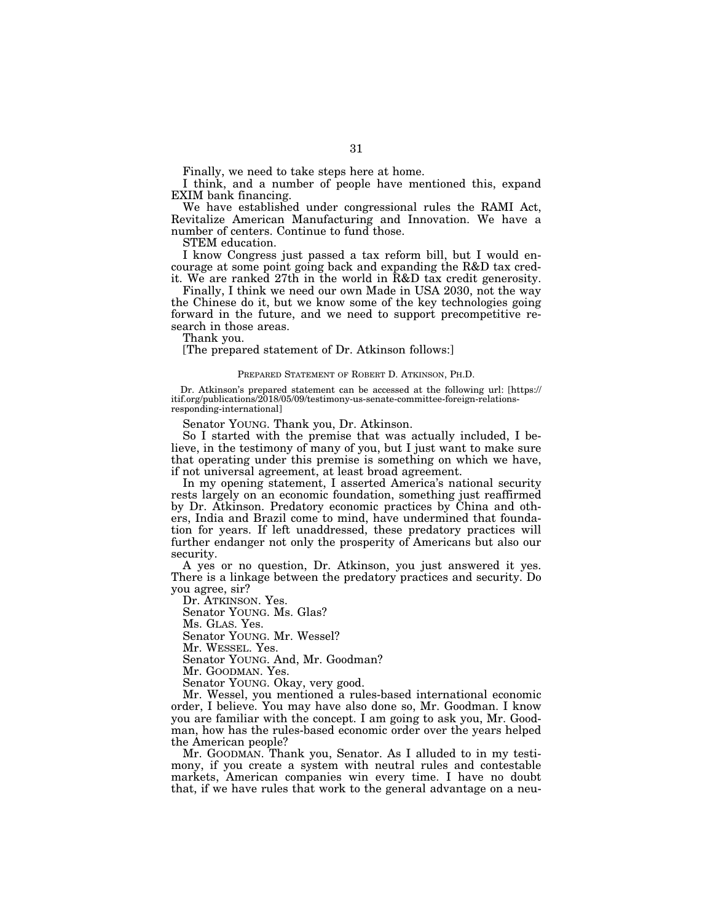Finally, we need to take steps here at home.

I think, and a number of people have mentioned this, expand EXIM bank financing.

We have established under congressional rules the RAMI Act, Revitalize American Manufacturing and Innovation. We have a number of centers. Continue to fund those.

STEM education.

I know Congress just passed a tax reform bill, but I would encourage at some point going back and expanding the R&D tax credit. We are ranked 27th in the world in R&D tax credit generosity.

Finally, I think we need our own Made in USA 2030, not the way the Chinese do it, but we know some of the key technologies going forward in the future, and we need to support precompetitive research in those areas.

Thank you.

[The prepared statement of Dr. Atkinson follows:]

PREPARED STATEMENT OF ROBERT D. ATKINSON, PH.D.

Dr. Atkinson's prepared statement can be accessed at the following url: [https://itif.org/publications/2018/05/09/testimony-us-senate-committee-foreign-relations-responding-international]

Senator YOUNG. Thank you, Dr. Atkinson.

So I started with the premise that was actually included, I believe, in the testimony of many of you, but I just want to make sure that operating under this premise is something on which we have, if not universal agreement, at least broad agreement.

In my opening statement, I asserted America's national security rests largely on an economic foundation, something just reaffirmed by Dr. Atkinson. Predatory economic practices by China and others, India and Brazil come to mind, have undermined that foundation for years. If left unaddressed, these predatory practices will further endanger not only the prosperity of Americans but also our security.

A yes or no question, Dr. Atkinson, you just answered it yes. There is a linkage between the predatory practices and security. Do you agree, sir?

Dr. ATKINSON. Yes.

Senator YOUNG. Ms. Glas?

Ms. GLAS. Yes.

Senator YOUNG. Mr. Wessel?

Mr. WESSEL. Yes.

Senator YOUNG. And, Mr. Goodman?

Mr. GOODMAN. Yes.

Senator YOUNG. Okay, very good.

Mr. Wessel, you mentioned a rules-based international economic order, I believe. You may have also done so, Mr. Goodman. I know you are familiar with the concept. I am going to ask you, Mr. Goodman, how has the rules-based economic order over the years helped the American people?

Mr. GOODMAN. Thank you, Senator. As I alluded to in my testimony, if you create a system with neutral rules and contestable markets, American companies win every time. I have no doubt that, if we have rules that work to the general advantage on a neu-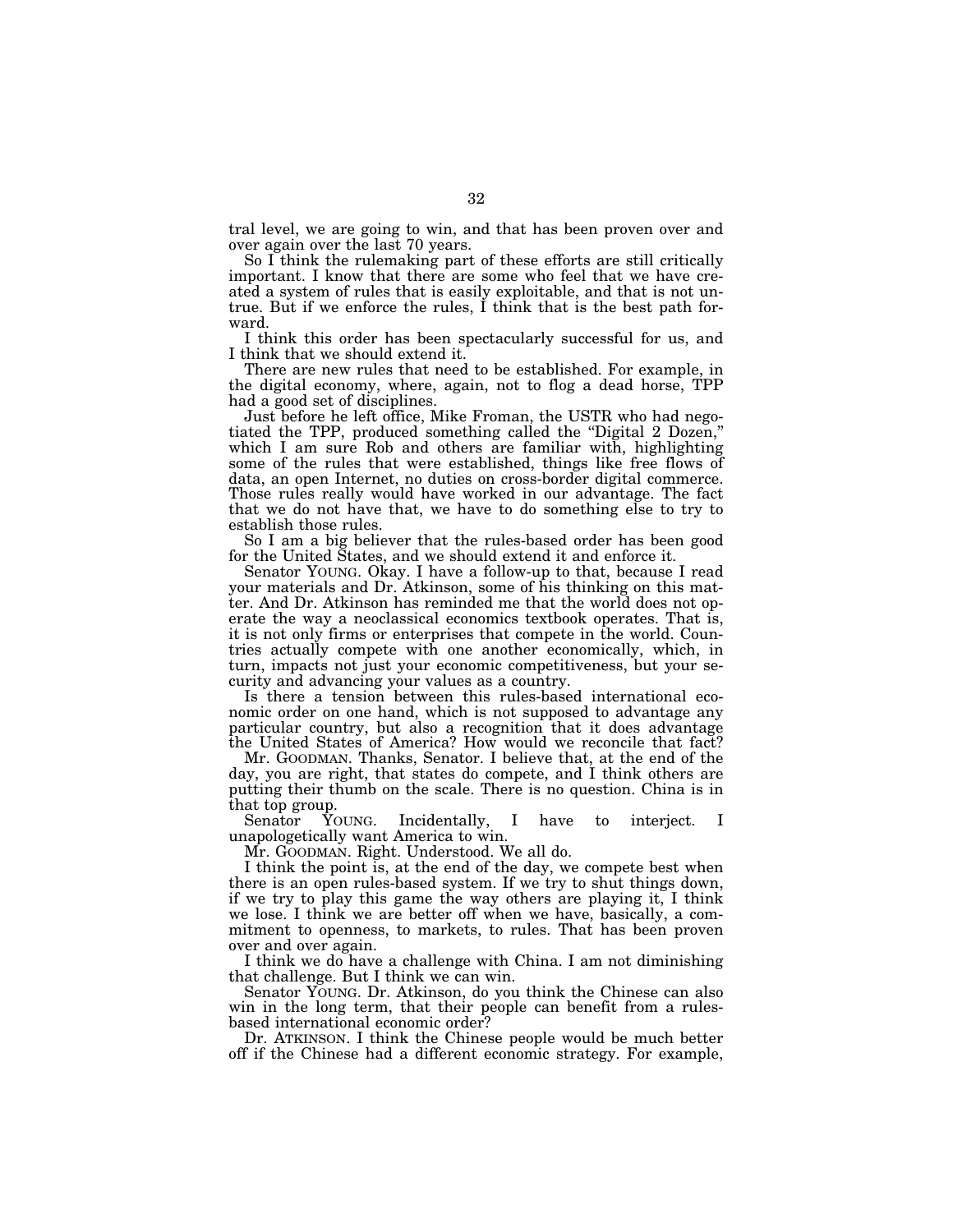tral level, we are going to win, and that has been proven over and over again over the last 70 years.

So I think the rulemaking part of these efforts are still critically important. I know that there are some who feel that we have created a system of rules that is easily exploitable, and that is not untrue. But if we enforce the rules, I think that is the best path forward.

I think this order has been spectacularly successful for us, and I think that we should extend it.

There are new rules that need to be established. For example, in the digital economy, where, again, not to flog a dead horse, TPP had a good set of disciplines.

Just before he left office, Mike Froman, the USTR who had negotiated the TPP, produced something called the "Digital 2 Dozen," which I am sure Rob and others are familiar with, highlighting some of the rules that were established, things like free flows of data, an open Internet, no duties on cross-border digital commerce. Those rules really would have worked in our advantage. The fact that we do not have that, we have to do something else to try to establish those rules.

So I am a big believer that the rules-based order has been good for the United States, and we should extend it and enforce it.

Senator YOUNG. Okay. I have a follow-up to that, because I read your materials and Dr. Atkinson, some of his thinking on this matter. And Dr. Atkinson has reminded me that the world does not operate the way a neoclassical economics textbook operates. That is, it is not only firms or enterprises that compete in the world. Countries actually compete with one another economically, which, in turn, impacts not just your economic competitiveness, but your security and advancing your values as a country.

Is there a tension between this rules-based international economic order on one hand, which is not supposed to advantage any particular country, but also a recognition that it does advantage the United States of America? How would we reconcile that fact?

Mr. GOODMAN. Thanks, Senator. I believe that, at the end of the day, you are right, that states do compete, and I think others are putting their thumb on the scale. There is no question. China is in that top group.

Senator YOUNG. Incidentally, I have to interject. I unapologetically want America to win.

Mr. GOODMAN. Right. Understood. We all do.

I think the point is, at the end of the day, we compete best when there is an open rules-based system. If we try to shut things down, if we try to play this game the way others are playing it, I think we lose. I think we are better off when we have, basically, a commitment to openness, to markets, to rules. That has been proven over and over again.

I think we do have a challenge with China. I am not diminishing that challenge. But I think we can win.

Senator YOUNG. Dr. Atkinson, do you think the Chinese can also win in the long term, that their people can benefit from a rules-based international economic order?

Dr. ATKINSON. I think the Chinese people would be much better off if the Chinese had a different economic strategy. For example,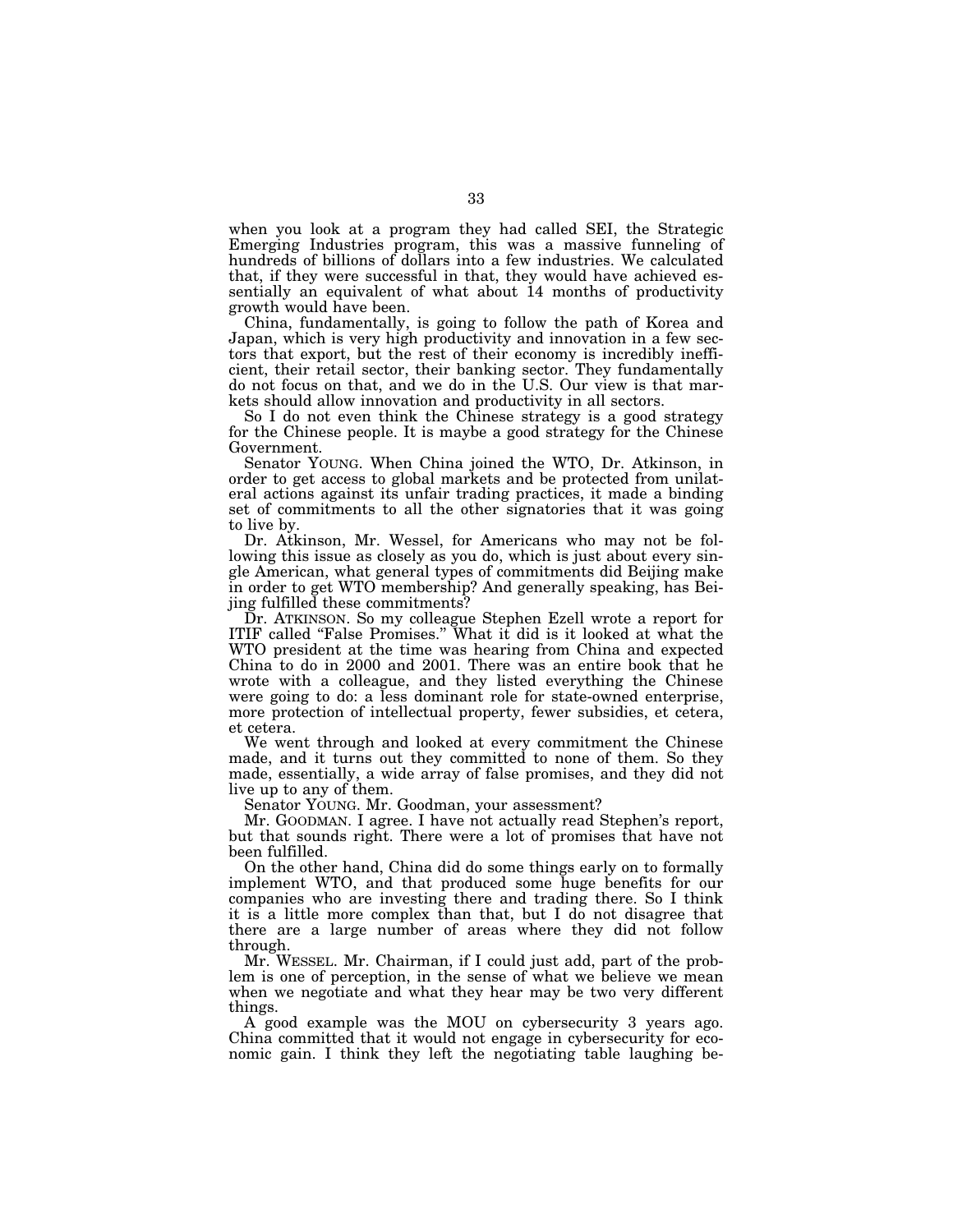when you look at a program they had called SEI, the Strategic Emerging Industries program, this was a massive funneling of hundreds of billions of dollars into a few industries. We calculated that, if they were successful in that, they would have achieved essentially an equivalent of what about 14 months of productivity growth would have been.

China, fundamentally, is going to follow the path of Korea and Japan, which is very high productivity and innovation in a few sectors that export, but the rest of their economy is incredibly inefficient, their retail sector, their banking sector. They fundamentally do not focus on that, and we do in the U.S. Our view is that markets should allow innovation and productivity in all sectors.

So I do not even think the Chinese strategy is a good strategy for the Chinese people. It is maybe a good strategy for the Chinese Government.

Senator YOUNG. When China joined the WTO, Dr. Atkinson, in order to get access to global markets and be protected from unilateral actions against its unfair trading practices, it made a binding set of commitments to all the other signatories that it was going to live by.

Dr. Atkinson, Mr. Wessel, for Americans who may not be following this issue as closely as you do, which is just about every single American, what general types of commitments did Beijing make in order to get WTO membership? And generally speaking, has Beijing fulfilled these commitments?

Dr. ATKINSON. So my colleague Stephen Ezell wrote a report for ITIF called "False Promises." What it did is it looked at what the WTO president at the time was hearing from China and expected China to do in 2000 and 2001. There was an entire book that he wrote with a colleague, and they listed everything the Chinese were going to do: a less dominant role for state-owned enterprise, more protection of intellectual property, fewer subsidies, et cetera, et cetera.

We went through and looked at every commitment the Chinese made, and it turns out they committed to none of them. So they made, essentially, a wide array of false promises, and they did not live up to any of them.

Senator YOUNG. Mr. Goodman, your assessment?

Mr. GOODMAN. I agree. I have not actually read Stephen's report, but that sounds right. There were a lot of promises that have not been fulfilled.

On the other hand, China did do some things early on to formally implement WTO, and that produced some huge benefits for our companies who are investing there and trading there. So I think it is a little more complex than that, but I do not disagree that there are a large number of areas where they did not follow through.

Mr. WESSEL. Mr. Chairman, if I could just add, part of the problem is one of perception, in the sense of what we believe we mean when we negotiate and what they hear may be two very different things.

A good example was the MOU on cybersecurity 3 years ago. China committed that it would not engage in cybersecurity for economic gain. I think they left the negotiating table laughing be-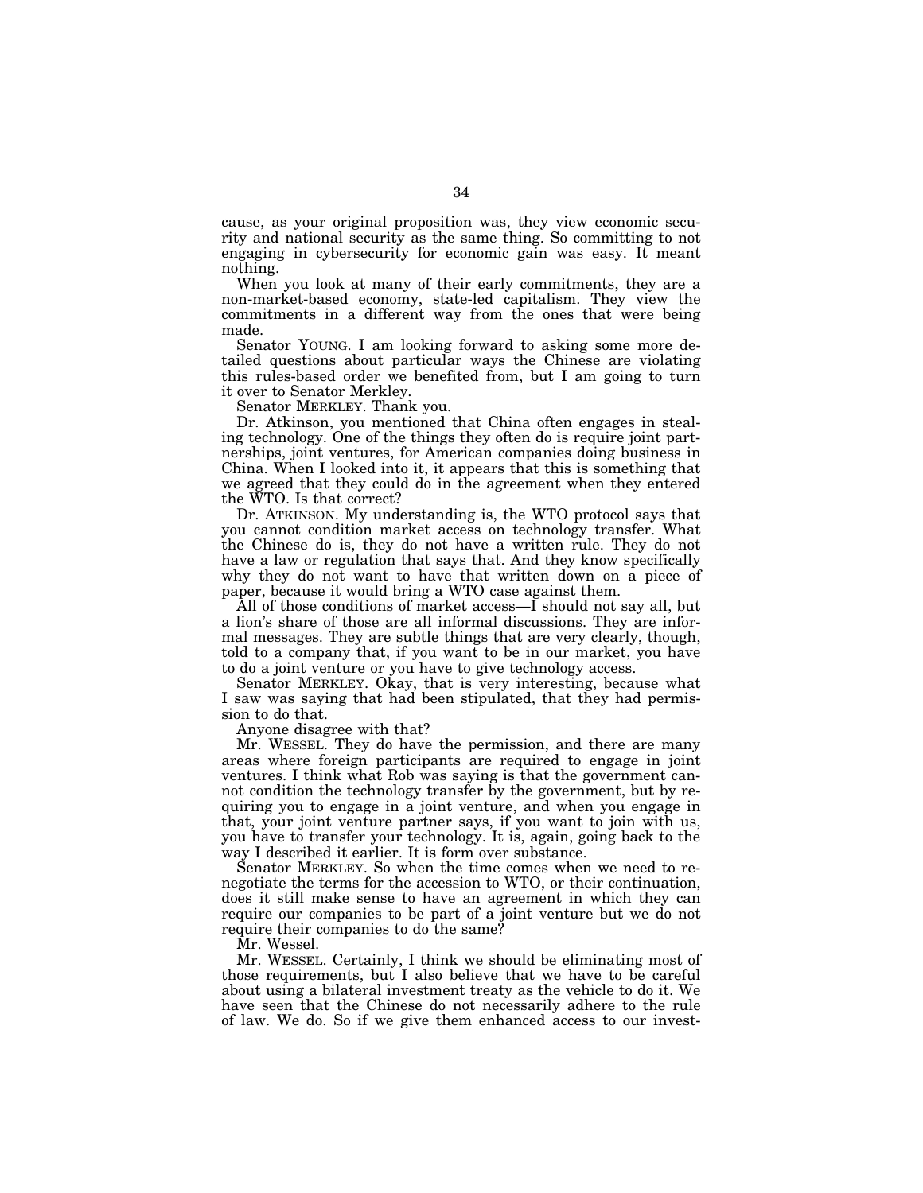cause, as your original proposition was, they view economic security and national security as the same thing. So committing to not engaging in cybersecurity for economic gain was easy. It meant nothing.

When you look at many of their early commitments, they are a non-market-based economy, state-led capitalism. They view the commitments in a different way from the ones that were being made.

Senator YOUNG. I am looking forward to asking some more detailed questions about particular ways the Chinese are violating this rules-based order we benefited from, but I am going to turn it over to Senator Merkley.

Senator MERKLEY. Thank you.

Dr. Atkinson, you mentioned that China often engages in stealing technology. One of the things they often do is require joint partnerships, joint ventures, for American companies doing business in China. When I looked into it, it appears that this is something that we agreed that they could do in the agreement when they entered the WTO. Is that correct?

Dr. ATKINSON. My understanding is, the WTO protocol says that you cannot condition market access on technology transfer. What the Chinese do is, they do not have a written rule. They do not have a law or regulation that says that. And they know specifically why they do not want to have that written down on a piece of paper, because it would bring a WTO case against them.

All of those conditions of market access—I should not say all, but a lion's share of those are all informal discussions. They are informal messages. They are subtle things that are very clearly, though, told to a company that, if you want to be in our market, you have to do a joint venture or you have to give technology access.

Senator MERKLEY. Okay, that is very interesting, because what I saw was saying that had been stipulated, that they had permission to do that.

Anyone disagree with that?

Mr. WESSEL. They do have the permission, and there are many areas where foreign participants are required to engage in joint ventures. I think what Rob was saying is that the government cannot condition the technology transfer by the government, but by requiring you to engage in a joint venture, and when you engage in that, your joint venture partner says, if you want to join with us, you have to transfer your technology. It is, again, going back to the way I described it earlier. It is form over substance.

Senator MERKLEY. So when the time comes when we need to renegotiate the terms for the accession to WTO, or their continuation, does it still make sense to have an agreement in which they can require our companies to be part of a joint venture but we do not require their companies to do the same?

Mr. Wessel.

Mr. WESSEL. Certainly, I think we should be eliminating most of those requirements, but I also believe that we have to be careful about using a bilateral investment treaty as the vehicle to do it. We have seen that the Chinese do not necessarily adhere to the rule of law. We do. So if we give them enhanced access to our invest-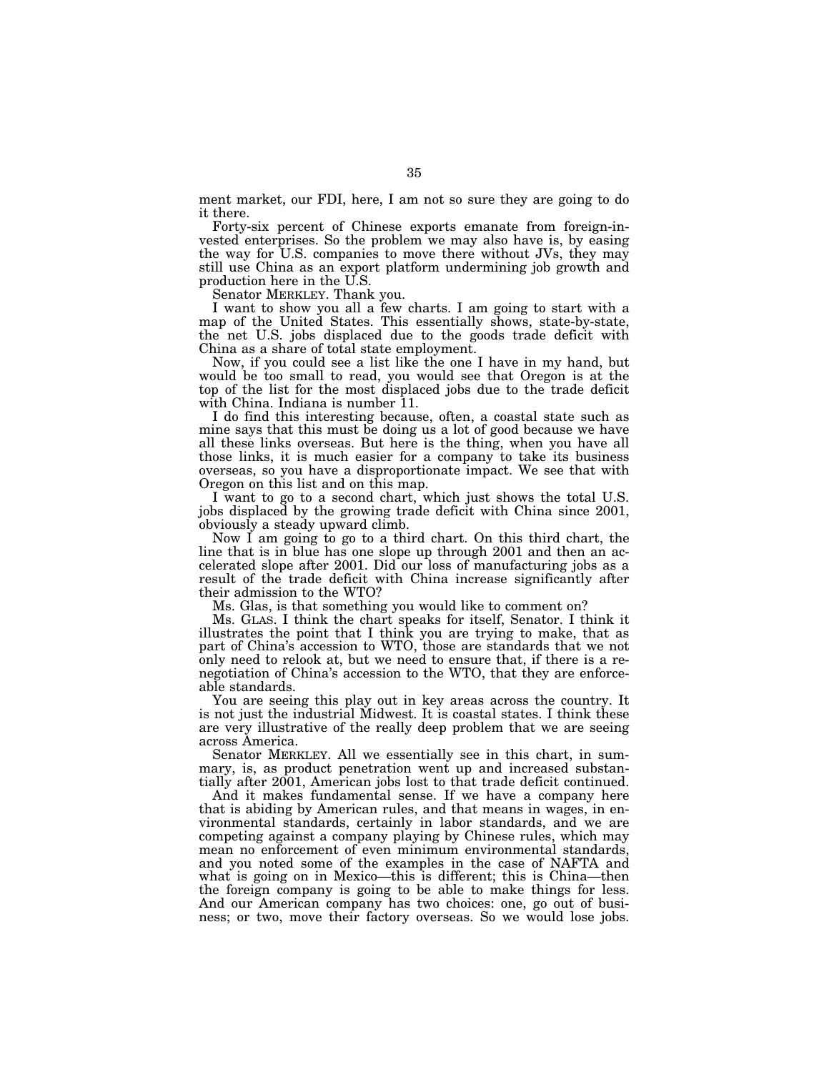ment market, our FDI, here, I am not so sure they are going to do it there.

Forty-six percent of Chinese exports emanate from foreign-invested enterprises. So the problem we may also have is, by easing the way for U.S. companies to move there without JVs, they may still use China as an export platform undermining job growth and production here in the U.S.

Senator MERKLEY. Thank you.

I want to show you all a few charts. I am going to start with a map of the United States. This essentially shows, state-by-state, the net U.S. jobs displaced due to the goods trade deficit with China as a share of total state employment.

Now, if you could see a list like the one I have in my hand, but would be too small to read, you would see that Oregon is at the top of the list for the most displaced jobs due to the trade deficit with China. Indiana is number 11.

I do find this interesting because, often, a coastal state such as mine says that this must be doing us a lot of good because we have all these links overseas. But here is the thing, when you have all those links, it is much easier for a company to take its business overseas, so you have a disproportionate impact. We see that with Oregon on this list and on this map.

I want to go to a second chart, which just shows the total U.S. jobs displaced by the growing trade deficit with China since 2001, obviously a steady upward climb.

Now I am going to go to a third chart. On this third chart, the line that is in blue has one slope up through 2001 and then an accelerated slope after 2001. Did our loss of manufacturing jobs as a result of the trade deficit with China increase significantly after their admission to the WTO?

Ms. Glas, is that something you would like to comment on?

Ms. GLAS. I think the chart speaks for itself, Senator. I think it illustrates the point that I think you are trying to make, that as part of China's accession to WTO, those are standards that we not only need to relook at, but we need to ensure that, if there is a renegotiation of China's accession to the WTO, that they are enforceable standards.

You are seeing this play out in key areas across the country. It is not just the industrial Midwest. It is coastal states. I think these are very illustrative of the really deep problem that we are seeing across America.

Senator MERKLEY. All we essentially see in this chart, in summary, is, as product penetration went up and increased substantially after 2001, American jobs lost to that trade deficit continued.

And it makes fundamental sense. If we have a company here that is abiding by American rules, and that means in wages, in environmental standards, certainly in labor standards, and we are competing against a company playing by Chinese rules, which may mean no enforcement of even minimum environmental standards, and you noted some of the examples in the case of NAFTA and what is going on in Mexico—this is different; this is China—then the foreign company is going to be able to make things for less. And our American company has two choices: one, go out of business; or two, move their factory overseas. So we would lose jobs.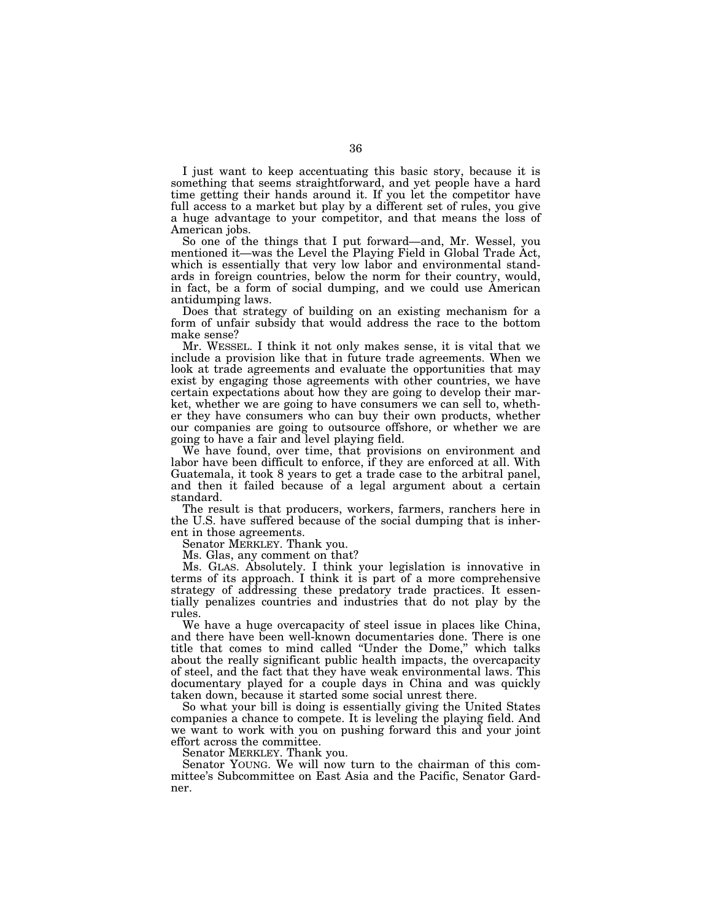I just want to keep accentuating this basic story, because it is something that seems straightforward, and yet people have a hard time getting their hands around it. If you let the competitor have full access to a market but play by a different set of rules, you give a huge advantage to your competitor, and that means the loss of American jobs.

So one of the things that I put forward—and, Mr. Wessel, you mentioned it—was the Level the Playing Field in Global Trade Act, which is essentially that very low labor and environmental standards in foreign countries, below the norm for their country, would, in fact, be a form of social dumping, and we could use American antidumping laws.

Does that strategy of building on an existing mechanism for a form of unfair subsidy that would address the race to the bottom make sense?

Mr. WESSEL. I think it not only makes sense, it is vital that we include a provision like that in future trade agreements. When we look at trade agreements and evaluate the opportunities that may exist by engaging those agreements with other countries, we have certain expectations about how they are going to develop their market, whether we are going to have consumers we can sell to, whether they have consumers who can buy their own products, whether our companies are going to outsource offshore, or whether we are going to have a fair and level playing field.

We have found, over time, that provisions on environment and labor have been difficult to enforce, if they are enforced at all. With Guatemala, it took 8 years to get a trade case to the arbitral panel, and then it failed because of a legal argument about a certain standard.

The result is that producers, workers, farmers, ranchers here in the U.S. have suffered because of the social dumping that is inherent in those agreements.

Senator MERKLEY. Thank you.

Ms. Glas, any comment on that?

Ms. GLAS. Absolutely. I think your legislation is innovative in terms of its approach. I think it is part of a more comprehensive strategy of addressing these predatory trade practices. It essentially penalizes countries and industries that do not play by the rules.

We have a huge overcapacity of steel issue in places like China, and there have been well-known documentaries done. There is one title that comes to mind called "Under the Dome," which talks about the really significant public health impacts, the overcapacity of steel, and the fact that they have weak environmental laws. This documentary played for a couple days in China and was quickly taken down, because it started some social unrest there.

So what your bill is doing is essentially giving the United States companies a chance to compete. It is leveling the playing field. And we want to work with you on pushing forward this and your joint effort across the committee.

Senator MERKLEY. Thank you.

Senator YOUNG. We will now turn to the chairman of this committee's Subcommittee on East Asia and the Pacific, Senator Gardner.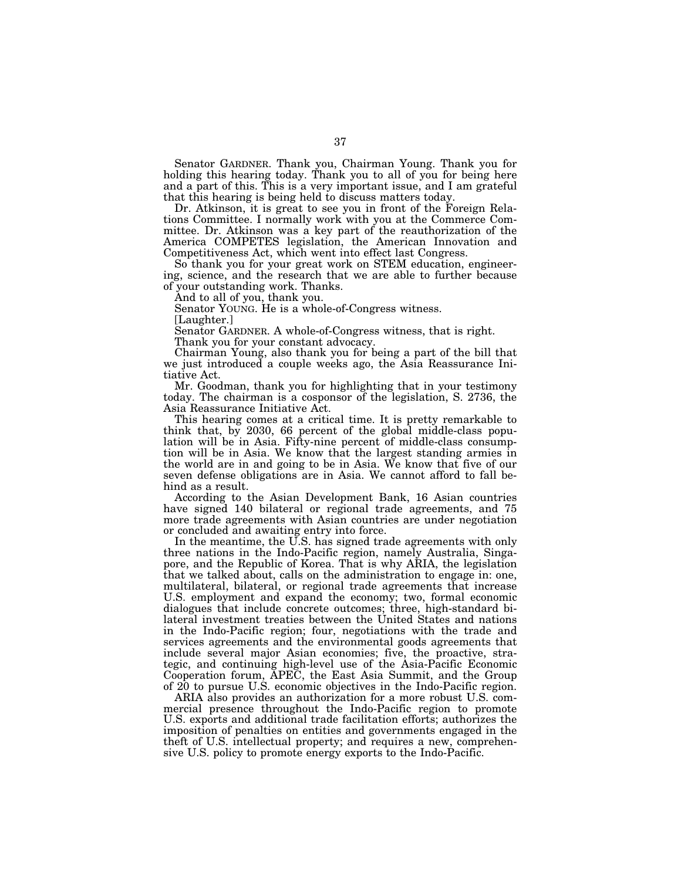Senator GARDNER. Thank you, Chairman Young. Thank you for holding this hearing today. Thank you to all of you for being here and a part of this. This is a very important issue, and I am grateful that this hearing is being held to discuss matters today.

Dr. Atkinson, it is great to see you in front of the Foreign Relations Committee. I normally work with you at the Commerce Committee. Dr. Atkinson was a key part of the reauthorization of the America COMPETES legislation, the American Innovation and Competitiveness Act, which went into effect last Congress.

So thank you for your great work on STEM education, engineering, science, and the research that we are able to further because of your outstanding work. Thanks.

And to all of you, thank you.

Senator YOUNG. He is a whole-of-Congress witness.

[Laughter.]

Senator GARDNER. A whole-of-Congress witness, that is right.

Thank you for your constant advocacy.

Chairman Young, also thank you for being a part of the bill that we just introduced a couple weeks ago, the Asia Reassurance Initiative Act.

Mr. Goodman, thank you for highlighting that in your testimony today. The chairman is a cosponsor of the legislation, S. 2736, the Asia Reassurance Initiative Act.

This hearing comes at a critical time. It is pretty remarkable to think that, by 2030, 66 percent of the global middle-class population will be in Asia. Fifty-nine percent of middle-class consumption will be in Asia. We know that the largest standing armies in the world are in and going to be in Asia. We know that five of our seven defense obligations are in Asia. We cannot afford to fall behind as a result.

According to the Asian Development Bank, 16 Asian countries have signed 140 bilateral or regional trade agreements, and 75 more trade agreements with Asian countries are under negotiation or concluded and awaiting entry into force.

In the meantime, the U.S. has signed trade agreements with only three nations in the Indo-Pacific region, namely Australia, Singapore, and the Republic of Korea. That is why ARIA, the legislation that we talked about, calls on the administration to engage in: one, multilateral, bilateral, or regional trade agreements that increase U.S. employment and expand the economy; two, formal economic dialogues that include concrete outcomes; three, high-standard bilateral investment treaties between the United States and nations in the Indo-Pacific region; four, negotiations with the trade and services agreements and the environmental goods agreements that include several major Asian economies; five, the proactive, strategic, and continuing high-level use of the Asia-Pacific Economic Cooperation forum, APEC, the East Asia Summit, and the Group of 20 to pursue U.S. economic objectives in the Indo-Pacific region.

ARIA also provides an authorization for a more robust U.S. commercial presence throughout the Indo-Pacific region to promote U.S. exports and additional trade facilitation efforts; authorizes the imposition of penalties on entities and governments engaged in the theft of U.S. intellectual property; and requires a new, comprehensive U.S. policy to promote energy exports to the Indo-Pacific.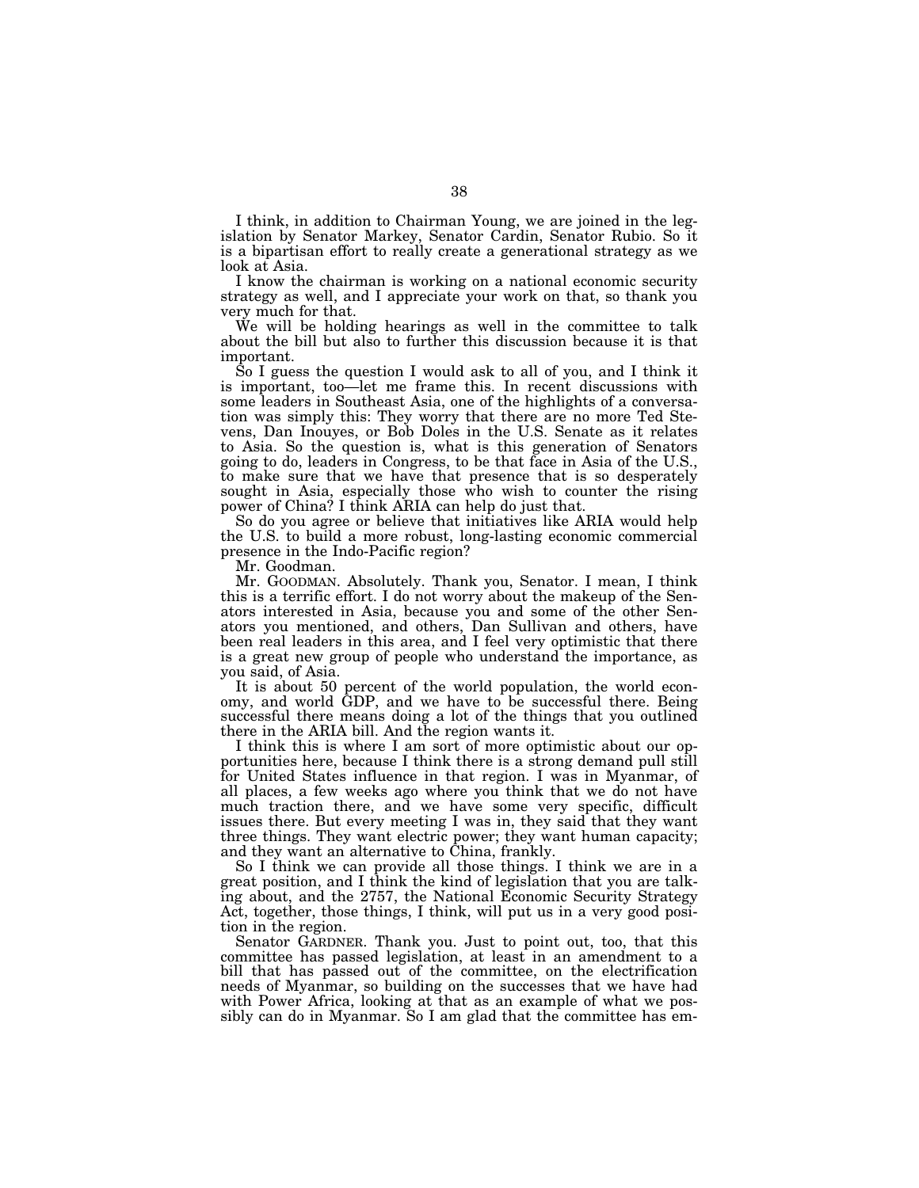I think, in addition to Chairman Young, we are joined in the legislation by Senator Markey, Senator Cardin, Senator Rubio. So it is a bipartisan effort to really create a generational strategy as we look at Asia.

I know the chairman is working on a national economic security strategy as well, and I appreciate your work on that, so thank you very much for that.

We will be holding hearings as well in the committee to talk about the bill but also to further this discussion because it is that important.

So I guess the question I would ask to all of you, and I think it is important, too—let me frame this. In recent discussions with some leaders in Southeast Asia, one of the highlights of a conversation was simply this: They worry that there are no more Ted Stevens, Dan Inouyes, or Bob Doles in the U.S. Senate as it relates to Asia. So the question is, what is this generation of Senators going to do, leaders in Congress, to be that face in Asia of the U.S., to make sure that we have that presence that is so desperately sought in Asia, especially those who wish to counter the rising power of China? I think ARIA can help do just that.

So do you agree or believe that initiatives like ARIA would help the U.S. to build a more robust, long-lasting economic commercial presence in the Indo-Pacific region?

Mr. Goodman.

Mr. GOODMAN. Absolutely. Thank you, Senator. I mean, I think this is a terrific effort. I do not worry about the makeup of the Senators interested in Asia, because you and some of the other Senators you mentioned, and others, Dan Sullivan and others, have been real leaders in this area, and I feel very optimistic that there is a great new group of people who understand the importance, as you said, of Asia.

It is about 50 percent of the world population, the world economy, and world GDP, and we have to be successful there. Being successful there means doing a lot of the things that you outlined there in the ARIA bill. And the region wants it.

I think this is where I am sort of more optimistic about our opportunities here, because I think there is a strong demand pull still for United States influence in that region. I was in Myanmar, of all places, a few weeks ago where you think that we do not have much traction there, and we have some very specific, difficult issues there. But every meeting I was in, they said that they want three things. They want electric power; they want human capacity; and they want an alternative to China, frankly.

So I think we can provide all those things. I think we are in a great position, and I think the kind of legislation that you are talking about, and the 2757, the National Economic Security Strategy Act, together, those things, I think, will put us in a very good position in the region.

Senator GARDNER. Thank you. Just to point out, too, that this committee has passed legislation, at least in an amendment to a bill that has passed out of the committee, on the electrification needs of Myanmar, so building on the successes that we have had with Power Africa, looking at that as an example of what we possibly can do in Myanmar. So I am glad that the committee has em-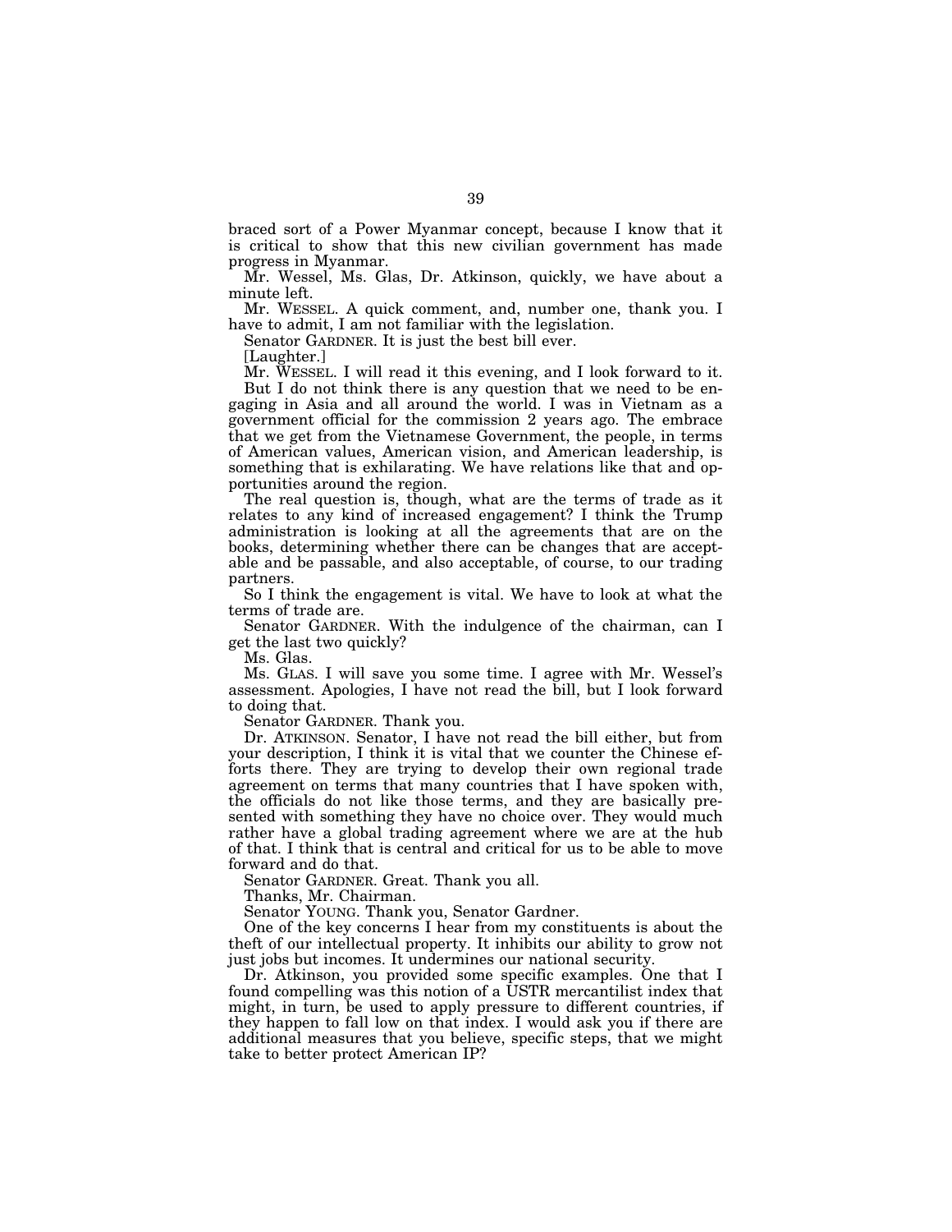braced sort of a Power Myanmar concept, because I know that it is critical to show that this new civilian government has made progress in Myanmar.

Mr. Wessel, Ms. Glas, Dr. Atkinson, quickly, we have about a minute left.

Mr. WESSEL. A quick comment, and, number one, thank you. I have to admit, I am not familiar with the legislation.

Senator GARDNER. It is just the best bill ever.

[Laughter.]

Mr. WESSEL. I will read it this evening, and I look forward to it.

But I do not think there is any question that we need to be engaging in Asia and all around the world. I was in Vietnam as a government official for the commission 2 years ago. The embrace that we get from the Vietnamese Government, the people, in terms of American values, American vision, and American leadership, is something that is exhilarating. We have relations like that and opportunities around the region.

The real question is, though, what are the terms of trade as it relates to any kind of increased engagement? I think the Trump administration is looking at all the agreements that are on the books, determining whether there can be changes that are acceptable and be passable, and also acceptable, of course, to our trading partners.

So I think the engagement is vital. We have to look at what the terms of trade are.

Senator GARDNER. With the indulgence of the chairman, can I get the last two quickly?

Ms. Glas.

Ms. GLAS. I will save you some time. I agree with Mr. Wessel's assessment. Apologies, I have not read the bill, but I look forward to doing that.

Senator GARDNER. Thank you.

Dr. ATKINSON. Senator, I have not read the bill either, but from your description, I think it is vital that we counter the Chinese efforts there. They are trying to develop their own regional trade agreement on terms that many countries that I have spoken with, the officials do not like those terms, and they are basically presented with something they have no choice over. They would much rather have a global trading agreement where we are at the hub of that. I think that is central and critical for us to be able to move forward and do that.

Senator GARDNER. Great. Thank you all.

Thanks, Mr. Chairman.

Senator YOUNG. Thank you, Senator Gardner.

One of the key concerns I hear from my constituents is about the theft of our intellectual property. It inhibits our ability to grow not just jobs but incomes. It undermines our national security.

Dr. Atkinson, you provided some specific examples. One that I found compelling was this notion of a USTR mercantilist index that might, in turn, be used to apply pressure to different countries, if they happen to fall low on that index. I would ask you if there are additional measures that you believe, specific steps, that we might take to better protect American IP?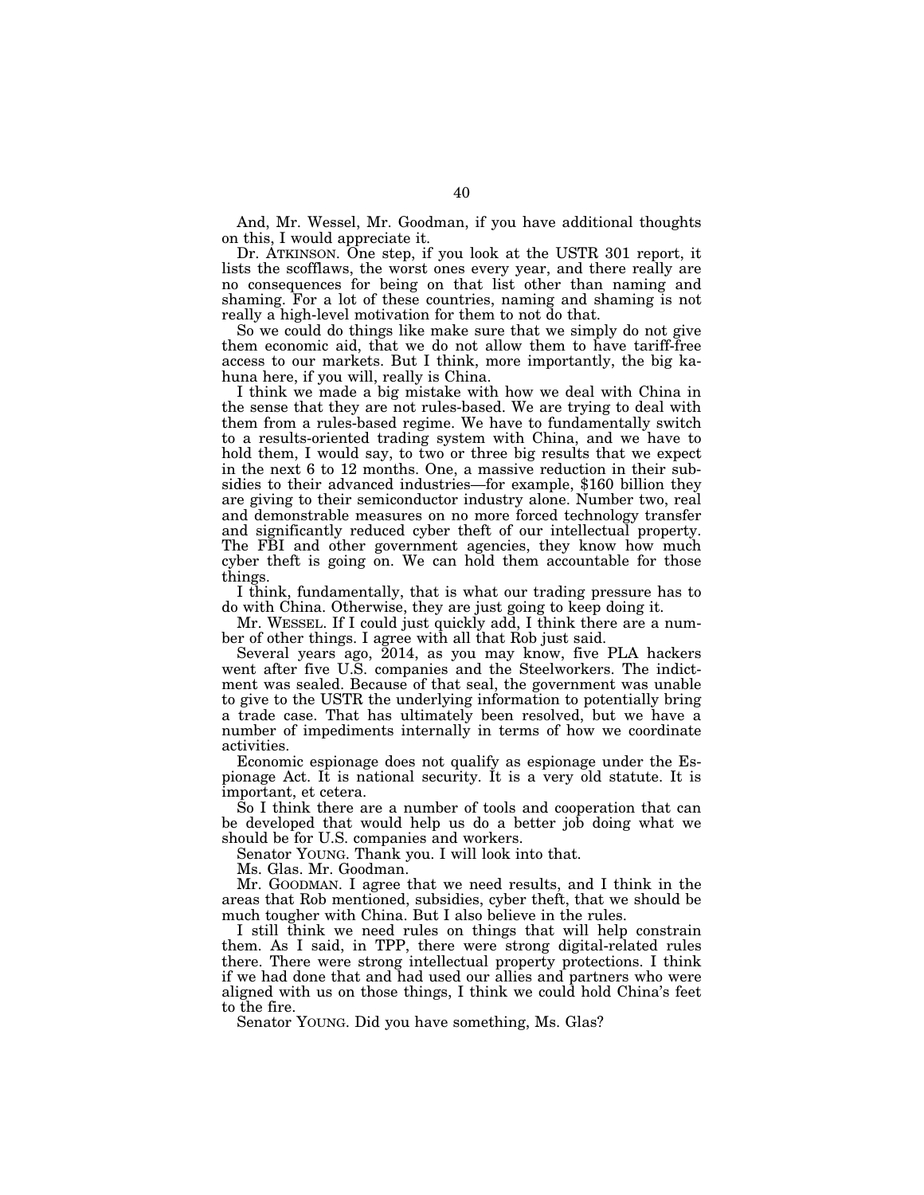And, Mr. Wessel, Mr. Goodman, if you have additional thoughts on this, I would appreciate it.

Dr. ATKINSON. One step, if you look at the USTR 301 report, it lists the scofflaws, the worst ones every year, and there really are no consequences for being on that list other than naming and shaming. For a lot of these countries, naming and shaming is not really a high-level motivation for them to not do that.

So we could do things like make sure that we simply do not give them economic aid, that we do not allow them to have tariff-free access to our markets. But I think, more importantly, the big kahuna here, if you will, really is China.

I think we made a big mistake with how we deal with China in the sense that they are not rules-based. We are trying to deal with them from a rules-based regime. We have to fundamentally switch to a results-oriented trading system with China, and we have to hold them, I would say, to two or three big results that we expect in the next 6 to 12 months. One, a massive reduction in their subsidies to their advanced industries—for example, $160 billion they are giving to their semiconductor industry alone. Number two, real and demonstrable measures on no more forced technology transfer and significantly reduced cyber theft of our intellectual property. The FBI and other government agencies, they know how much cyber theft is going on. We can hold them accountable for those things.

I think, fundamentally, that is what our trading pressure has to do with China. Otherwise, they are just going to keep doing it.

Mr. WESSEL. If I could just quickly add, I think there are a number of other things. I agree with all that Rob just said.

Several years ago, 2014, as you may know, five PLA hackers went after five U.S. companies and the Steelworkers. The indictment was sealed. Because of that seal, the government was unable to give to the USTR the underlying information to potentially bring a trade case. That has ultimately been resolved, but we have a number of impediments internally in terms of how we coordinate activities.

Economic espionage does not qualify as espionage under the Espionage Act. It is national security. It is a very old statute. It is important, et cetera.

So I think there are a number of tools and cooperation that can be developed that would help us do a better job doing what we should be for U.S. companies and workers.

Senator YOUNG. Thank you. I will look into that.

Ms. Glas. Mr. Goodman.

Mr. GOODMAN. I agree that we need results, and I think in the areas that Rob mentioned, subsidies, cyber theft, that we should be much tougher with China. But I also believe in the rules.

I still think we need rules on things that will help constrain them. As I said, in TPP, there were strong digital-related rules there. There were strong intellectual property protections. I think if we had done that and had used our allies and partners who were aligned with us on those things, I think we could hold China's feet to the fire.

Senator YOUNG. Did you have something, Ms. Glas?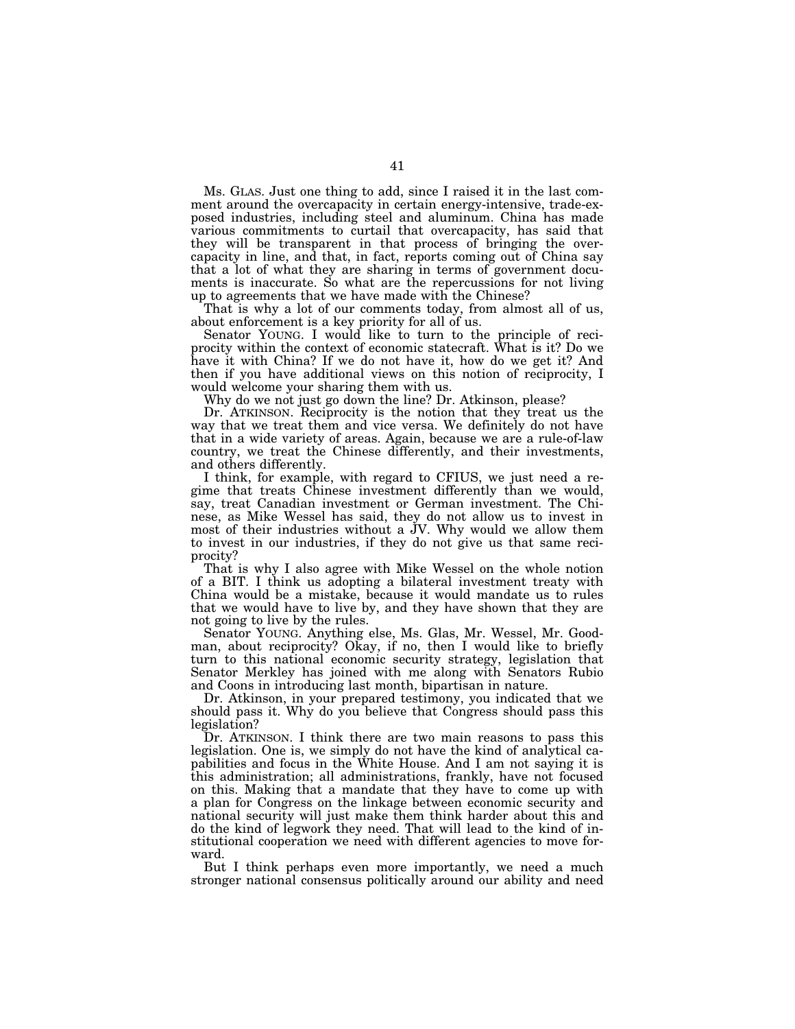Ms. GLAS. Just one thing to add, since I raised it in the last comment around the overcapacity in certain energy-intensive, trade-exposed industries, including steel and aluminum. China has made various commitments to curtail that overcapacity, has said that they will be transparent in that process of bringing the overcapacity in line, and that, in fact, reports coming out of China say that a lot of what they are sharing in terms of government documents is inaccurate. So what are the repercussions for not living up to agreements that we have made with the Chinese?

That is why a lot of our comments today, from almost all of us, about enforcement is a key priority for all of us.

Senator YOUNG. I would like to turn to the principle of reciprocity within the context of economic statecraft. What is it? Do we have it with China? If we do not have it, how do we get it? And then if you have additional views on this notion of reciprocity, I would welcome your sharing them with us.

Why do we not just go down the line? Dr. Atkinson, please?

Dr. ATKINSON. Reciprocity is the notion that they treat us the way that we treat them and vice versa. We definitely do not have that in a wide variety of areas. Again, because we are a rule-of-law country, we treat the Chinese differently, and their investments, and others differently.

I think, for example, with regard to CFIUS, we just need a regime that treats Chinese investment differently than we would, say, treat Canadian investment or German investment. The Chinese, as Mike Wessel has said, they do not allow us to invest in most of their industries without a JV. Why would we allow them to invest in our industries, if they do not give us that same reciprocity?

That is why I also agree with Mike Wessel on the whole notion of a BIT. I think us adopting a bilateral investment treaty with China would be a mistake, because it would mandate us to rules that we would have to live by, and they have shown that they are not going to live by the rules.

Senator YOUNG. Anything else, Ms. Glas, Mr. Wessel, Mr. Goodman, about reciprocity? Okay, if no, then I would like to briefly turn to this national economic security strategy, legislation that Senator Merkley has joined with me along with Senators Rubio and Coons in introducing last month, bipartisan in nature.

Dr. Atkinson, in your prepared testimony, you indicated that we should pass it. Why do you believe that Congress should pass this legislation?

Dr. ATKINSON. I think there are two main reasons to pass this legislation. One is, we simply do not have the kind of analytical capabilities and focus in the White House. And I am not saying it is this administration; all administrations, frankly, have not focused on this. Making that a mandate that they have to come up with a plan for Congress on the linkage between economic security and national security will just make them think harder about this and do the kind of legwork they need. That will lead to the kind of institutional cooperation we need with different agencies to move forward.

But I think perhaps even more importantly, we need a much stronger national consensus politically around our ability and need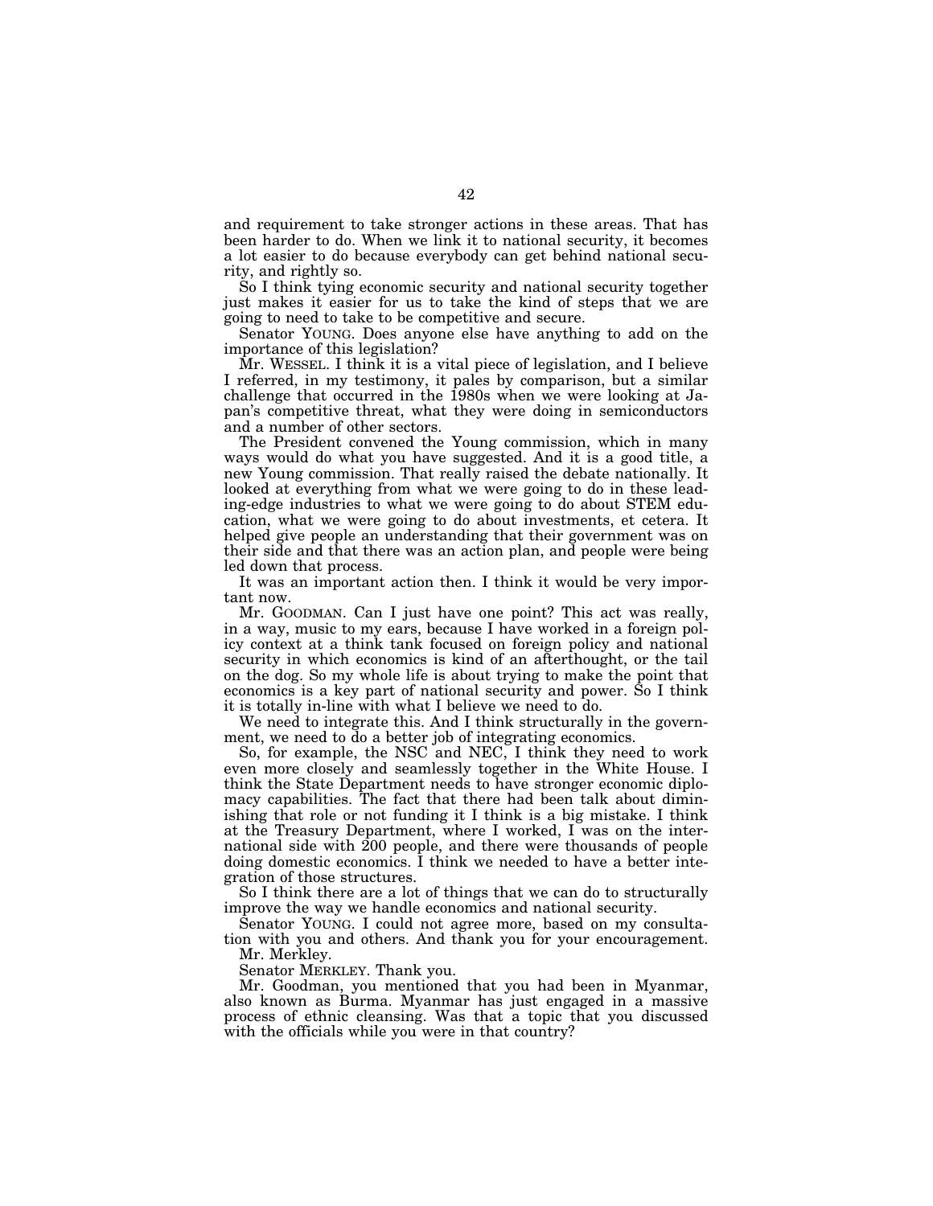and requirement to take stronger actions in these areas. That has been harder to do. When we link it to national security, it becomes a lot easier to do because everybody can get behind national security, and rightly so.

So I think tying economic security and national security together just makes it easier for us to take the kind of steps that we are going to need to take to be competitive and secure.

Senator YOUNG. Does anyone else have anything to add on the importance of this legislation?

Mr. WESSEL. I think it is a vital piece of legislation, and I believe I referred, in my testimony, it pales by comparison, but a similar challenge that occurred in the 1980s when we were looking at Japan's competitive threat, what they were doing in semiconductors and a number of other sectors.

The President convened the Young commission, which in many ways would do what you have suggested. And it is a good title, a new Young commission. That really raised the debate nationally. It looked at everything from what we were going to do in these leading-edge industries to what we were going to do about STEM education, what we were going to do about investments, et cetera. It helped give people an understanding that their government was on their side and that there was an action plan, and people were being led down that process.

It was an important action then. I think it would be very important now.

Mr. GOODMAN. Can I just have one point? This act was really, in a way, music to my ears, because I have worked in a foreign policy context at a think tank focused on foreign policy and national security in which economics is kind of an afterthought, or the tail on the dog. So my whole life is about trying to make the point that economics is a key part of national security and power. So I think it is totally in-line with what I believe we need to do.

We need to integrate this. And I think structurally in the government, we need to do a better job of integrating economics.

So, for example, the NSC and NEC, I think they need to work even more closely and seamlessly together in the White House. I think the State Department needs to have stronger economic diplomacy capabilities. The fact that there had been talk about diminishing that role or not funding it I think is a big mistake. I think at the Treasury Department, where I worked, I was on the international side with 200 people, and there were thousands of people doing domestic economics. I think we needed to have a better integration of those structures.

So I think there are a lot of things that we can do to structurally improve the way we handle economics and national security.

Senator YOUNG. I could not agree more, based on my consultation with you and others. And thank you for your encouragement.

Mr. Merkley.

Senator MERKLEY. Thank you.

Mr. Goodman, you mentioned that you had been in Myanmar, also known as Burma. Myanmar has just engaged in a massive process of ethnic cleansing. Was that a topic that you discussed with the officials while you were in that country?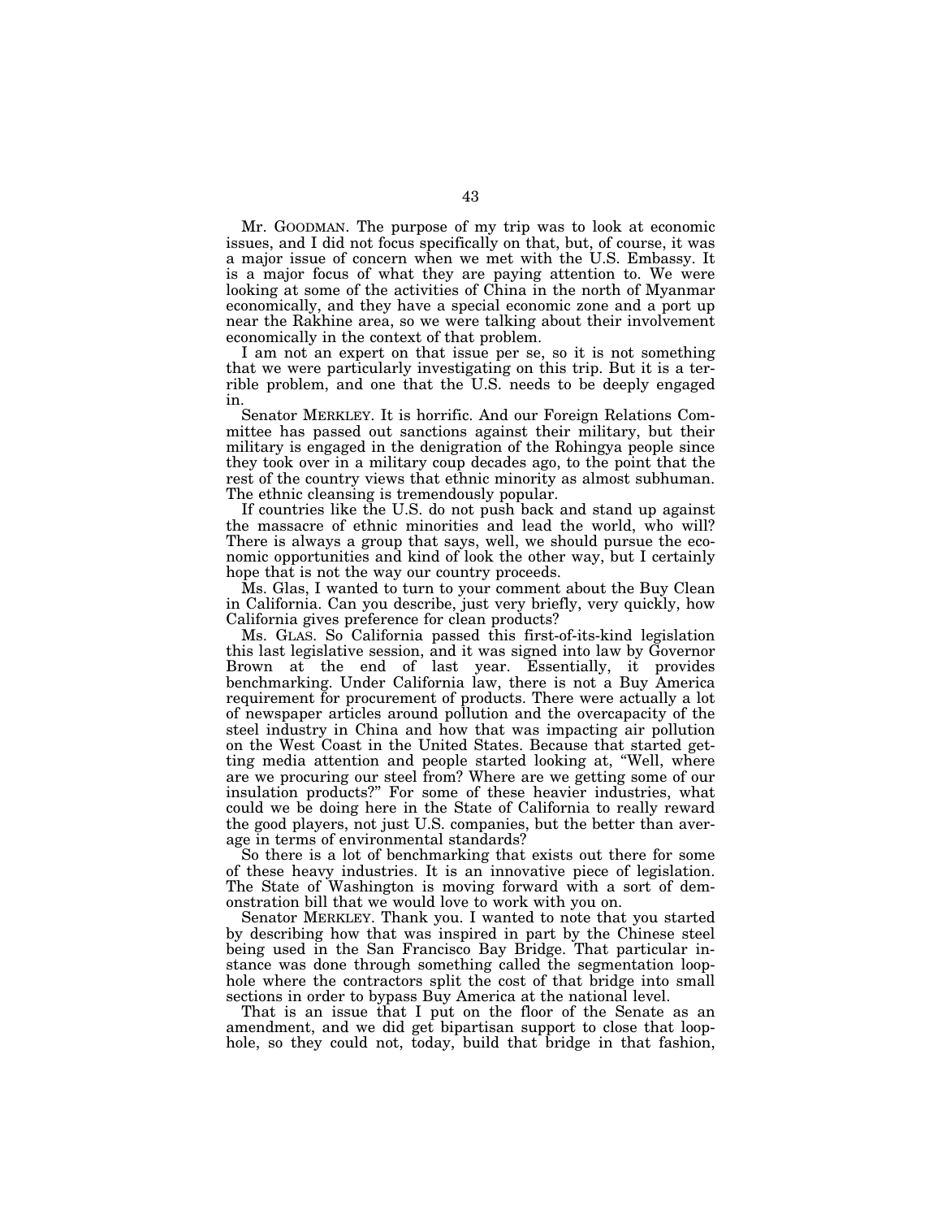Mr. GOODMAN. The purpose of my trip was to look at economic issues, and I did not focus specifically on that, but, of course, it was a major issue of concern when we met with the U.S. Embassy. It is a major focus of what they are paying attention to. We were looking at some of the activities of China in the north of Myanmar economically, and they have a special economic zone and a port up near the Rakhine area, so we were talking about their involvement economically in the context of that problem.

I am not an expert on that issue per se, so it is not something that we were particularly investigating on this trip. But it is a terrible problem, and one that the U.S. needs to be deeply engaged in.

Senator MERKLEY. It is horrific. And our Foreign Relations Committee has passed out sanctions against their military, but their military is engaged in the denigration of the Rohingya people since they took over in a military coup decades ago, to the point that the rest of the country views that ethnic minority as almost subhuman. The ethnic cleansing is tremendously popular.

If countries like the U.S. do not push back and stand up against the massacre of ethnic minorities and lead the world, who will? There is always a group that says, well, we should pursue the economic opportunities and kind of look the other way, but I certainly hope that is not the way our country proceeds.

Ms. Glas, I wanted to turn to your comment about the Buy Clean in California. Can you describe, just very briefly, very quickly, how California gives preference for clean products?

Ms. GLAS. So California passed this first-of-its-kind legislation this last legislative session, and it was signed into law by Governor Brown at the end of last year. Essentially, it provides benchmarking. Under California law, there is not a Buy America requirement for procurement of products. There were actually a lot of newspaper articles around pollution and the overcapacity of the steel industry in China and how that was impacting air pollution on the West Coast in the United States. Because that started getting media attention and people started looking at, "Well, where are we procuring our steel from? Where are we getting some of our insulation products?" For some of these heavier industries, what could we be doing here in the State of California to really reward the good players, not just U.S. companies, but the better than average in terms of environmental standards?

So there is a lot of benchmarking that exists out there for some of these heavy industries. It is an innovative piece of legislation. The State of Washington is moving forward with a sort of demonstration bill that we would love to work with you on.

Senator MERKLEY. Thank you. I wanted to note that you started by describing how that was inspired in part by the Chinese steel being used in the San Francisco Bay Bridge. That particular instance was done through something called the segmentation loophole where the contractors split the cost of that bridge into small sections in order to bypass Buy America at the national level.

That is an issue that I put on the floor of the Senate as an amendment, and we did get bipartisan support to close that loophole, so they could not, today, build that bridge in that fashion,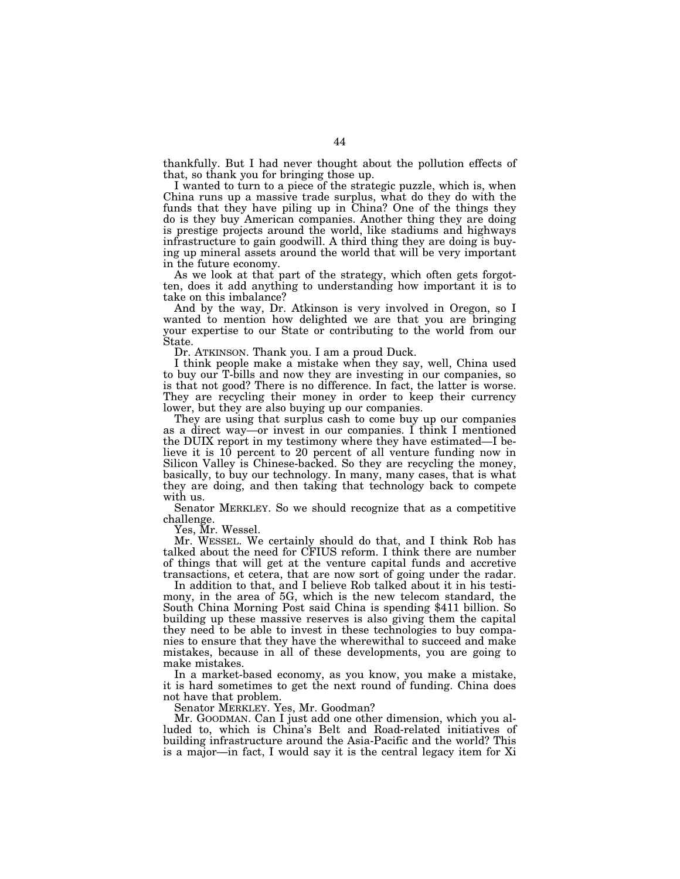thankfully. But I had never thought about the pollution effects of that, so thank you for bringing those up.

I wanted to turn to a piece of the strategic puzzle, which is, when China runs up a massive trade surplus, what do they do with the funds that they have piling up in China? One of the things they do is they buy American companies. Another thing they are doing is prestige projects around the world, like stadiums and highways infrastructure to gain goodwill. A third thing they are doing is buying up mineral assets around the world that will be very important in the future economy.

As we look at that part of the strategy, which often gets forgotten, does it add anything to understanding how important it is to take on this imbalance?

And by the way, Dr. Atkinson is very involved in Oregon, so I wanted to mention how delighted we are that you are bringing your expertise to our State or contributing to the world from our State.

Dr. ATKINSON. Thank you. I am a proud Duck.

I think people make a mistake when they say, well, China used to buy our T-bills and now they are investing in our companies, so is that not good? There is no difference. In fact, the latter is worse. They are recycling their money in order to keep their currency lower, but they are also buying up our companies.

They are using that surplus cash to come buy up our companies as a direct way—or invest in our companies. I think I mentioned the DUIX report in my testimony where they have estimated—I believe it is 10 percent to 20 percent of all venture funding now in Silicon Valley is Chinese-backed. So they are recycling the money, basically, to buy our technology. In many, many cases, that is what they are doing, and then taking that technology back to compete with us.

Senator MERKLEY. So we should recognize that as a competitive challenge.

Yes, Mr. Wessel.

Mr. WESSEL. We certainly should do that, and I think Rob has talked about the need for CFIUS reform. I think there are number of things that will get at the venture capital funds and accretive transactions, et cetera, that are now sort of going under the radar.

In addition to that, and I believe Rob talked about it in his testimony, in the area of 5G, which is the new telecom standard, the South China Morning Post said China is spending $411 billion. So building up these massive reserves is also giving them the capital they need to be able to invest in these technologies to buy companies to ensure that they have the wherewithal to succeed and make mistakes, because in all of these developments, you are going to make mistakes.

In a market-based economy, as you know, you make a mistake, it is hard sometimes to get the next round of funding. China does not have that problem.

Senator MERKLEY. Yes, Mr. Goodman?

Mr. GOODMAN. Can I just add one other dimension, which you alluded to, which is China's Belt and Road-related initiatives of building infrastructure around the Asia-Pacific and the world? This is a major—in fact, I would say it is the central legacy item for Xi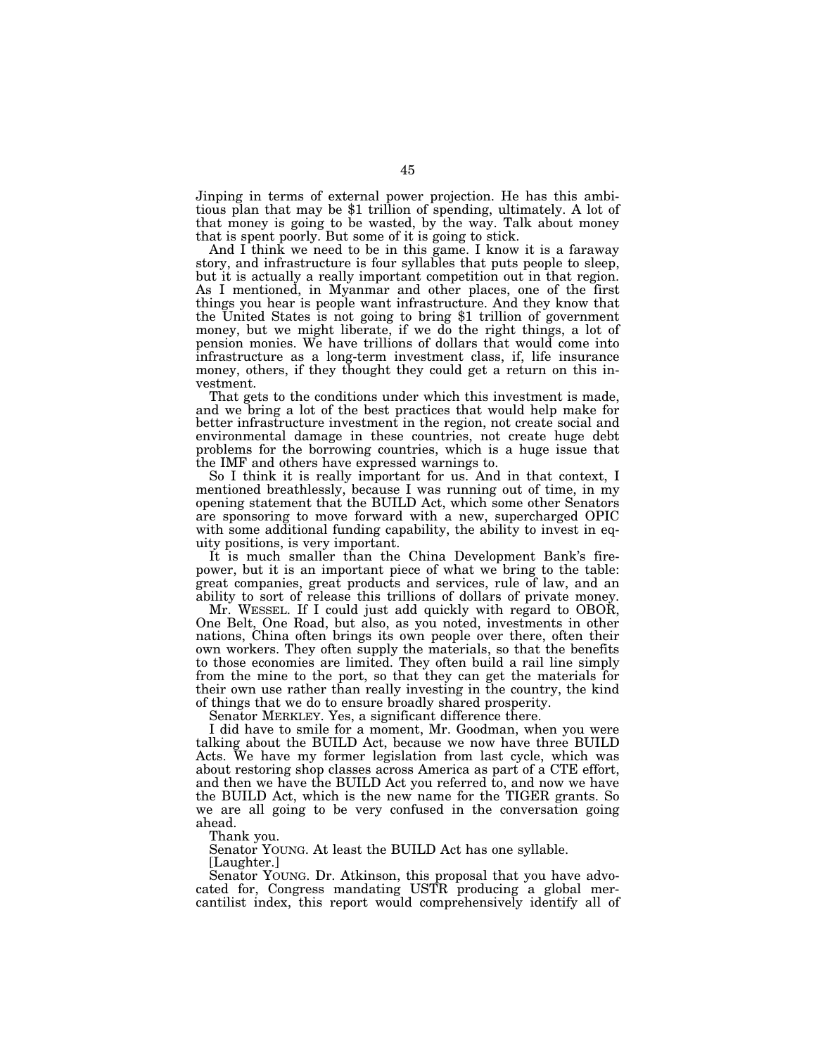Jinping in terms of external power projection. He has this ambitious plan that may be $1 trillion of spending, ultimately. A lot of that money is going to be wasted, by the way. Talk about money that is spent poorly. But some of it is going to stick.

And I think we need to be in this game. I know it is a faraway story, and infrastructure is four syllables that puts people to sleep, but it is actually a really important competition out in that region. As I mentioned, in Myanmar and other places, one of the first things you hear is people want infrastructure. And they know that the United States is not going to bring $1 trillion of government money, but we might liberate, if we do the right things, a lot of pension monies. We have trillions of dollars that would come into infrastructure as a long-term investment class, if, life insurance money, others, if they thought they could get a return on this investment.

That gets to the conditions under which this investment is made, and we bring a lot of the best practices that would help make for better infrastructure investment in the region, not create social and environmental damage in these countries, not create huge debt problems for the borrowing countries, which is a huge issue that the IMF and others have expressed warnings to.

So I think it is really important for us. And in that context, I mentioned breathlessly, because I was running out of time, in my opening statement that the BUILD Act, which some other Senators are sponsoring to move forward with a new, supercharged OPIC with some additional funding capability, the ability to invest in equity positions, is very important.

It is much smaller than the China Development Bank's firepower, but it is an important piece of what we bring to the table: great companies, great products and services, rule of law, and an ability to sort of release this trillions of dollars of private money.

Mr. WESSEL. If I could just add quickly with regard to OBOR, One Belt, One Road, but also, as you noted, investments in other nations, China often brings its own people over there, often their own workers. They often supply the materials, so that the benefits to those economies are limited. They often build a rail line simply from the mine to the port, so that they can get the materials for their own use rather than really investing in the country, the kind of things that we do to ensure broadly shared prosperity.

Senator MERKLEY. Yes, a significant difference there.

I did have to smile for a moment, Mr. Goodman, when you were talking about the BUILD Act, because we now have three BUILD Acts. We have my former legislation from last cycle, which was about restoring shop classes across America as part of a CTE effort, and then we have the BUILD Act you referred to, and now we have the BUILD Act, which is the new name for the TIGER grants. So we are all going to be very confused in the conversation going ahead.

Thank you.

Senator YOUNG. At least the BUILD Act has one syllable.

[Laughter.]

Senator YOUNG. Dr. Atkinson, this proposal that you have advocated for, Congress mandating USTR producing a global mercantilist index, this report would comprehensively identify all of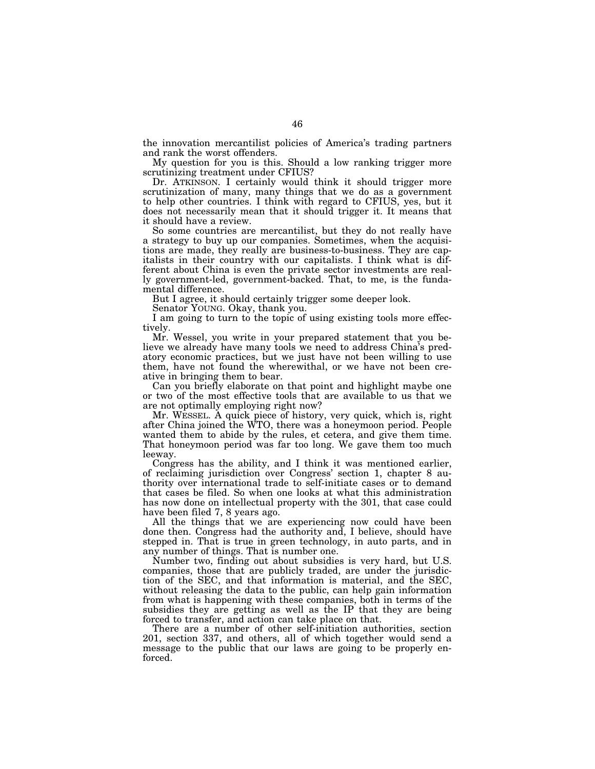the innovation mercantilist policies of America's trading partners and rank the worst offenders.

My question for you is this. Should a low ranking trigger more scrutinizing treatment under CFIUS?

Dr. ATKINSON. I certainly would think it should trigger more scrutinization of many, many things that we do as a government to help other countries. I think with regard to CFIUS, yes, but it does not necessarily mean that it should trigger it. It means that it should have a review.

So some countries are mercantilist, but they do not really have a strategy to buy up our companies. Sometimes, when the acquisitions are made, they really are business-to-business. They are capitalists in their country with our capitalists. I think what is different about China is even the private sector investments are really government-led, government-backed. That, to me, is the fundamental difference.

But I agree, it should certainly trigger some deeper look.

Senator YOUNG. Okay, thank you.

I am going to turn to the topic of using existing tools more effectively.

Mr. Wessel, you write in your prepared statement that you believe we already have many tools we need to address China's predatory economic practices, but we just have not been willing to use them, have not found the wherewithal, or we have not been creative in bringing them to bear.

Can you briefly elaborate on that point and highlight maybe one or two of the most effective tools that are available to us that we are not optimally employing right now?

Mr. WESSEL. A quick piece of history, very quick, which is, right after China joined the WTO, there was a honeymoon period. People wanted them to abide by the rules, et cetera, and give them time. That honeymoon period was far too long. We gave them too much leeway.

Congress has the ability, and I think it was mentioned earlier, of reclaiming jurisdiction over Congress' section 1, chapter 8 authority over international trade to self-initiate cases or to demand that cases be filed. So when one looks at what this administration has now done on intellectual property with the 301, that case could have been filed 7, 8 years ago.

All the things that we are experiencing now could have been done then. Congress had the authority and, I believe, should have stepped in. That is true in green technology, in auto parts, and in any number of things. That is number one.

Number two, finding out about subsidies is very hard, but U.S. companies, those that are publicly traded, are under the jurisdiction of the SEC, and that information is material, and the SEC, without releasing the data to the public, can help gain information from what is happening with these companies, both in terms of the subsidies they are getting as well as the IP that they are being forced to transfer, and action can take place on that.

There are a number of other self-initiation authorities, section 201, section 337, and others, all of which together would send a message to the public that our laws are going to be properly enforced.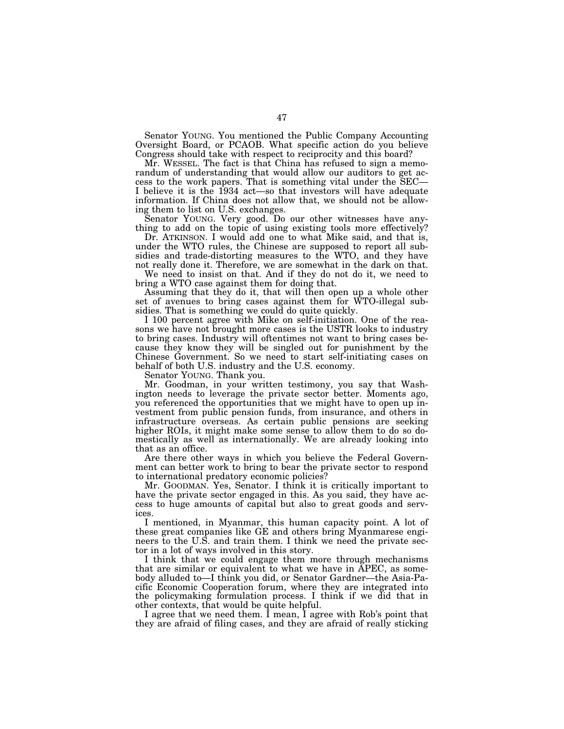Senator YOUNG. You mentioned the Public Company Accounting Oversight Board, or PCAOB. What specific action do you believe Congress should take with respect to reciprocity and this board?

Mr. WESSEL. The fact is that China has refused to sign a memorandum of understanding that would allow our auditors to get access to the work papers. That is something vital under the SEC—I believe it is the 1934 act—so that investors will have adequate information. If China does not allow that, we should not be allowing them to list on U.S. exchanges.

Senator YOUNG. Very good. Do our other witnesses have anything to add on the topic of using existing tools more effectively?

Dr. ATKINSON. I would add one to what Mike said, and that is, under the WTO rules, the Chinese are supposed to report all subsidies and trade-distorting measures to the WTO, and they have not really done it. Therefore, we are somewhat in the dark on that.

We need to insist on that. And if they do not do it, we need to bring a WTO case against them for doing that.

Assuming that they do it, that will then open up a whole other set of avenues to bring cases against them for WTO-illegal subsidies. That is something we could do quite quickly.

I 100 percent agree with Mike on self-initiation. One of the reasons we have not brought more cases is the USTR looks to industry to bring cases. Industry will oftentimes not want to bring cases because they know they will be singled out for punishment by the Chinese Government. So we need to start self-initiating cases on behalf of both U.S. industry and the U.S. economy.

Senator YOUNG. Thank you.

Mr. Goodman, in your written testimony, you say that Washington needs to leverage the private sector better. Moments ago, you referenced the opportunities that we might have to open up investment from public pension funds, from insurance, and others in infrastructure overseas. As certain public pensions are seeking higher ROIs, it might make some sense to allow them to do so domestically as well as internationally. We are already looking into that as an office.

Are there other ways in which you believe the Federal Government can better work to bring to bear the private sector to respond to international predatory economic policies?

Mr. GOODMAN. Yes, Senator. I think it is critically important to have the private sector engaged in this. As you said, they have access to huge amounts of capital but also to great goods and services.

I mentioned, in Myanmar, this human capacity point. A lot of these great companies like GE and others bring Myanmarese engineers to the U.S. and train them. I think we need the private sector in a lot of ways involved in this story.

I think that we could engage them more through mechanisms that are similar or equivalent to what we have in APEC, as somebody alluded to—I think you did, or Senator Gardner—the Asia-Pacific Economic Cooperation forum, where they are integrated into the policymaking formulation process. I think if we did that in other contexts, that would be quite helpful.

I agree that we need them. I mean, I agree with Rob's point that they are afraid of filing cases, and they are afraid of really sticking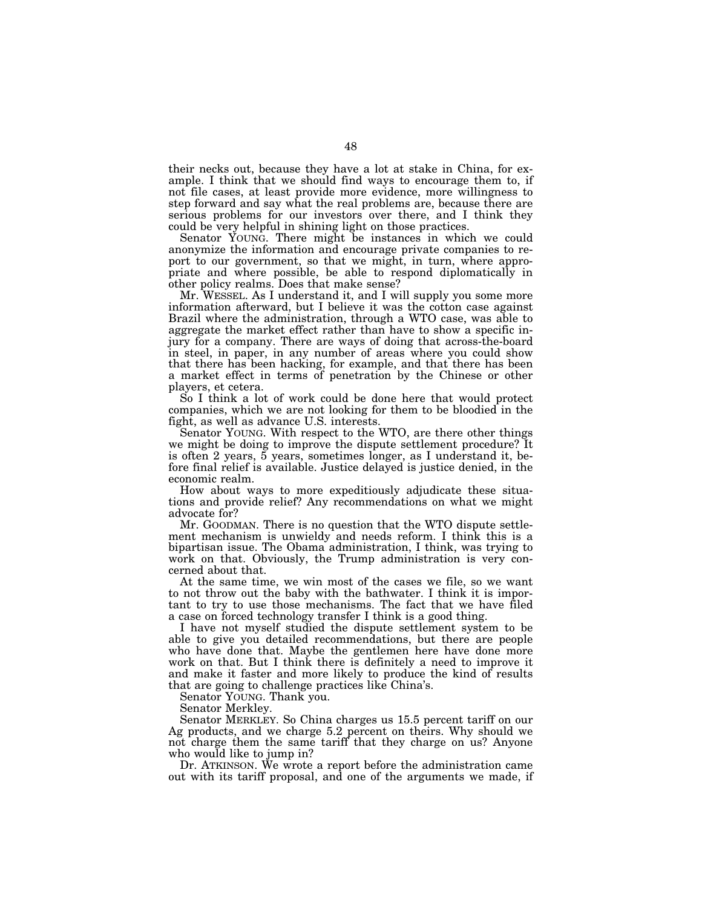their necks out, because they have a lot at stake in China, for example. I think that we should find ways to encourage them to, if not file cases, at least provide more evidence, more willingness to step forward and say what the real problems are, because there are serious problems for our investors over there, and I think they could be very helpful in shining light on those practices.

Senator YOUNG. There might be instances in which we could anonymize the information and encourage private companies to report to our government, so that we might, in turn, where appropriate and where possible, be able to respond diplomatically in other policy realms. Does that make sense?

Mr. WESSEL. As I understand it, and I will supply you some more information afterward, but I believe it was the cotton case against Brazil where the administration, through a WTO case, was able to aggregate the market effect rather than have to show a specific injury for a company. There are ways of doing that across-the-board in steel, in paper, in any number of areas where you could show that there has been hacking, for example, and that there has been a market effect in terms of penetration by the Chinese or other players, et cetera.

So I think a lot of work could be done here that would protect companies, which we are not looking for them to be bloodied in the fight, as well as advance U.S. interests.

Senator YOUNG. With respect to the WTO, are there other things we might be doing to improve the dispute settlement procedure? It is often 2 years, 5 years, sometimes longer, as I understand it, before final relief is available. Justice delayed is justice denied, in the economic realm.

How about ways to more expeditiously adjudicate these situations and provide relief? Any recommendations on what we might advocate for?

Mr. GOODMAN. There is no question that the WTO dispute settlement mechanism is unwieldy and needs reform. I think this is a bipartisan issue. The Obama administration, I think, was trying to work on that. Obviously, the Trump administration is very concerned about that.

At the same time, we win most of the cases we file, so we want to not throw out the baby with the bathwater. I think it is important to try to use those mechanisms. The fact that we have filed a case on forced technology transfer I think is a good thing.

I have not myself studied the dispute settlement system to be able to give you detailed recommendations, but there are people who have done that. Maybe the gentlemen here have done more work on that. But I think there is definitely a need to improve it and make it faster and more likely to produce the kind of results that are going to challenge practices like China's.

Senator YOUNG. Thank you.

Senator Merkley.

Senator MERKLEY. So China charges us 15.5 percent tariff on our Ag products, and we charge 5.2 percent on theirs. Why should we not charge them the same tariff that they charge on us? Anyone who would like to jump in?

Dr. ATKINSON. We wrote a report before the administration came out with its tariff proposal, and one of the arguments we made, if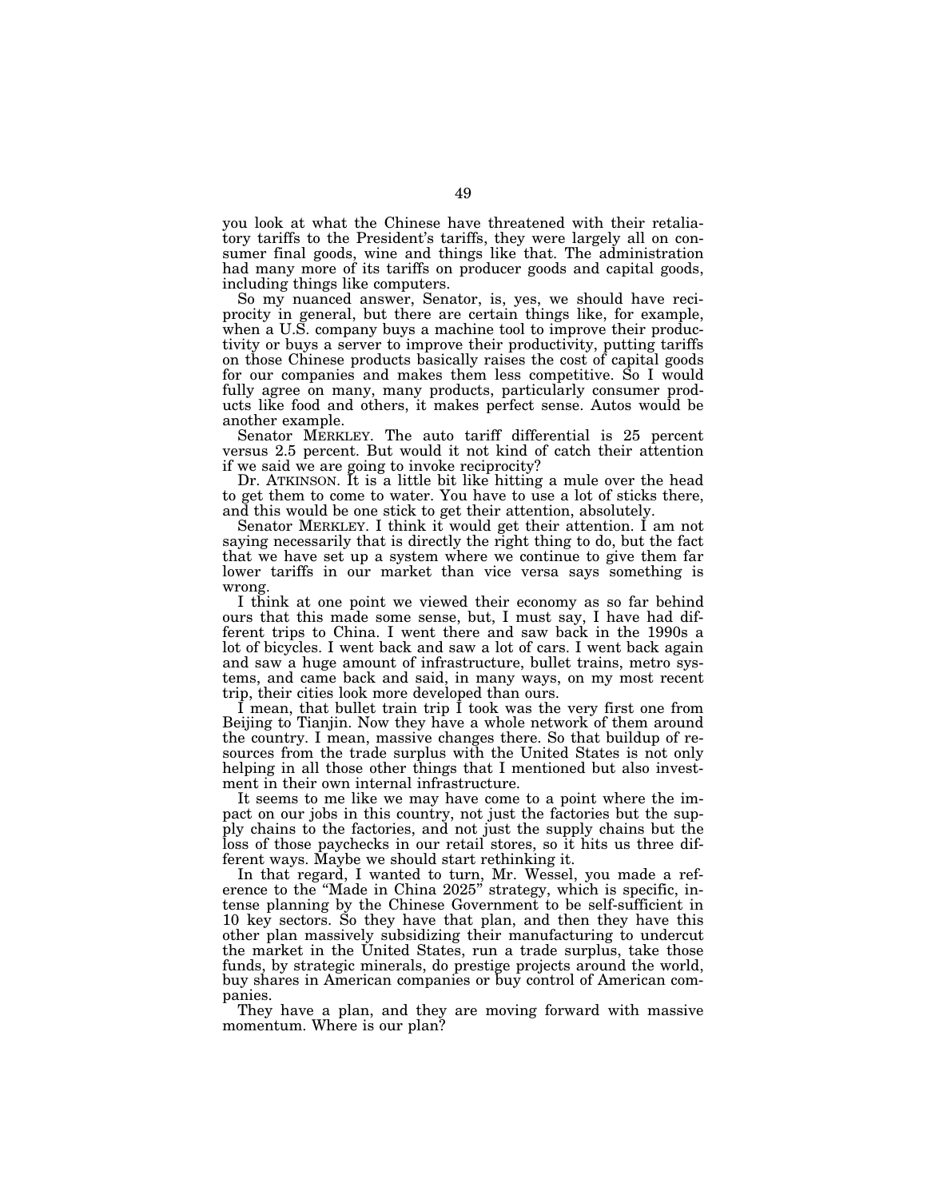you look at what the Chinese have threatened with their retaliatory tariffs to the President's tariffs, they were largely all on consumer final goods, wine and things like that. The administration had many more of its tariffs on producer goods and capital goods, including things like computers.

So my nuanced answer, Senator, is, yes, we should have reciprocity in general, but there are certain things like, for example, when a U.S. company buys a machine tool to improve their productivity or buys a server to improve their productivity, putting tariffs on those Chinese products basically raises the cost of capital goods for our companies and makes them less competitive. So I would fully agree on many, many products, particularly consumer products like food and others, it makes perfect sense. Autos would be another example.

Senator MERKLEY. The auto tariff differential is 25 percent versus 2.5 percent. But would it not kind of catch their attention if we said we are going to invoke reciprocity?

Dr. ATKINSON. It is a little bit like hitting a mule over the head to get them to come to water. You have to use a lot of sticks there, and this would be one stick to get their attention, absolutely.

Senator MERKLEY. I think it would get their attention. I am not saying necessarily that is directly the right thing to do, but the fact that we have set up a system where we continue to give them far lower tariffs in our market than vice versa says something is wrong.

I think at one point we viewed their economy as so far behind ours that this made some sense, but, I must say, I have had different trips to China. I went there and saw back in the 1990s a lot of bicycles. I went back and saw a lot of cars. I went back again and saw a huge amount of infrastructure, bullet trains, metro systems, and came back and said, in many ways, on my most recent trip, their cities look more developed than ours.

I mean, that bullet train trip I took was the very first one from Beijing to Tianjin. Now they have a whole network of them around the country. I mean, massive changes there. So that buildup of resources from the trade surplus with the United States is not only helping in all those other things that I mentioned but also investment in their own internal infrastructure.

It seems to me like we may have come to a point where the impact on our jobs in this country, not just the factories but the supply chains to the factories, and not just the supply chains but the loss of those paychecks in our retail stores, so it hits us three different ways. Maybe we should start rethinking it.

In that regard, I wanted to turn, Mr. Wessel, you made a reference to the "Made in China 2025" strategy, which is specific, intense planning by the Chinese Government to be self-sufficient in 10 key sectors. So they have that plan, and then they have this other plan massively subsidizing their manufacturing to undercut the market in the United States, run a trade surplus, take those funds, by strategic minerals, do prestige projects around the world, buy shares in American companies or buy control of American companies.

They have a plan, and they are moving forward with massive momentum. Where is our plan?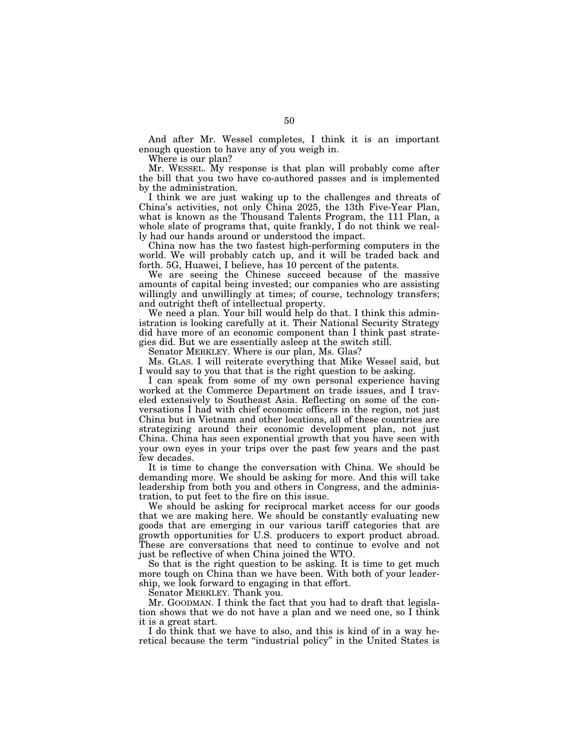And after Mr. Wessel completes, I think it is an important enough question to have any of you weigh in.

Where is our plan?

Mr. WESSEL. My response is that plan will probably come after the bill that you two have co-authored passes and is implemented by the administration.

I think we are just waking up to the challenges and threats of China's activities, not only China 2025, the 13th Five-Year Plan, what is known as the Thousand Talents Program, the 111 Plan, a whole slate of programs that, quite frankly, I do not think we really had our hands around or understood the impact.

China now has the two fastest high-performing computers in the world. We will probably catch up, and it will be traded back and forth. 5G, Huawei, I believe, has 10 percent of the patents.

We are seeing the Chinese succeed because of the massive amounts of capital being invested; our companies who are assisting willingly and unwillingly at times; of course, technology transfers; and outright theft of intellectual property.

We need a plan. Your bill would help do that. I think this administration is looking carefully at it. Their National Security Strategy did have more of an economic component than I think past strategies did. But we are essentially asleep at the switch still.

Senator MERKLEY. Where is our plan, Ms. Glas?

Ms. GLAS. I will reiterate everything that Mike Wessel said, but I would say to you that that is the right question to be asking.

I can speak from some of my own personal experience having worked at the Commerce Department on trade issues, and I traveled extensively to Southeast Asia. Reflecting on some of the conversations I had with chief economic officers in the region, not just China but in Vietnam and other locations, all of these countries are strategizing around their economic development plan, not just China. China has seen exponential growth that you have seen with your own eyes in your trips over the past few years and the past few decades.

It is time to change the conversation with China. We should be demanding more. We should be asking for more. And this will take leadership from both you and others in Congress, and the administration, to put feet to the fire on this issue.

We should be asking for reciprocal market access for our goods that we are making here. We should be constantly evaluating new goods that are emerging in our various tariff categories that are growth opportunities for U.S. producers to export product abroad. These are conversations that need to continue to evolve and not just be reflective of when China joined the WTO.

So that is the right question to be asking. It is time to get much more tough on China than we have been. With both of your leadership, we look forward to engaging in that effort.

Senator MERKLEY. Thank you.

Mr. GOODMAN. I think the fact that you had to draft that legislation shows that we do not have a plan and we need one, so I think it is a great start.

I do think that we have to also, and this is kind of in a way heretical because the term "industrial policy" in the United States is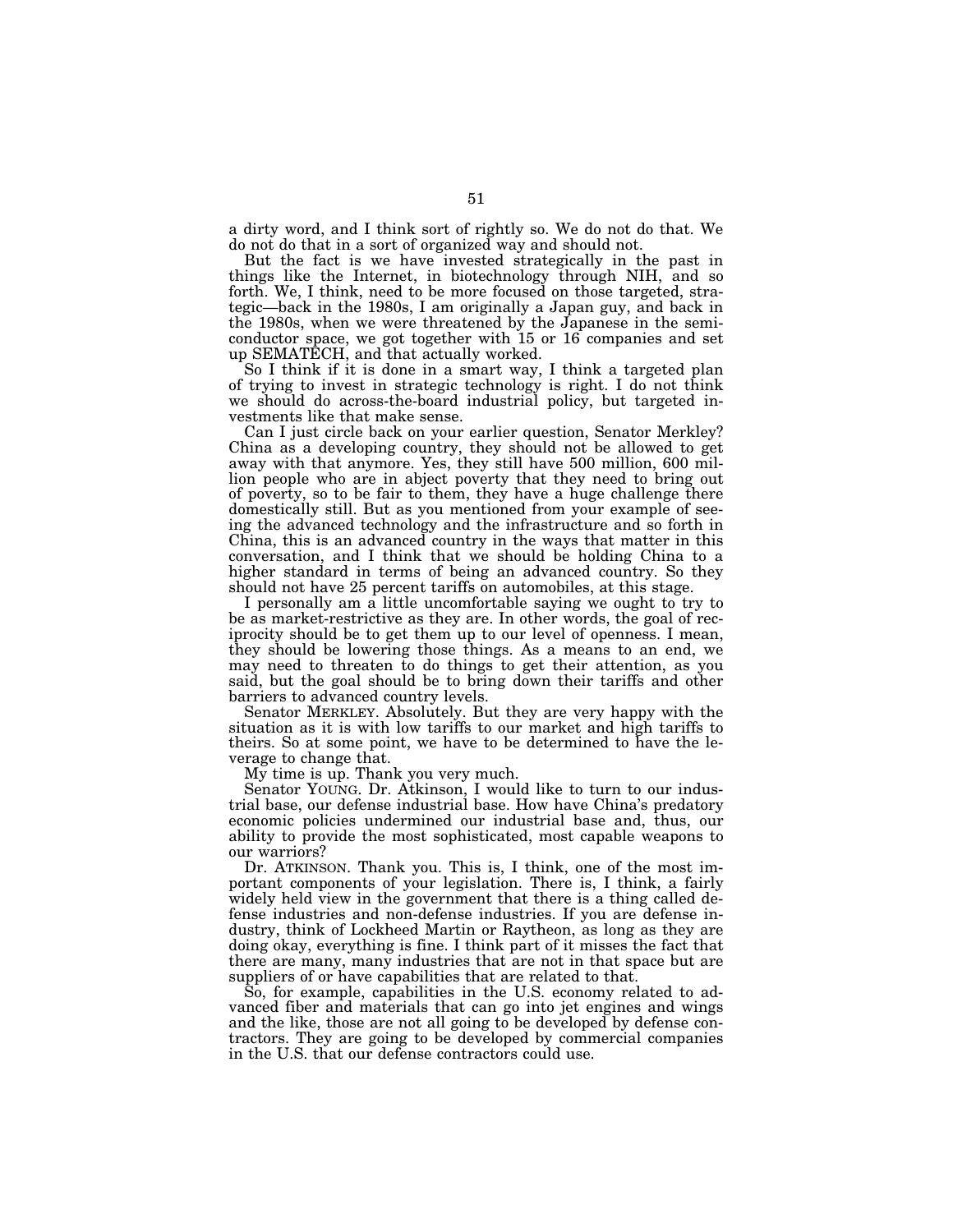a dirty word, and I think sort of rightly so. We do not do that. We do not do that in a sort of organized way and should not.

But the fact is we have invested strategically in the past in things like the Internet, in biotechnology through NIH, and so forth. We, I think, need to be more focused on those targeted, strategic—back in the 1980s, I am originally a Japan guy, and back in the 1980s, when we were threatened by the Japanese in the semiconductor space, we got together with 15 or 16 companies and set up SEMATECH, and that actually worked.

So I think if it is done in a smart way, I think a targeted plan of trying to invest in strategic technology is right. I do not think we should do across-the-board industrial policy, but targeted investments like that make sense.

Can I just circle back on your earlier question, Senator Merkley? China as a developing country, they should not be allowed to get away with that anymore. Yes, they still have 500 million, 600 million people who are in abject poverty that they need to bring out of poverty, so to be fair to them, they have a huge challenge there domestically still. But as you mentioned from your example of seeing the advanced technology and the infrastructure and so forth in China, this is an advanced country in the ways that matter in this conversation, and I think that we should be holding China to a higher standard in terms of being an advanced country. So they should not have 25 percent tariffs on automobiles, at this stage.

I personally am a little uncomfortable saying we ought to try to be as market-restrictive as they are. In other words, the goal of reciprocity should be to get them up to our level of openness. I mean, they should be lowering those things. As a means to an end, we may need to threaten to do things to get their attention, as you said, but the goal should be to bring down their tariffs and other barriers to advanced country levels.

Senator MERKLEY. Absolutely. But they are very happy with the situation as it is with low tariffs to our market and high tariffs to theirs. So at some point, we have to be determined to have the leverage to change that.

My time is up. Thank you very much.

Senator YOUNG. Dr. Atkinson, I would like to turn to our industrial base, our defense industrial base. How have China's predatory economic policies undermined our industrial base and, thus, our ability to provide the most sophisticated, most capable weapons to our warriors?

Dr. ATKINSON. Thank you. This is, I think, one of the most important components of your legislation. There is, I think, a fairly widely held view in the government that there is a thing called defense industries and non-defense industries. If you are defense industry, think of Lockheed Martin or Raytheon, as long as they are doing okay, everything is fine. I think part of it misses the fact that there are many, many industries that are not in that space but are suppliers of or have capabilities that are related to that.

So, for example, capabilities in the U.S. economy related to advanced fiber and materials that can go into jet engines and wings and the like, those are not all going to be developed by defense contractors. They are going to be developed by commercial companies in the U.S. that our defense contractors could use.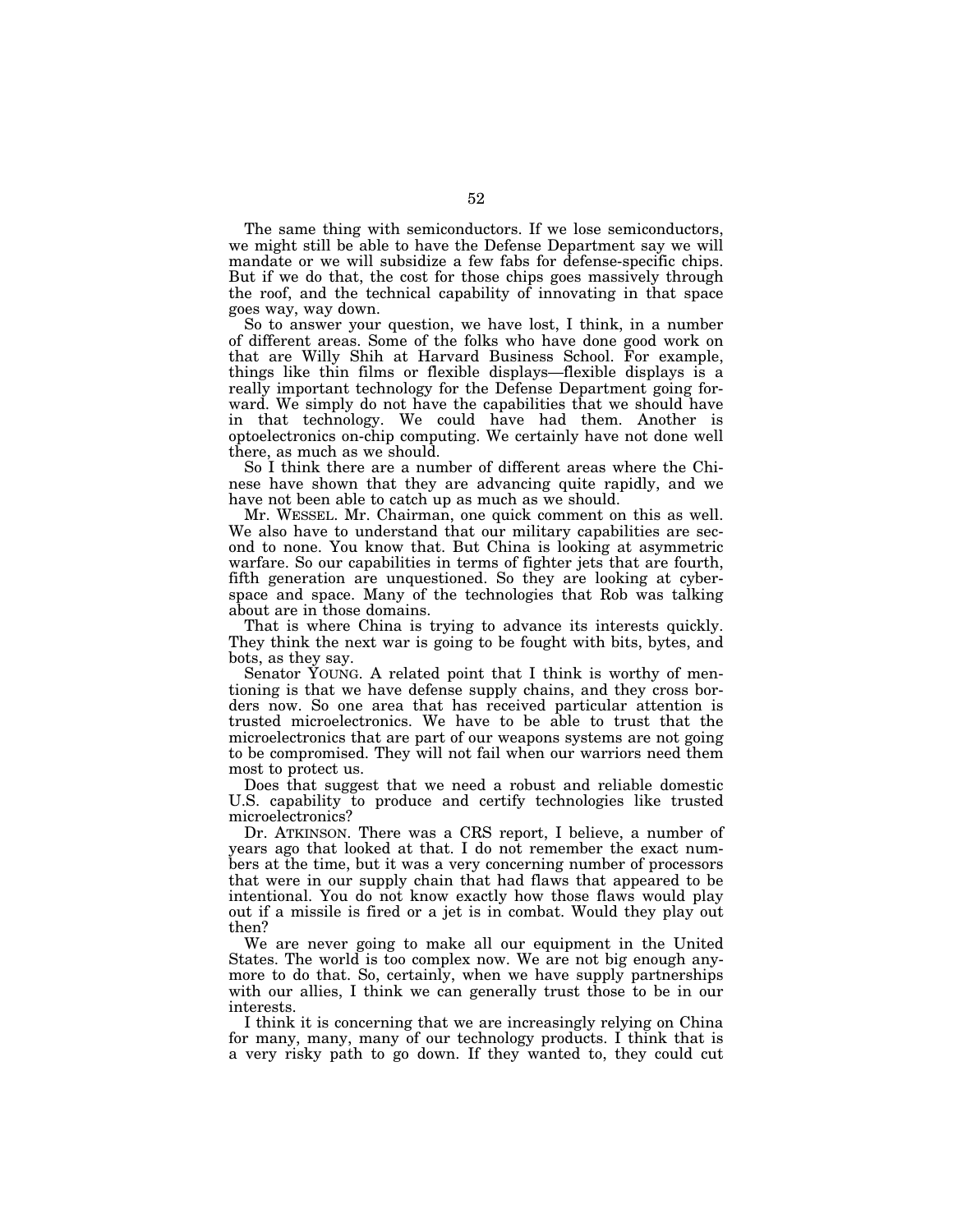The same thing with semiconductors. If we lose semiconductors, we might still be able to have the Defense Department say we will mandate or we will subsidize a few fabs for defense-specific chips. But if we do that, the cost for those chips goes massively through the roof, and the technical capability of innovating in that space goes way, way down.

So to answer your question, we have lost, I think, in a number of different areas. Some of the folks who have done good work on that are Willy Shih at Harvard Business School. For example, things like thin films or flexible displays—flexible displays is a really important technology for the Defense Department going forward. We simply do not have the capabilities that we should have in that technology. We could have had them. Another is optoelectronics on-chip computing. We certainly have not done well there, as much as we should.

So I think there are a number of different areas where the Chinese have shown that they are advancing quite rapidly, and we have not been able to catch up as much as we should.

Mr. WESSEL. Mr. Chairman, one quick comment on this as well. We also have to understand that our military capabilities are second to none. You know that. But China is looking at asymmetric warfare. So our capabilities in terms of fighter jets that are fourth, fifth generation are unquestioned. So they are looking at cyberspace and space. Many of the technologies that Rob was talking about are in those domains.

That is where China is trying to advance its interests quickly. They think the next war is going to be fought with bits, bytes, and bots, as they say.

Senator YOUNG. A related point that I think is worthy of mentioning is that we have defense supply chains, and they cross borders now. So one area that has received particular attention is trusted microelectronics. We have to be able to trust that the microelectronics that are part of our weapons systems are not going to be compromised. They will not fail when our warriors need them most to protect us.

Does that suggest that we need a robust and reliable domestic U.S. capability to produce and certify technologies like trusted microelectronics?

Dr. ATKINSON. There was a CRS report, I believe, a number of years ago that looked at that. I do not remember the exact numbers at the time, but it was a very concerning number of processors that were in our supply chain that had flaws that appeared to be intentional. You do not know exactly how those flaws would play out if a missile is fired or a jet is in combat. Would they play out then?

We are never going to make all our equipment in the United States. The world is too complex now. We are not big enough anymore to do that. So, certainly, when we have supply partnerships with our allies, I think we can generally trust those to be in our interests.

I think it is concerning that we are increasingly relying on China for many, many, many of our technology products. I think that is a very risky path to go down. If they wanted to, they could cut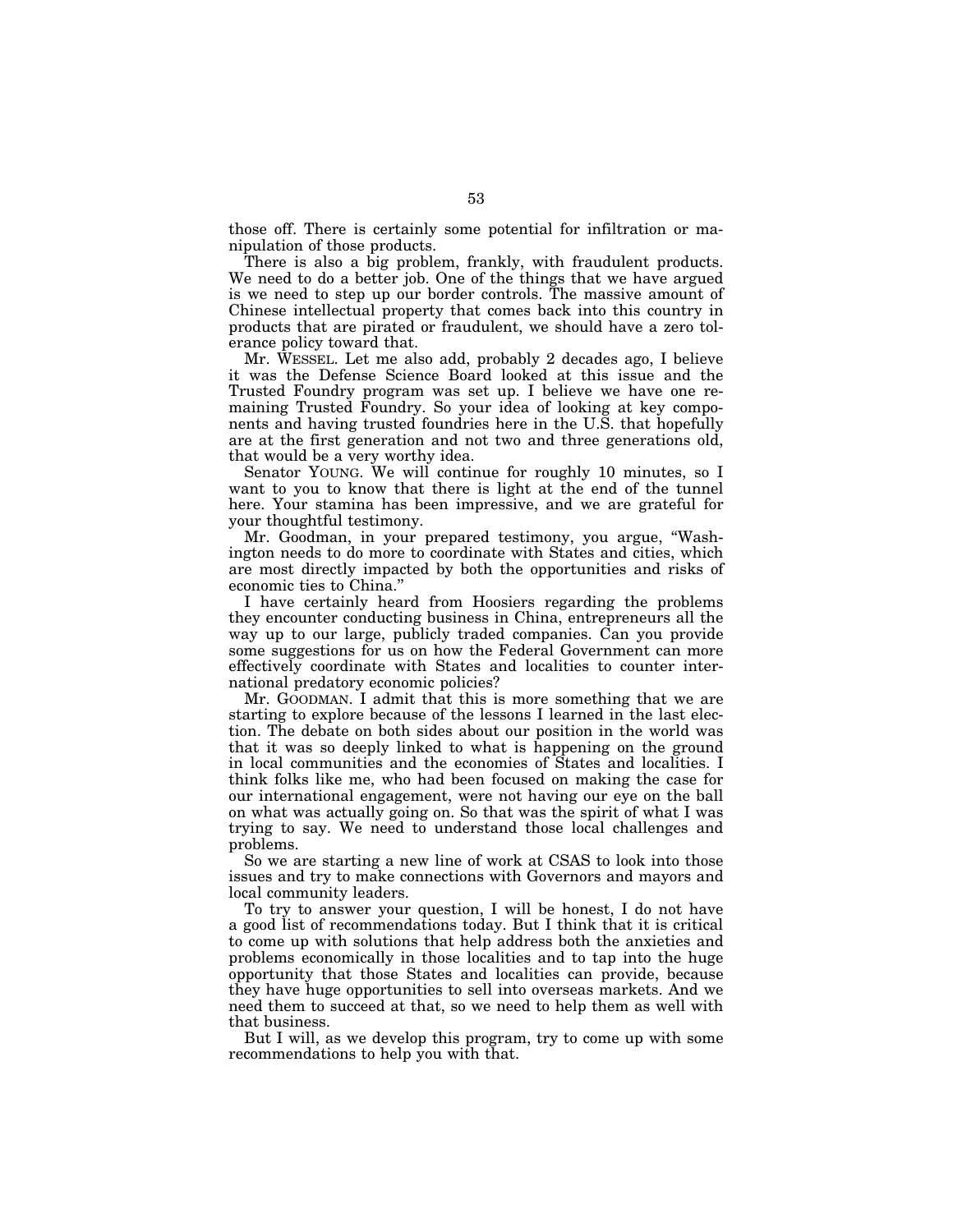those off. There is certainly some potential for infiltration or manipulation of those products.

There is also a big problem, frankly, with fraudulent products. We need to do a better job. One of the things that we have argued is we need to step up our border controls. The massive amount of Chinese intellectual property that comes back into this country in products that are pirated or fraudulent, we should have a zero tolerance policy toward that.

Mr. WESSEL. Let me also add, probably 2 decades ago, I believe it was the Defense Science Board looked at this issue and the Trusted Foundry program was set up. I believe we have one remaining Trusted Foundry. So your idea of looking at key components and having trusted foundries here in the U.S. that hopefully are at the first generation and not two and three generations old, that would be a very worthy idea.

Senator YOUNG. We will continue for roughly 10 minutes, so I want to you to know that there is light at the end of the tunnel here. Your stamina has been impressive, and we are grateful for your thoughtful testimony.

Mr. Goodman, in your prepared testimony, you argue, "Washington needs to do more to coordinate with States and cities, which are most directly impacted by both the opportunities and risks of economic ties to China."

I have certainly heard from Hoosiers regarding the problems they encounter conducting business in China, entrepreneurs all the way up to our large, publicly traded companies. Can you provide some suggestions for us on how the Federal Government can more effectively coordinate with States and localities to counter international predatory economic policies?

Mr. GOODMAN. I admit that this is more something that we are starting to explore because of the lessons I learned in the last election. The debate on both sides about our position in the world was that it was so deeply linked to what is happening on the ground in local communities and the economies of States and localities. I think folks like me, who had been focused on making the case for our international engagement, were not having our eye on the ball on what was actually going on. So that was the spirit of what I was trying to say. We need to understand those local challenges and problems.

So we are starting a new line of work at CSAS to look into those issues and try to make connections with Governors and mayors and local community leaders.

To try to answer your question, I will be honest, I do not have a good list of recommendations today. But I think that it is critical to come up with solutions that help address both the anxieties and problems economically in those localities and to tap into the huge opportunity that those States and localities can provide, because they have huge opportunities to sell into overseas markets. And we need them to succeed at that, so we need to help them as well with that business.

But I will, as we develop this program, try to come up with some recommendations to help you with that.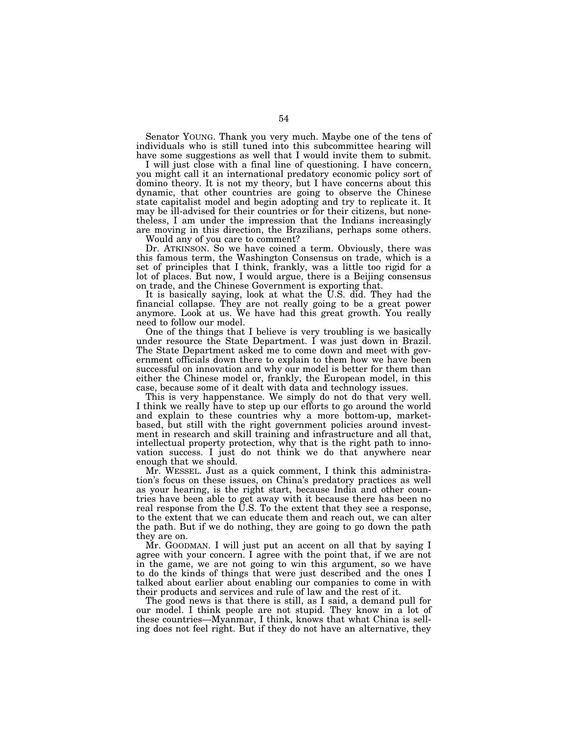Senator YOUNG. Thank you very much. Maybe one of the tens of individuals who is still tuned into this subcommittee hearing will have some suggestions as well that I would invite them to submit.

I will just close with a final line of questioning. I have concern, you might call it an international predatory economic policy sort of domino theory. It is not my theory, but I have concerns about this dynamic, that other countries are going to observe the Chinese state capitalist model and begin adopting and try to replicate it. It may be ill-advised for their countries or for their citizens, but nonetheless, I am under the impression that the Indians increasingly are moving in this direction, the Brazilians, perhaps some others.

Would any of you care to comment?

Dr. ATKINSON. So we have coined a term. Obviously, there was this famous term, the Washington Consensus on trade, which is a set of principles that I think, frankly, was a little too rigid for a lot of places. But now, I would argue, there is a Beijing consensus on trade, and the Chinese Government is exporting that.

It is basically saying, look at what the U.S. did. They had the financial collapse. They are not really going to be a great power anymore. Look at us. We have had this great growth. You really need to follow our model.

One of the things that I believe is very troubling is we basically under resource the State Department. I was just down in Brazil. The State Department asked me to come down and meet with government officials down there to explain to them how we have been successful on innovation and why our model is better for them than either the Chinese model or, frankly, the European model, in this case, because some of it dealt with data and technology issues.

This is very happenstance. We simply do not do that very well. I think we really have to step up our efforts to go around the world and explain to these countries why a more bottom-up, market-based, but still with the right government policies around investment in research and skill training and infrastructure and all that, intellectual property protection, why that is the right path to innovation success. I just do not think we do that anywhere near enough that we should.

Mr. WESSEL. Just as a quick comment, I think this administration's focus on these issues, on China's predatory practices as well as your hearing, is the right start, because India and other countries have been able to get away with it because there has been no real response from the U.S. To the extent that they see a response, to the extent that we can educate them and reach out, we can alter the path. But if we do nothing, they are going to go down the path they are on.

Mr. GOODMAN. I will just put an accent on all that by saying I agree with your concern. I agree with the point that, if we are not in the game, we are not going to win this argument, so we have to do the kinds of things that were just described and the ones I talked about earlier about enabling our companies to come in with their products and services and rule of law and the rest of it.

The good news is that there is still, as I said, a demand pull for our model. I think people are not stupid. They know in a lot of these countries—Myanmar, I think, knows that what China is selling does not feel right. But if they do not have an alternative, they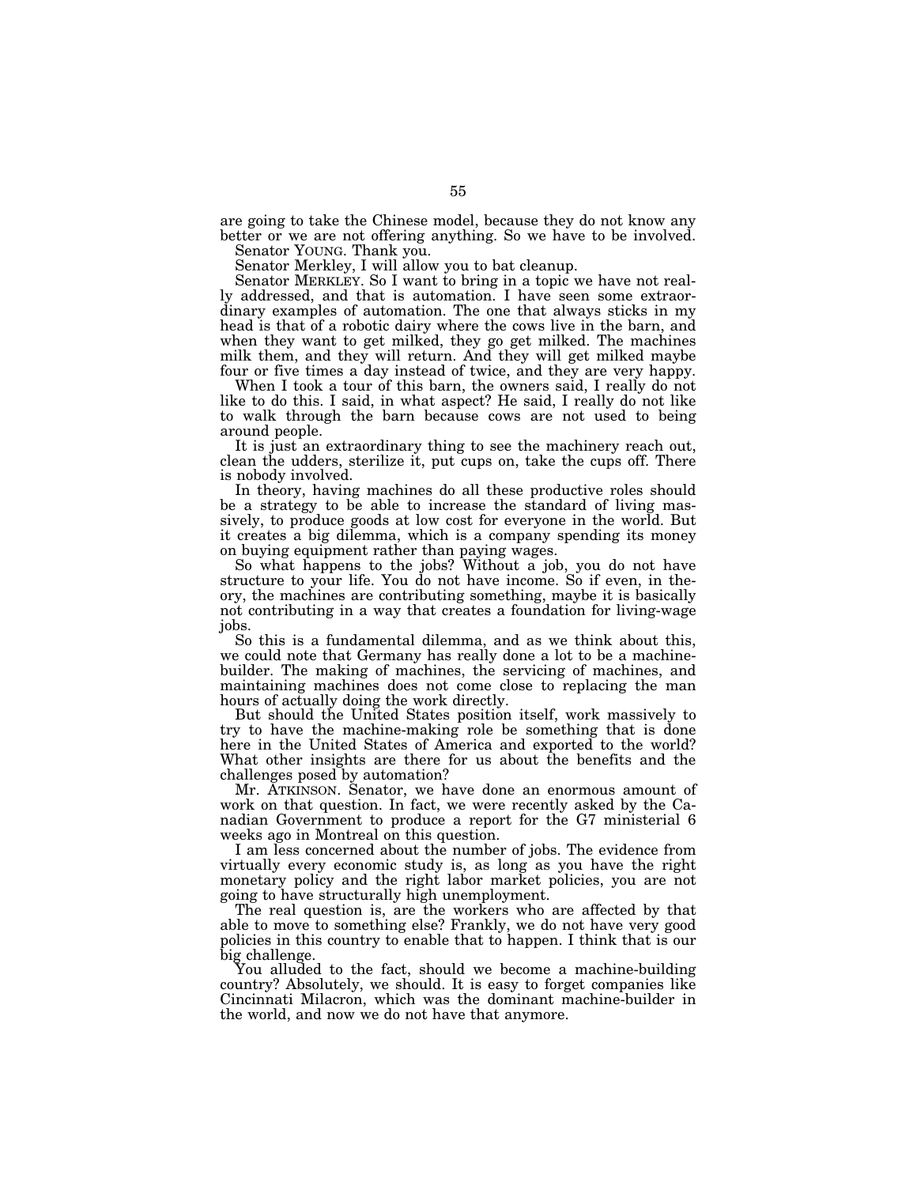are going to take the Chinese model, because they do not know any better or we are not offering anything. So we have to be involved.

Senator YOUNG. Thank you.

Senator Merkley, I will allow you to bat cleanup.

Senator MERKLEY. So I want to bring in a topic we have not really addressed, and that is automation. I have seen some extraordinary examples of automation. The one that always sticks in my head is that of a robotic dairy where the cows live in the barn, and when they want to get milked, they go get milked. The machines milk them, and they will return. And they will get milked maybe four or five times a day instead of twice, and they are very happy.

When I took a tour of this barn, the owners said, I really do not like to do this. I said, in what aspect? He said, I really do not like to walk through the barn because cows are not used to being around people.

It is just an extraordinary thing to see the machinery reach out, clean the udders, sterilize it, put cups on, take the cups off. There is nobody involved.

In theory, having machines do all these productive roles should be a strategy to be able to increase the standard of living massively, to produce goods at low cost for everyone in the world. But it creates a big dilemma, which is a company spending its money on buying equipment rather than paying wages.

So what happens to the jobs? Without a job, you do not have structure to your life. You do not have income. So if even, in theory, the machines are contributing something, maybe it is basically not contributing in a way that creates a foundation for living-wage jobs.

So this is a fundamental dilemma, and as we think about this, we could note that Germany has really done a lot to be a machine-builder. The making of machines, the servicing of machines, and maintaining machines does not come close to replacing the man hours of actually doing the work directly.

But should the United States position itself, work massively to try to have the machine-making role be something that is done here in the United States of America and exported to the world? What other insights are there for us about the benefits and the challenges posed by automation?

Mr. ATKINSON. Senator, we have done an enormous amount of work on that question. In fact, we were recently asked by the Canadian Government to produce a report for the G7 ministerial 6 weeks ago in Montreal on this question.

I am less concerned about the number of jobs. The evidence from virtually every economic study is, as long as you have the right monetary policy and the right labor market policies, you are not going to have structurally high unemployment.

The real question is, are the workers who are affected by that able to move to something else? Frankly, we do not have very good policies in this country to enable that to happen. I think that is our big challenge.

You alluded to the fact, should we become a machine-building country? Absolutely, we should. It is easy to forget companies like Cincinnati Milacron, which was the dominant machine-builder in the world, and now we do not have that anymore.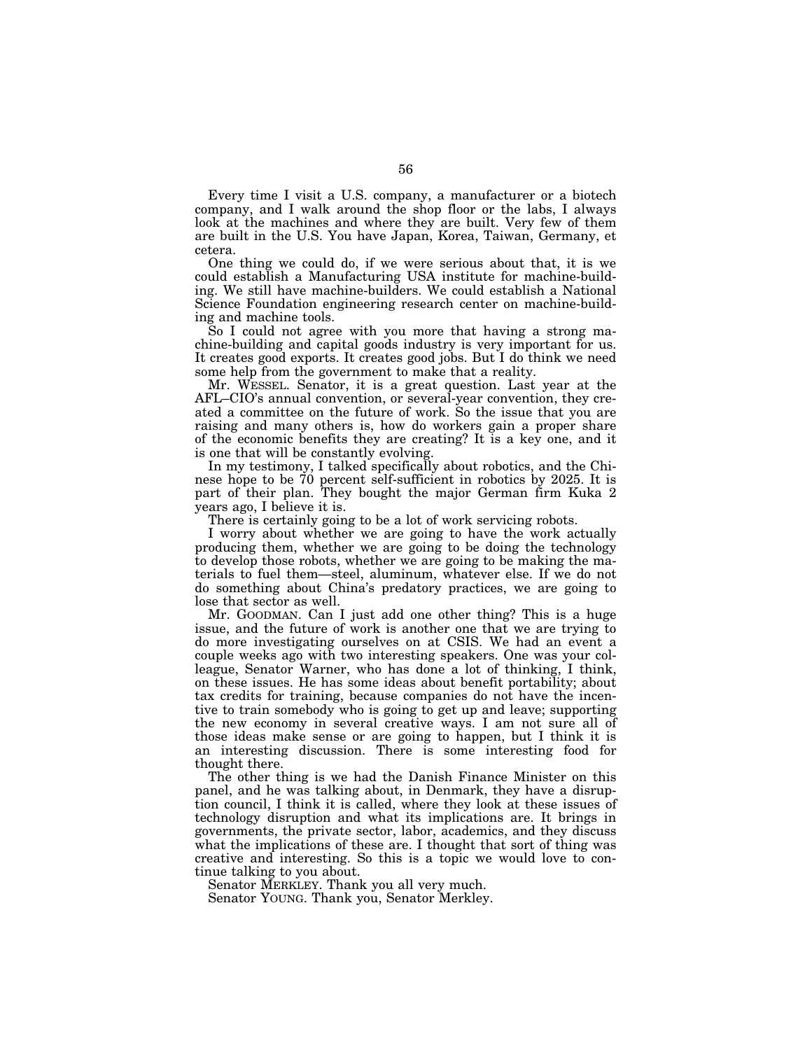Every time I visit a U.S. company, a manufacturer or a biotech company, and I walk around the shop floor or the labs, I always look at the machines and where they are built. Very few of them are built in the U.S. You have Japan, Korea, Taiwan, Germany, et cetera.

One thing we could do, if we were serious about that, it is we could establish a Manufacturing USA institute for machine-building. We still have machine-builders. We could establish a National Science Foundation engineering research center on machine-building and machine tools.

So I could not agree with you more that having a strong machine-building and capital goods industry is very important for us. It creates good exports. It creates good jobs. But I do think we need some help from the government to make that a reality.

Mr. WESSEL. Senator, it is a great question. Last year at the AFL–CIO's annual convention, or several-year convention, they created a committee on the future of work. So the issue that you are raising and many others is, how do workers gain a proper share of the economic benefits they are creating? It is a key one, and it is one that will be constantly evolving.

In my testimony, I talked specifically about robotics, and the Chinese hope to be 70 percent self-sufficient in robotics by 2025. It is part of their plan. They bought the major German firm Kuka 2 years ago, I believe it is.

There is certainly going to be a lot of work servicing robots.

I worry about whether we are going to have the work actually producing them, whether we are going to be doing the technology to develop those robots, whether we are going to be making the materials to fuel them—steel, aluminum, whatever else. If we do not do something about China's predatory practices, we are going to lose that sector as well.

Mr. GOODMAN. Can I just add one other thing? This is a huge issue, and the future of work is another one that we are trying to do more investigating ourselves on at CSIS. We had an event a couple weeks ago with two interesting speakers. One was your colleague, Senator Warner, who has done a lot of thinking, I think, on these issues. He has some ideas about benefit portability; about tax credits for training, because companies do not have the incentive to train somebody who is going to get up and leave; supporting the new economy in several creative ways. I am not sure all of those ideas make sense or are going to happen, but I think it is an interesting discussion. There is some interesting food for thought there.

The other thing is we had the Danish Finance Minister on this panel, and he was talking about, in Denmark, they have a disruption council, I think it is called, where they look at these issues of technology disruption and what its implications are. It brings in governments, the private sector, labor, academics, and they discuss what the implications of these are. I thought that sort of thing was creative and interesting. So this is a topic we would love to continue talking to you about.

Senator MERKLEY. Thank you all very much.

Senator YOUNG. Thank you, Senator Merkley.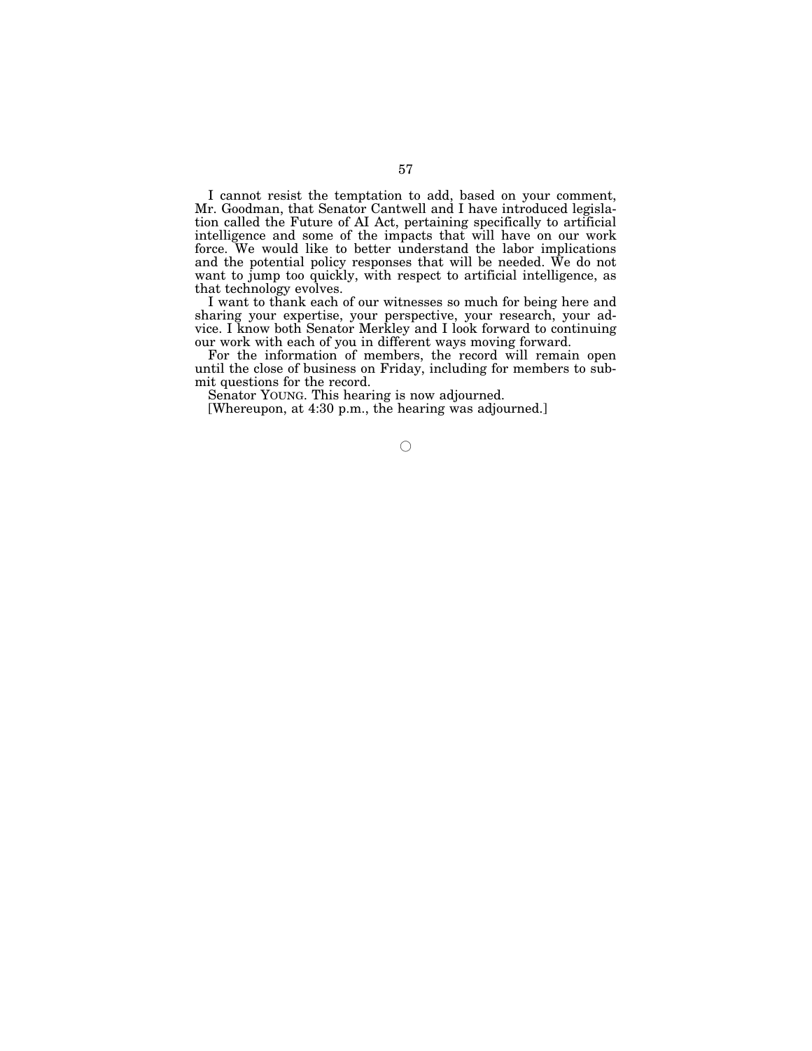I cannot resist the temptation to add, based on your comment, Mr. Goodman, that Senator Cantwell and I have introduced legislation called the Future of AI Act, pertaining specifically to artificial intelligence and some of the impacts that will have on our work force. We would like to better understand the labor implications and the potential policy responses that will be needed. We do not want to jump too quickly, with respect to artificial intelligence, as that technology evolves.

I want to thank each of our witnesses so much for being here and sharing your expertise, your perspective, your research, your advice. I know both Senator Merkley and I look forward to continuing our work with each of you in different ways moving forward.

For the information of members, the record will remain open until the close of business on Friday, including for members to submit questions for the record.

Senator YOUNG. This hearing is now adjourned.

[Whereupon, at 4:30 p.m., the hearing was adjourned.]

○